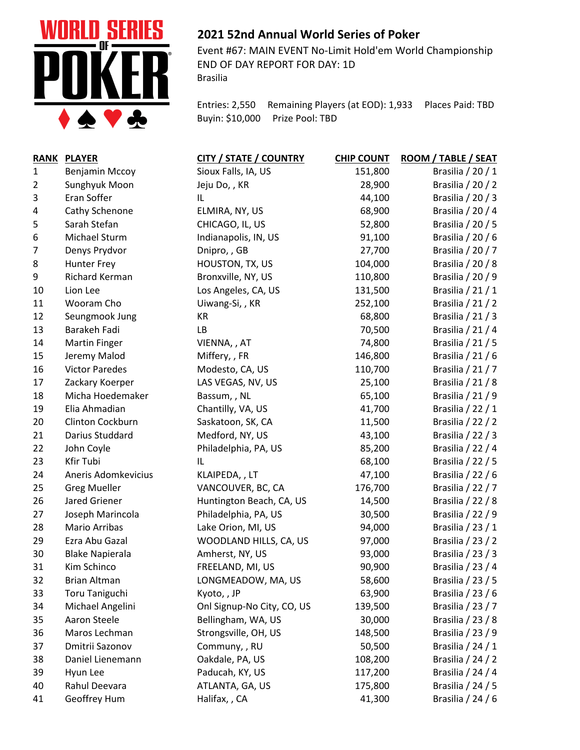# 2021 52nd Annual World Series of Poker

Event #67: MAIN EVENT No-Limit Hold'em World Championship
END OF DAY REPORT FOR DAY: 1D
Brasilia

Entries: 2,550 Remaining Players (at EOD): 1,933 Places Paid: TBD
Buyin: $10,000 Prize Pool: TBD

| RANK | PLAYER | CITY / STATE / COUNTRY | CHIP COUNT | ROOM / TABLE / SEAT |
|---|---|---|---|---|
| 1 | Benjamin Mccoy | Sioux Falls, IA, US | 151,800 | Brasilia / 20 / 1 |
| 2 | Sunghyuk Moon | Jeju Do, , KR | 28,900 | Brasilia / 20 / 2 |
| 3 | Eran Soffer | IL | 44,100 | Brasilia / 20 / 3 |
| 4 | Cathy Schenone | ELMIRA, NY, US | 68,900 | Brasilia / 20 / 4 |
| 5 | Sarah Stefan | CHICAGO, IL, US | 52,800 | Brasilia / 20 / 5 |
| 6 | Michael Sturm | Indianapolis, IN, US | 91,100 | Brasilia / 20 / 6 |
| 7 | Denys Prydvor | Dnipro, , GB | 27,700 | Brasilia / 20 / 7 |
| 8 | Hunter Frey | HOUSTON, TX, US | 104,000 | Brasilia / 20 / 8 |
| 9 | Richard Kerman | Bronxville, NY, US | 110,800 | Brasilia / 20 / 9 |
| 10 | Lion Lee | Los Angeles, CA, US | 131,500 | Brasilia / 21 / 1 |
| 11 | Wooram Cho | Uiwang-Si, , KR | 252,100 | Brasilia / 21 / 2 |
| 12 | Seungmook Jung | KR | 68,800 | Brasilia / 21 / 3 |
| 13 | Barakeh Fadi | LB | 70,500 | Brasilia / 21 / 4 |
| 14 | Martin Finger | VIENNA, , AT | 74,800 | Brasilia / 21 / 5 |
| 15 | Jeremy Malod | Miffery, , FR | 146,800 | Brasilia / 21 / 6 |
| 16 | Victor Paredes | Modesto, CA, US | 110,700 | Brasilia / 21 / 7 |
| 17 | Zackary Koerper | LAS VEGAS, NV, US | 25,100 | Brasilia / 21 / 8 |
| 18 | Micha Hoedemaker | Bassum, , NL | 65,100 | Brasilia / 21 / 9 |
| 19 | Elia Ahmadian | Chantilly, VA, US | 41,700 | Brasilia / 22 / 1 |
| 20 | Clinton Cockburn | Saskatoon, SK, CA | 11,500 | Brasilia / 22 / 2 |
| 21 | Darius Studdard | Medford, NY, US | 43,100 | Brasilia / 22 / 3 |
| 22 | John Coyle | Philadelphia, PA, US | 85,200 | Brasilia / 22 / 4 |
| 23 | Kfir Tubi | IL | 68,100 | Brasilia / 22 / 5 |
| 24 | Aneris Adomkevicius | KLAIPEDA, , LT | 47,100 | Brasilia / 22 / 6 |
| 25 | Greg Mueller | VANCOUVER, BC, CA | 176,700 | Brasilia / 22 / 7 |
| 26 | Jared Griener | Huntington Beach, CA, US | 14,500 | Brasilia / 22 / 8 |
| 27 | Joseph Marincola | Philadelphia, PA, US | 30,500 | Brasilia / 22 / 9 |
| 28 | Mario Arribas | Lake Orion, MI, US | 94,000 | Brasilia / 23 / 1 |
| 29 | Ezra Abu Gazal | WOODLAND HILLS, CA, US | 97,000 | Brasilia / 23 / 2 |
| 30 | Blake Napierala | Amherst, NY, US | 93,000 | Brasilia / 23 / 3 |
| 31 | Kim Schinco | FREELAND, MI, US | 90,900 | Brasilia / 23 / 4 |
| 32 | Brian Altman | LONGMEADOW, MA, US | 58,600 | Brasilia / 23 / 5 |
| 33 | Toru Taniguchi | Kyoto, , JP | 63,900 | Brasilia / 23 / 6 |
| 34 | Michael Angelini | Onl Signup-No City, CO, US | 139,500 | Brasilia / 23 / 7 |
| 35 | Aaron Steele | Bellingham, WA, US | 30,000 | Brasilia / 23 / 8 |
| 36 | Maros Lechman | Strongsville, OH, US | 148,500 | Brasilia / 23 / 9 |
| 37 | Dmitrii Sazonov | Communy, , RU | 50,500 | Brasilia / 24 / 1 |
| 38 | Daniel Lienemann | Oakdale, PA, US | 108,200 | Brasilia / 24 / 2 |
| 39 | Hyun Lee | Paducah, KY, US | 117,200 | Brasilia / 24 / 4 |
| 40 | Rahul Deevara | ATLANTA, GA, US | 175,800 | Brasilia / 24 / 5 |
| 41 | Geoffrey Hum | Halifax, , CA | 41,300 | Brasilia / 24 / 6 |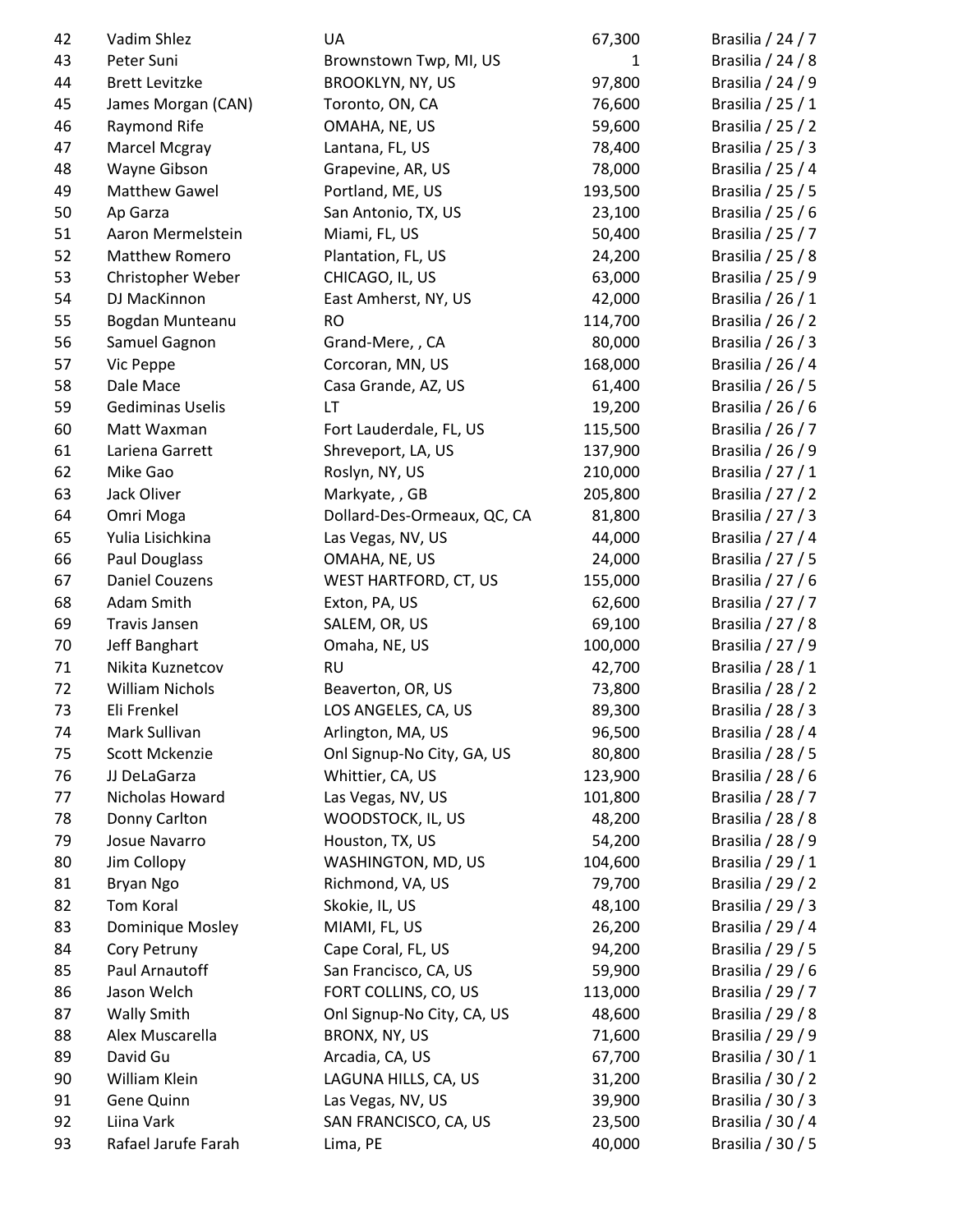| | | | | |
|---|---|---|---|---|
| 42 | Vadim Shlez | UA | 67,300 | Brasilia / 24 / 7 |
| 43 | Peter Suni | Brownstown Twp, MI, US | 1 | Brasilia / 24 / 8 |
| 44 | Brett Levitzke | BROOKLYN, NY, US | 97,800 | Brasilia / 24 / 9 |
| 45 | James Morgan (CAN) | Toronto, ON, CA | 76,600 | Brasilia / 25 / 1 |
| 46 | Raymond Rife | OMAHA, NE, US | 59,600 | Brasilia / 25 / 2 |
| 47 | Marcel Mcgray | Lantana, FL, US | 78,400 | Brasilia / 25 / 3 |
| 48 | Wayne Gibson | Grapevine, AR, US | 78,000 | Brasilia / 25 / 4 |
| 49 | Matthew Gawel | Portland, ME, US | 193,500 | Brasilia / 25 / 5 |
| 50 | Ap Garza | San Antonio, TX, US | 23,100 | Brasilia / 25 / 6 |
| 51 | Aaron Mermelstein | Miami, FL, US | 50,400 | Brasilia / 25 / 7 |
| 52 | Matthew Romero | Plantation, FL, US | 24,200 | Brasilia / 25 / 8 |
| 53 | Christopher Weber | CHICAGO, IL, US | 63,000 | Brasilia / 25 / 9 |
| 54 | DJ MacKinnon | East Amherst, NY, US | 42,000 | Brasilia / 26 / 1 |
| 55 | Bogdan Munteanu | RO | 114,700 | Brasilia / 26 / 2 |
| 56 | Samuel Gagnon | Grand-Mere, , CA | 80,000 | Brasilia / 26 / 3 |
| 57 | Vic Peppe | Corcoran, MN, US | 168,000 | Brasilia / 26 / 4 |
| 58 | Dale Mace | Casa Grande, AZ, US | 61,400 | Brasilia / 26 / 5 |
| 59 | Gediminas Uselis | LT | 19,200 | Brasilia / 26 / 6 |
| 60 | Matt Waxman | Fort Lauderdale, FL, US | 115,500 | Brasilia / 26 / 7 |
| 61 | Lariena Garrett | Shreveport, LA, US | 137,900 | Brasilia / 26 / 9 |
| 62 | Mike Gao | Roslyn, NY, US | 210,000 | Brasilia / 27 / 1 |
| 63 | Jack Oliver | Markyate, , GB | 205,800 | Brasilia / 27 / 2 |
| 64 | Omri Moga | Dollard-Des-Ormeaux, QC, CA | 81,800 | Brasilia / 27 / 3 |
| 65 | Yulia Lisichkina | Las Vegas, NV, US | 44,000 | Brasilia / 27 / 4 |
| 66 | Paul Douglass | OMAHA, NE, US | 24,000 | Brasilia / 27 / 5 |
| 67 | Daniel Couzens | WEST HARTFORD, CT, US | 155,000 | Brasilia / 27 / 6 |
| 68 | Adam Smith | Exton, PA, US | 62,600 | Brasilia / 27 / 7 |
| 69 | Travis Jansen | SALEM, OR, US | 69,100 | Brasilia / 27 / 8 |
| 70 | Jeff Banghart | Omaha, NE, US | 100,000 | Brasilia / 27 / 9 |
| 71 | Nikita Kuznetcov | RU | 42,700 | Brasilia / 28 / 1 |
| 72 | William Nichols | Beaverton, OR, US | 73,800 | Brasilia / 28 / 2 |
| 73 | Eli Frenkel | LOS ANGELES, CA, US | 89,300 | Brasilia / 28 / 3 |
| 74 | Mark Sullivan | Arlington, MA, US | 96,500 | Brasilia / 28 / 4 |
| 75 | Scott Mckenzie | Onl Signup-No City, GA, US | 80,800 | Brasilia / 28 / 5 |
| 76 | JJ DeLaGarza | Whittier, CA, US | 123,900 | Brasilia / 28 / 6 |
| 77 | Nicholas Howard | Las Vegas, NV, US | 101,800 | Brasilia / 28 / 7 |
| 78 | Donny Carlton | WOODSTOCK, IL, US | 48,200 | Brasilia / 28 / 8 |
| 79 | Josue Navarro | Houston, TX, US | 54,200 | Brasilia / 28 / 9 |
| 80 | Jim Collopy | WASHINGTON, MD, US | 104,600 | Brasilia / 29 / 1 |
| 81 | Bryan Ngo | Richmond, VA, US | 79,700 | Brasilia / 29 / 2 |
| 82 | Tom Koral | Skokie, IL, US | 48,100 | Brasilia / 29 / 3 |
| 83 | Dominique Mosley | MIAMI, FL, US | 26,200 | Brasilia / 29 / 4 |
| 84 | Cory Petruny | Cape Coral, FL, US | 94,200 | Brasilia / 29 / 5 |
| 85 | Paul Arnautoff | San Francisco, CA, US | 59,900 | Brasilia / 29 / 6 |
| 86 | Jason Welch | FORT COLLINS, CO, US | 113,000 | Brasilia / 29 / 7 |
| 87 | Wally Smith | Onl Signup-No City, CA, US | 48,600 | Brasilia / 29 / 8 |
| 88 | Alex Muscarella | BRONX, NY, US | 71,600 | Brasilia / 29 / 9 |
| 89 | David Gu | Arcadia, CA, US | 67,700 | Brasilia / 30 / 1 |
| 90 | William Klein | LAGUNA HILLS, CA, US | 31,200 | Brasilia / 30 / 2 |
| 91 | Gene Quinn | Las Vegas, NV, US | 39,900 | Brasilia / 30 / 3 |
| 92 | Liina Vark | SAN FRANCISCO, CA, US | 23,500 | Brasilia / 30 / 4 |
| 93 | Rafael Jarufe Farah | Lima, PE | 40,000 | Brasilia / 30 / 5 |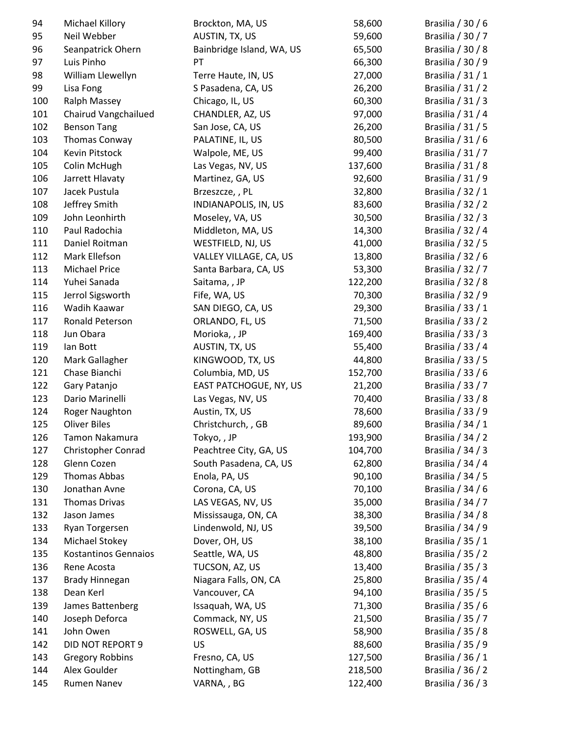| | | | | |
|---|---|---|---|---|
| 94 | Michael Killory | Brockton, MA, US | 58,600 | Brasilia / 30 / 6 |
| 95 | Neil Webber | AUSTIN, TX, US | 59,600 | Brasilia / 30 / 7 |
| 96 | Seanpatrick Ohern | Bainbridge Island, WA, US | 65,500 | Brasilia / 30 / 8 |
| 97 | Luis Pinho | PT | 66,300 | Brasilia / 30 / 9 |
| 98 | William Llewellyn | Terre Haute, IN, US | 27,000 | Brasilia / 31 / 1 |
| 99 | Lisa Fong | S Pasadena, CA, US | 26,200 | Brasilia / 31 / 2 |
| 100 | Ralph Massey | Chicago, IL, US | 60,300 | Brasilia / 31 / 3 |
| 101 | Chairud Vangchailued | CHANDLER, AZ, US | 97,000 | Brasilia / 31 / 4 |
| 102 | Benson Tang | San Jose, CA, US | 26,200 | Brasilia / 31 / 5 |
| 103 | Thomas Conway | PALATINE, IL, US | 80,500 | Brasilia / 31 / 6 |
| 104 | Kevin Pitstock | Walpole, ME, US | 99,400 | Brasilia / 31 / 7 |
| 105 | Colin McHugh | Las Vegas, NV, US | 137,600 | Brasilia / 31 / 8 |
| 106 | Jarrett Hlavaty | Martinez, GA, US | 92,600 | Brasilia / 31 / 9 |
| 107 | Jacek Pustula | Brzeszcze, , PL | 32,800 | Brasilia / 32 / 1 |
| 108 | Jeffrey Smith | INDIANAPOLIS, IN, US | 83,600 | Brasilia / 32 / 2 |
| 109 | John Leonhirth | Moseley, VA, US | 30,500 | Brasilia / 32 / 3 |
| 110 | Paul Radochia | Middleton, MA, US | 14,300 | Brasilia / 32 / 4 |
| 111 | Daniel Roitman | WESTFIELD, NJ, US | 41,000 | Brasilia / 32 / 5 |
| 112 | Mark Ellefson | VALLEY VILLAGE, CA, US | 13,800 | Brasilia / 32 / 6 |
| 113 | Michael Price | Santa Barbara, CA, US | 53,300 | Brasilia / 32 / 7 |
| 114 | Yuhei Sanada | Saitama, , JP | 122,200 | Brasilia / 32 / 8 |
| 115 | Jerrol Sigsworth | Fife, WA, US | 70,300 | Brasilia / 32 / 9 |
| 116 | Wadih Kaawar | SAN DIEGO, CA, US | 29,300 | Brasilia / 33 / 1 |
| 117 | Ronald Peterson | ORLANDO, FL, US | 71,500 | Brasilia / 33 / 2 |
| 118 | Jun Obara | Morioka, , JP | 169,400 | Brasilia / 33 / 3 |
| 119 | Ian Bott | AUSTIN, TX, US | 55,400 | Brasilia / 33 / 4 |
| 120 | Mark Gallagher | KINGWOOD, TX, US | 44,800 | Brasilia / 33 / 5 |
| 121 | Chase Bianchi | Columbia, MD, US | 152,700 | Brasilia / 33 / 6 |
| 122 | Gary Patanjo | EAST PATCHOGUE, NY, US | 21,200 | Brasilia / 33 / 7 |
| 123 | Dario Marinelli | Las Vegas, NV, US | 70,400 | Brasilia / 33 / 8 |
| 124 | Roger Naughton | Austin, TX, US | 78,600 | Brasilia / 33 / 9 |
| 125 | Oliver Biles | Christchurch, , GB | 89,600 | Brasilia / 34 / 1 |
| 126 | Tamon Nakamura | Tokyo, , JP | 193,900 | Brasilia / 34 / 2 |
| 127 | Christopher Conrad | Peachtree City, GA, US | 104,700 | Brasilia / 34 / 3 |
| 128 | Glenn Cozen | South Pasadena, CA, US | 62,800 | Brasilia / 34 / 4 |
| 129 | Thomas Abbas | Enola, PA, US | 90,100 | Brasilia / 34 / 5 |
| 130 | Jonathan Avne | Corona, CA, US | 70,100 | Brasilia / 34 / 6 |
| 131 | Thomas Drivas | LAS VEGAS, NV, US | 35,000 | Brasilia / 34 / 7 |
| 132 | Jason James | Mississauga, ON, CA | 38,300 | Brasilia / 34 / 8 |
| 133 | Ryan Torgersen | Lindenwold, NJ, US | 39,500 | Brasilia / 34 / 9 |
| 134 | Michael Stokey | Dover, OH, US | 38,100 | Brasilia / 35 / 1 |
| 135 | Kostantinos Gennaios | Seattle, WA, US | 48,800 | Brasilia / 35 / 2 |
| 136 | Rene Acosta | TUCSON, AZ, US | 13,400 | Brasilia / 35 / 3 |
| 137 | Brady Hinnegan | Niagara Falls, ON, CA | 25,800 | Brasilia / 35 / 4 |
| 138 | Dean Kerl | Vancouver, CA | 94,100 | Brasilia / 35 / 5 |
| 139 | James Battenberg | Issaquah, WA, US | 71,300 | Brasilia / 35 / 6 |
| 140 | Joseph Deforca | Commack, NY, US | 21,500 | Brasilia / 35 / 7 |
| 141 | John Owen | ROSWELL, GA, US | 58,900 | Brasilia / 35 / 8 |
| 142 | DID NOT REPORT 9 | US | 88,600 | Brasilia / 35 / 9 |
| 143 | Gregory Robbins | Fresno, CA, US | 127,500 | Brasilia / 36 / 1 |
| 144 | Alex Goulder | Nottingham, GB | 218,500 | Brasilia / 36 / 2 |
| 145 | Rumen Nanev | VARNA, , BG | 122,400 | Brasilia / 36 / 3 |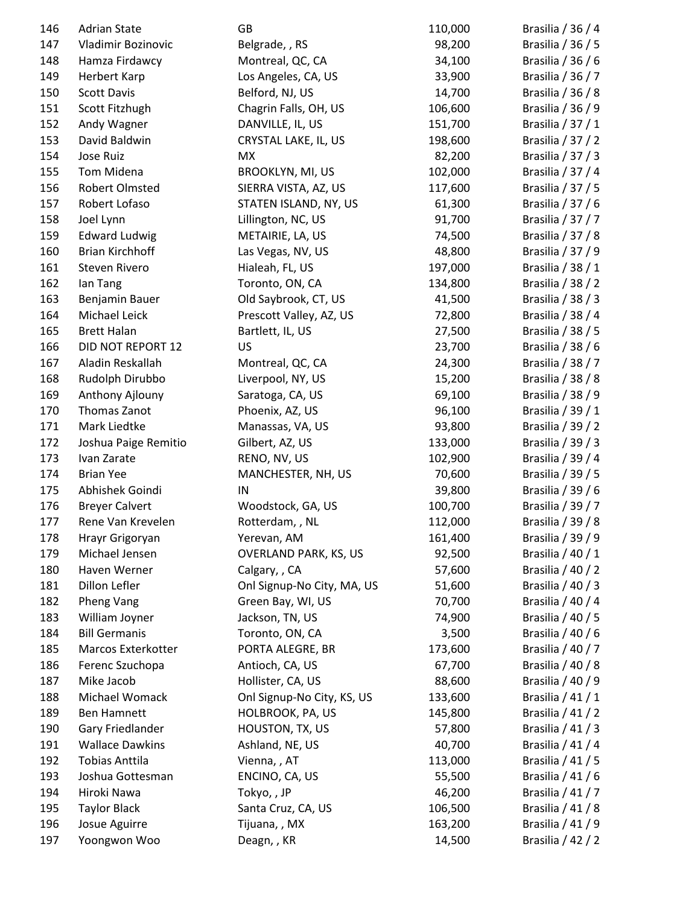| | | | | |
|---|---|---|---|---|
| 146 | Adrian State | GB | 110,000 | Brasilia / 36 / 4 |
| 147 | Vladimir Bozinovic | Belgrade, , RS | 98,200 | Brasilia / 36 / 5 |
| 148 | Hamza Firdawcy | Montreal, QC, CA | 34,100 | Brasilia / 36 / 6 |
| 149 | Herbert Karp | Los Angeles, CA, US | 33,900 | Brasilia / 36 / 7 |
| 150 | Scott Davis | Belford, NJ, US | 14,700 | Brasilia / 36 / 8 |
| 151 | Scott Fitzhugh | Chagrin Falls, OH, US | 106,600 | Brasilia / 36 / 9 |
| 152 | Andy Wagner | DANVILLE, IL, US | 151,700 | Brasilia / 37 / 1 |
| 153 | David Baldwin | CRYSTAL LAKE, IL, US | 198,600 | Brasilia / 37 / 2 |
| 154 | Jose Ruiz | MX | 82,200 | Brasilia / 37 / 3 |
| 155 | Tom Midena | BROOKLYN, MI, US | 102,000 | Brasilia / 37 / 4 |
| 156 | Robert Olmsted | SIERRA VISTA, AZ, US | 117,600 | Brasilia / 37 / 5 |
| 157 | Robert Lofaso | STATEN ISLAND, NY, US | 61,300 | Brasilia / 37 / 6 |
| 158 | Joel Lynn | Lillington, NC, US | 91,700 | Brasilia / 37 / 7 |
| 159 | Edward Ludwig | METAIRIE, LA, US | 74,500 | Brasilia / 37 / 8 |
| 160 | Brian Kirchhoff | Las Vegas, NV, US | 48,800 | Brasilia / 37 / 9 |
| 161 | Steven Rivero | Hialeah, FL, US | 197,000 | Brasilia / 38 / 1 |
| 162 | Ian Tang | Toronto, ON, CA | 134,800 | Brasilia / 38 / 2 |
| 163 | Benjamin Bauer | Old Saybrook, CT, US | 41,500 | Brasilia / 38 / 3 |
| 164 | Michael Leick | Prescott Valley, AZ, US | 72,800 | Brasilia / 38 / 4 |
| 165 | Brett Halan | Bartlett, IL, US | 27,500 | Brasilia / 38 / 5 |
| 166 | DID NOT REPORT 12 | US | 23,700 | Brasilia / 38 / 6 |
| 167 | Aladin Reskallah | Montreal, QC, CA | 24,300 | Brasilia / 38 / 7 |
| 168 | Rudolph Dirubbo | Liverpool, NY, US | 15,200 | Brasilia / 38 / 8 |
| 169 | Anthony Ajlouny | Saratoga, CA, US | 69,100 | Brasilia / 38 / 9 |
| 170 | Thomas Zanot | Phoenix, AZ, US | 96,100 | Brasilia / 39 / 1 |
| 171 | Mark Liedtke | Manassas, VA, US | 93,800 | Brasilia / 39 / 2 |
| 172 | Joshua Paige Remitio | Gilbert, AZ, US | 133,000 | Brasilia / 39 / 3 |
| 173 | Ivan Zarate | RENO, NV, US | 102,900 | Brasilia / 39 / 4 |
| 174 | Brian Yee | MANCHESTER, NH, US | 70,600 | Brasilia / 39 / 5 |
| 175 | Abhishek Goindi | IN | 39,800 | Brasilia / 39 / 6 |
| 176 | Breyer Calvert | Woodstock, GA, US | 100,700 | Brasilia / 39 / 7 |
| 177 | Rene Van Krevelen | Rotterdam, , NL | 112,000 | Brasilia / 39 / 8 |
| 178 | Hrayr Grigoryan | Yerevan, AM | 161,400 | Brasilia / 39 / 9 |
| 179 | Michael Jensen | OVERLAND PARK, KS, US | 92,500 | Brasilia / 40 / 1 |
| 180 | Haven Werner | Calgary, , CA | 57,600 | Brasilia / 40 / 2 |
| 181 | Dillon Lefler | Onl Signup-No City, MA, US | 51,600 | Brasilia / 40 / 3 |
| 182 | Pheng Vang | Green Bay, WI, US | 70,700 | Brasilia / 40 / 4 |
| 183 | William Joyner | Jackson, TN, US | 74,900 | Brasilia / 40 / 5 |
| 184 | Bill Germanis | Toronto, ON, CA | 3,500 | Brasilia / 40 / 6 |
| 185 | Marcos Exterkotter | PORTA ALEGRE, BR | 173,600 | Brasilia / 40 / 7 |
| 186 | Ferenc Szuchopa | Antioch, CA, US | 67,700 | Brasilia / 40 / 8 |
| 187 | Mike Jacob | Hollister, CA, US | 88,600 | Brasilia / 40 / 9 |
| 188 | Michael Womack | Onl Signup-No City, KS, US | 133,600 | Brasilia / 41 / 1 |
| 189 | Ben Hamnett | HOLBROOK, PA, US | 145,800 | Brasilia / 41 / 2 |
| 190 | Gary Friedlander | HOUSTON, TX, US | 57,800 | Brasilia / 41 / 3 |
| 191 | Wallace Dawkins | Ashland, NE, US | 40,700 | Brasilia / 41 / 4 |
| 192 | Tobias Anttila | Vienna, , AT | 113,000 | Brasilia / 41 / 5 |
| 193 | Joshua Gottesman | ENCINO, CA, US | 55,500 | Brasilia / 41 / 6 |
| 194 | Hiroki Nawa | Tokyo, , JP | 46,200 | Brasilia / 41 / 7 |
| 195 | Taylor Black | Santa Cruz, CA, US | 106,500 | Brasilia / 41 / 8 |
| 196 | Josue Aguirre | Tijuana, , MX | 163,200 | Brasilia / 41 / 9 |
| 197 | Yoongwon Woo | Deagn, , KR | 14,500 | Brasilia / 42 / 2 |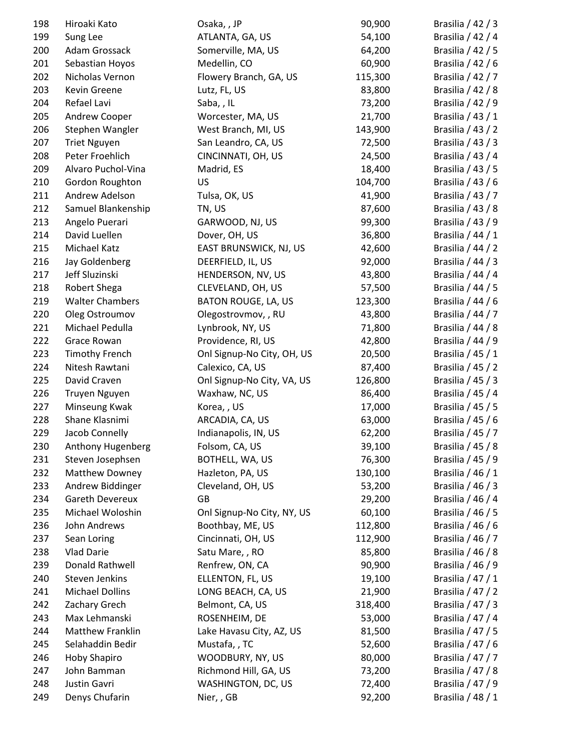| | | | | |
|---|---|---|---|---|
| 198 | Hiroaki Kato | Osaka, , JP | 90,900 | Brasilia / 42 / 3 |
| 199 | Sung Lee | ATLANTA, GA, US | 54,100 | Brasilia / 42 / 4 |
| 200 | Adam Grossack | Somerville, MA, US | 64,200 | Brasilia / 42 / 5 |
| 201 | Sebastian Hoyos | Medellin, CO | 60,900 | Brasilia / 42 / 6 |
| 202 | Nicholas Vernon | Flowery Branch, GA, US | 115,300 | Brasilia / 42 / 7 |
| 203 | Kevin Greene | Lutz, FL, US | 83,800 | Brasilia / 42 / 8 |
| 204 | Refael Lavi | Saba, , IL | 73,200 | Brasilia / 42 / 9 |
| 205 | Andrew Cooper | Worcester, MA, US | 21,700 | Brasilia / 43 / 1 |
| 206 | Stephen Wangler | West Branch, MI, US | 143,900 | Brasilia / 43 / 2 |
| 207 | Triet Nguyen | San Leandro, CA, US | 72,500 | Brasilia / 43 / 3 |
| 208 | Peter Froehlich | CINCINNATI, OH, US | 24,500 | Brasilia / 43 / 4 |
| 209 | Alvaro Puchol-Vina | Madrid, ES | 18,400 | Brasilia / 43 / 5 |
| 210 | Gordon Roughton | US | 104,700 | Brasilia / 43 / 6 |
| 211 | Andrew Adelson | Tulsa, OK, US | 41,900 | Brasilia / 43 / 7 |
| 212 | Samuel Blankenship | TN, US | 87,600 | Brasilia / 43 / 8 |
| 213 | Angelo Puerari | GARWOOD, NJ, US | 99,300 | Brasilia / 43 / 9 |
| 214 | David Luellen | Dover, OH, US | 36,800 | Brasilia / 44 / 1 |
| 215 | Michael Katz | EAST BRUNSWICK, NJ, US | 42,600 | Brasilia / 44 / 2 |
| 216 | Jay Goldenberg | DEERFIELD, IL, US | 92,000 | Brasilia / 44 / 3 |
| 217 | Jeff Sluzinski | HENDERSON, NV, US | 43,800 | Brasilia / 44 / 4 |
| 218 | Robert Shega | CLEVELAND, OH, US | 57,500 | Brasilia / 44 / 5 |
| 219 | Walter Chambers | BATON ROUGE, LA, US | 123,300 | Brasilia / 44 / 6 |
| 220 | Oleg Ostroumov | Olegostrovmov, , RU | 43,800 | Brasilia / 44 / 7 |
| 221 | Michael Pedulla | Lynbrook, NY, US | 71,800 | Brasilia / 44 / 8 |
| 222 | Grace Rowan | Providence, RI, US | 42,800 | Brasilia / 44 / 9 |
| 223 | Timothy French | Onl Signup-No City, OH, US | 20,500 | Brasilia / 45 / 1 |
| 224 | Nitesh Rawtani | Calexico, CA, US | 87,400 | Brasilia / 45 / 2 |
| 225 | David Craven | Onl Signup-No City, VA, US | 126,800 | Brasilia / 45 / 3 |
| 226 | Truyen Nguyen | Waxhaw, NC, US | 86,400 | Brasilia / 45 / 4 |
| 227 | Minseung Kwak | Korea, , US | 17,000 | Brasilia / 45 / 5 |
| 228 | Shane Klasnimi | ARCADIA, CA, US | 63,000 | Brasilia / 45 / 6 |
| 229 | Jacob Connelly | Indianapolis, IN, US | 62,200 | Brasilia / 45 / 7 |
| 230 | Anthony Hugenberg | Folsom, CA, US | 39,100 | Brasilia / 45 / 8 |
| 231 | Steven Josephsen | BOTHELL, WA, US | 76,300 | Brasilia / 45 / 9 |
| 232 | Matthew Downey | Hazleton, PA, US | 130,100 | Brasilia / 46 / 1 |
| 233 | Andrew Biddinger | Cleveland, OH, US | 53,200 | Brasilia / 46 / 3 |
| 234 | Gareth Devereux | GB | 29,200 | Brasilia / 46 / 4 |
| 235 | Michael Woloshin | Onl Signup-No City, NY, US | 60,100 | Brasilia / 46 / 5 |
| 236 | John Andrews | Boothbay, ME, US | 112,800 | Brasilia / 46 / 6 |
| 237 | Sean Loring | Cincinnati, OH, US | 112,900 | Brasilia / 46 / 7 |
| 238 | Vlad Darie | Satu Mare, , RO | 85,800 | Brasilia / 46 / 8 |
| 239 | Donald Rathwell | Renfrew, ON, CA | 90,900 | Brasilia / 46 / 9 |
| 240 | Steven Jenkins | ELLENTON, FL, US | 19,100 | Brasilia / 47 / 1 |
| 241 | Michael Dollins | LONG BEACH, CA, US | 21,900 | Brasilia / 47 / 2 |
| 242 | Zachary Grech | Belmont, CA, US | 318,400 | Brasilia / 47 / 3 |
| 243 | Max Lehmanski | ROSENHEIM, DE | 53,000 | Brasilia / 47 / 4 |
| 244 | Matthew Franklin | Lake Havasu City, AZ, US | 81,500 | Brasilia / 47 / 5 |
| 245 | Selahaddin Bedir | Mustafa, , TC | 52,600 | Brasilia / 47 / 6 |
| 246 | Hoby Shapiro | WOODBURY, NY, US | 80,000 | Brasilia / 47 / 7 |
| 247 | John Bamman | Richmond Hill, GA, US | 73,200 | Brasilia / 47 / 8 |
| 248 | Justin Gavri | WASHINGTON, DC, US | 72,400 | Brasilia / 47 / 9 |
| 249 | Denys Chufarin | Nier, , GB | 92,200 | Brasilia / 48 / 1 |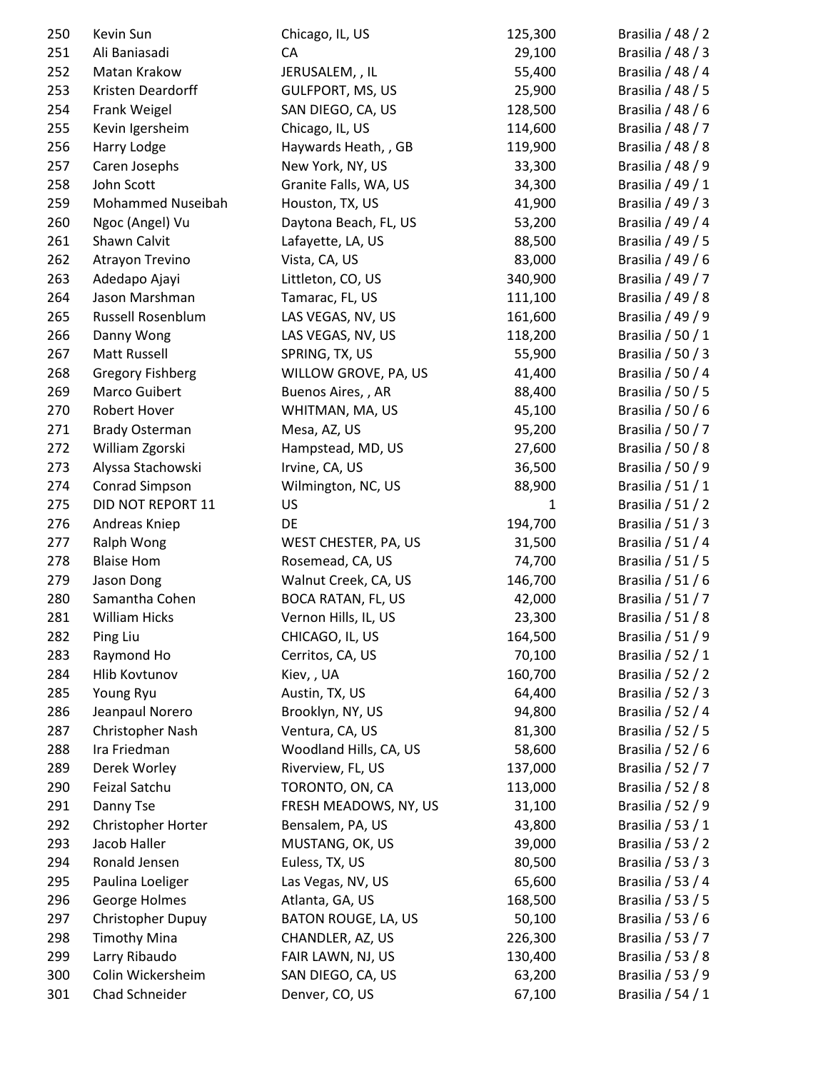| | | | | |
|---|---|---|---|---|
| 250 | Kevin Sun | Chicago, IL, US | 125,300 | Brasilia / 48 / 2 |
| 251 | Ali Baniasadi | CA | 29,100 | Brasilia / 48 / 3 |
| 252 | Matan Krakow | JERUSALEM, , IL | 55,400 | Brasilia / 48 / 4 |
| 253 | Kristen Deardorff | GULFPORT, MS, US | 25,900 | Brasilia / 48 / 5 |
| 254 | Frank Weigel | SAN DIEGO, CA, US | 128,500 | Brasilia / 48 / 6 |
| 255 | Kevin Igersheim | Chicago, IL, US | 114,600 | Brasilia / 48 / 7 |
| 256 | Harry Lodge | Haywards Heath, , GB | 119,900 | Brasilia / 48 / 8 |
| 257 | Caren Josephs | New York, NY, US | 33,300 | Brasilia / 48 / 9 |
| 258 | John Scott | Granite Falls, WA, US | 34,300 | Brasilia / 49 / 1 |
| 259 | Mohammed Nuseibah | Houston, TX, US | 41,900 | Brasilia / 49 / 3 |
| 260 | Ngoc (Angel) Vu | Daytona Beach, FL, US | 53,200 | Brasilia / 49 / 4 |
| 261 | Shawn Calvit | Lafayette, LA, US | 88,500 | Brasilia / 49 / 5 |
| 262 | Atrayon Trevino | Vista, CA, US | 83,000 | Brasilia / 49 / 6 |
| 263 | Adedapo Ajayi | Littleton, CO, US | 340,900 | Brasilia / 49 / 7 |
| 264 | Jason Marshman | Tamarac, FL, US | 111,100 | Brasilia / 49 / 8 |
| 265 | Russell Rosenblum | LAS VEGAS, NV, US | 161,600 | Brasilia / 49 / 9 |
| 266 | Danny Wong | LAS VEGAS, NV, US | 118,200 | Brasilia / 50 / 1 |
| 267 | Matt Russell | SPRING, TX, US | 55,900 | Brasilia / 50 / 3 |
| 268 | Gregory Fishberg | WILLOW GROVE, PA, US | 41,400 | Brasilia / 50 / 4 |
| 269 | Marco Guibert | Buenos Aires, , AR | 88,400 | Brasilia / 50 / 5 |
| 270 | Robert Hover | WHITMAN, MA, US | 45,100 | Brasilia / 50 / 6 |
| 271 | Brady Osterman | Mesa, AZ, US | 95,200 | Brasilia / 50 / 7 |
| 272 | William Zgorski | Hampstead, MD, US | 27,600 | Brasilia / 50 / 8 |
| 273 | Alyssa Stachowski | Irvine, CA, US | 36,500 | Brasilia / 50 / 9 |
| 274 | Conrad Simpson | Wilmington, NC, US | 88,900 | Brasilia / 51 / 1 |
| 275 | DID NOT REPORT 11 | US | 1 | Brasilia / 51 / 2 |
| 276 | Andreas Kniep | DE | 194,700 | Brasilia / 51 / 3 |
| 277 | Ralph Wong | WEST CHESTER, PA, US | 31,500 | Brasilia / 51 / 4 |
| 278 | Blaise Hom | Rosemead, CA, US | 74,700 | Brasilia / 51 / 5 |
| 279 | Jason Dong | Walnut Creek, CA, US | 146,700 | Brasilia / 51 / 6 |
| 280 | Samantha Cohen | BOCA RATAN, FL, US | 42,000 | Brasilia / 51 / 7 |
| 281 | William Hicks | Vernon Hills, IL, US | 23,300 | Brasilia / 51 / 8 |
| 282 | Ping Liu | CHICAGO, IL, US | 164,500 | Brasilia / 51 / 9 |
| 283 | Raymond Ho | Cerritos, CA, US | 70,100 | Brasilia / 52 / 1 |
| 284 | Hlib Kovtunov | Kiev, , UA | 160,700 | Brasilia / 52 / 2 |
| 285 | Young Ryu | Austin, TX, US | 64,400 | Brasilia / 52 / 3 |
| 286 | Jeanpaul Norero | Brooklyn, NY, US | 94,800 | Brasilia / 52 / 4 |
| 287 | Christopher Nash | Ventura, CA, US | 81,300 | Brasilia / 52 / 5 |
| 288 | Ira Friedman | Woodland Hills, CA, US | 58,600 | Brasilia / 52 / 6 |
| 289 | Derek Worley | Riverview, FL, US | 137,000 | Brasilia / 52 / 7 |
| 290 | Feizal Satchu | TORONTO, ON, CA | 113,000 | Brasilia / 52 / 8 |
| 291 | Danny Tse | FRESH MEADOWS, NY, US | 31,100 | Brasilia / 52 / 9 |
| 292 | Christopher Horter | Bensalem, PA, US | 43,800 | Brasilia / 53 / 1 |
| 293 | Jacob Haller | MUSTANG, OK, US | 39,000 | Brasilia / 53 / 2 |
| 294 | Ronald Jensen | Euless, TX, US | 80,500 | Brasilia / 53 / 3 |
| 295 | Paulina Loeliger | Las Vegas, NV, US | 65,600 | Brasilia / 53 / 4 |
| 296 | George Holmes | Atlanta, GA, US | 168,500 | Brasilia / 53 / 5 |
| 297 | Christopher Dupuy | BATON ROUGE, LA, US | 50,100 | Brasilia / 53 / 6 |
| 298 | Timothy Mina | CHANDLER, AZ, US | 226,300 | Brasilia / 53 / 7 |
| 299 | Larry Ribaudo | FAIR LAWN, NJ, US | 130,400 | Brasilia / 53 / 8 |
| 300 | Colin Wickersheim | SAN DIEGO, CA, US | 63,200 | Brasilia / 53 / 9 |
| 301 | Chad Schneider | Denver, CO, US | 67,100 | Brasilia / 54 / 1 |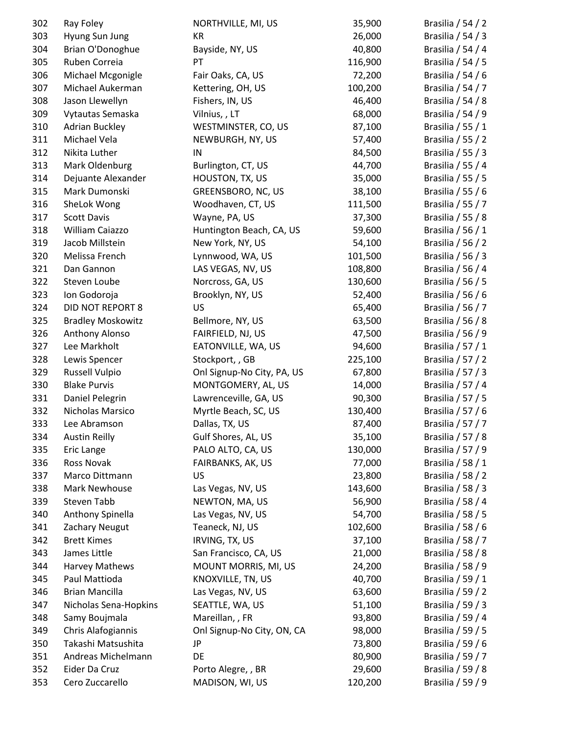| | | | | |
|---|---|---|---|---|
| 302 | Ray Foley | NORTHVILLE, MI, US | 35,900 | Brasilia / 54 / 2 |
| 303 | Hyung Sun Jung | KR | 26,000 | Brasilia / 54 / 3 |
| 304 | Brian O'Donoghue | Bayside, NY, US | 40,800 | Brasilia / 54 / 4 |
| 305 | Ruben Correia | PT | 116,900 | Brasilia / 54 / 5 |
| 306 | Michael Mcgonigle | Fair Oaks, CA, US | 72,200 | Brasilia / 54 / 6 |
| 307 | Michael Aukerman | Kettering, OH, US | 100,200 | Brasilia / 54 / 7 |
| 308 | Jason Llewellyn | Fishers, IN, US | 46,400 | Brasilia / 54 / 8 |
| 309 | Vytautas Semaska | Vilnius, , LT | 68,000 | Brasilia / 54 / 9 |
| 310 | Adrian Buckley | WESTMINSTER, CO, US | 87,100 | Brasilia / 55 / 1 |
| 311 | Michael Vela | NEWBURGH, NY, US | 57,400 | Brasilia / 55 / 2 |
| 312 | Nikita Luther | IN | 84,500 | Brasilia / 55 / 3 |
| 313 | Mark Oldenburg | Burlington, CT, US | 44,700 | Brasilia / 55 / 4 |
| 314 | Dejuante Alexander | HOUSTON, TX, US | 35,000 | Brasilia / 55 / 5 |
| 315 | Mark Dumonski | GREENSBORO, NC, US | 38,100 | Brasilia / 55 / 6 |
| 316 | SheLok Wong | Woodhaven, CT, US | 111,500 | Brasilia / 55 / 7 |
| 317 | Scott Davis | Wayne, PA, US | 37,300 | Brasilia / 55 / 8 |
| 318 | William Caiazzo | Huntington Beach, CA, US | 59,600 | Brasilia / 56 / 1 |
| 319 | Jacob Millstein | New York, NY, US | 54,100 | Brasilia / 56 / 2 |
| 320 | Melissa French | Lynnwood, WA, US | 101,500 | Brasilia / 56 / 3 |
| 321 | Dan Gannon | LAS VEGAS, NV, US | 108,800 | Brasilia / 56 / 4 |
| 322 | Steven Loube | Norcross, GA, US | 130,600 | Brasilia / 56 / 5 |
| 323 | Ion Godoroja | Brooklyn, NY, US | 52,400 | Brasilia / 56 / 6 |
| 324 | DID NOT REPORT 8 | US | 65,400 | Brasilia / 56 / 7 |
| 325 | Bradley Moskowitz | Bellmore, NY, US | 63,500 | Brasilia / 56 / 8 |
| 326 | Anthony Alonso | FAIRFIELD, NJ, US | 47,500 | Brasilia / 56 / 9 |
| 327 | Lee Markholt | EATONVILLE, WA, US | 94,600 | Brasilia / 57 / 1 |
| 328 | Lewis Spencer | Stockport, , GB | 225,100 | Brasilia / 57 / 2 |
| 329 | Russell Vulpio | Onl Signup-No City, PA, US | 67,800 | Brasilia / 57 / 3 |
| 330 | Blake Purvis | MONTGOMERY, AL, US | 14,000 | Brasilia / 57 / 4 |
| 331 | Daniel Pelegrin | Lawrenceville, GA, US | 90,300 | Brasilia / 57 / 5 |
| 332 | Nicholas Marsico | Myrtle Beach, SC, US | 130,400 | Brasilia / 57 / 6 |
| 333 | Lee Abramson | Dallas, TX, US | 87,400 | Brasilia / 57 / 7 |
| 334 | Austin Reilly | Gulf Shores, AL, US | 35,100 | Brasilia / 57 / 8 |
| 335 | Eric Lange | PALO ALTO, CA, US | 130,000 | Brasilia / 57 / 9 |
| 336 | Ross Novak | FAIRBANKS, AK, US | 77,000 | Brasilia / 58 / 1 |
| 337 | Marco Dittmann | US | 23,800 | Brasilia / 58 / 2 |
| 338 | Mark Newhouse | Las Vegas, NV, US | 143,600 | Brasilia / 58 / 3 |
| 339 | Steven Tabb | NEWTON, MA, US | 56,900 | Brasilia / 58 / 4 |
| 340 | Anthony Spinella | Las Vegas, NV, US | 54,700 | Brasilia / 58 / 5 |
| 341 | Zachary Neugut | Teaneck, NJ, US | 102,600 | Brasilia / 58 / 6 |
| 342 | Brett Kimes | IRVING, TX, US | 37,100 | Brasilia / 58 / 7 |
| 343 | James Little | San Francisco, CA, US | 21,000 | Brasilia / 58 / 8 |
| 344 | Harvey Mathews | MOUNT MORRIS, MI, US | 24,200 | Brasilia / 58 / 9 |
| 345 | Paul Mattioda | KNOXVILLE, TN, US | 40,700 | Brasilia / 59 / 1 |
| 346 | Brian Mancilla | Las Vegas, NV, US | 63,600 | Brasilia / 59 / 2 |
| 347 | Nicholas Sena-Hopkins | SEATTLE, WA, US | 51,100 | Brasilia / 59 / 3 |
| 348 | Samy Boujmala | Mareillan, , FR | 93,800 | Brasilia / 59 / 4 |
| 349 | Chris Alafogiannis | Onl Signup-No City, ON, CA | 98,000 | Brasilia / 59 / 5 |
| 350 | Takashi Matsushita | JP | 73,800 | Brasilia / 59 / 6 |
| 351 | Andreas Michelmann | DE | 80,900 | Brasilia / 59 / 7 |
| 352 | Eider Da Cruz | Porto Alegre, , BR | 29,600 | Brasilia / 59 / 8 |
| 353 | Cero Zuccarello | MADISON, WI, US | 120,200 | Brasilia / 59 / 9 |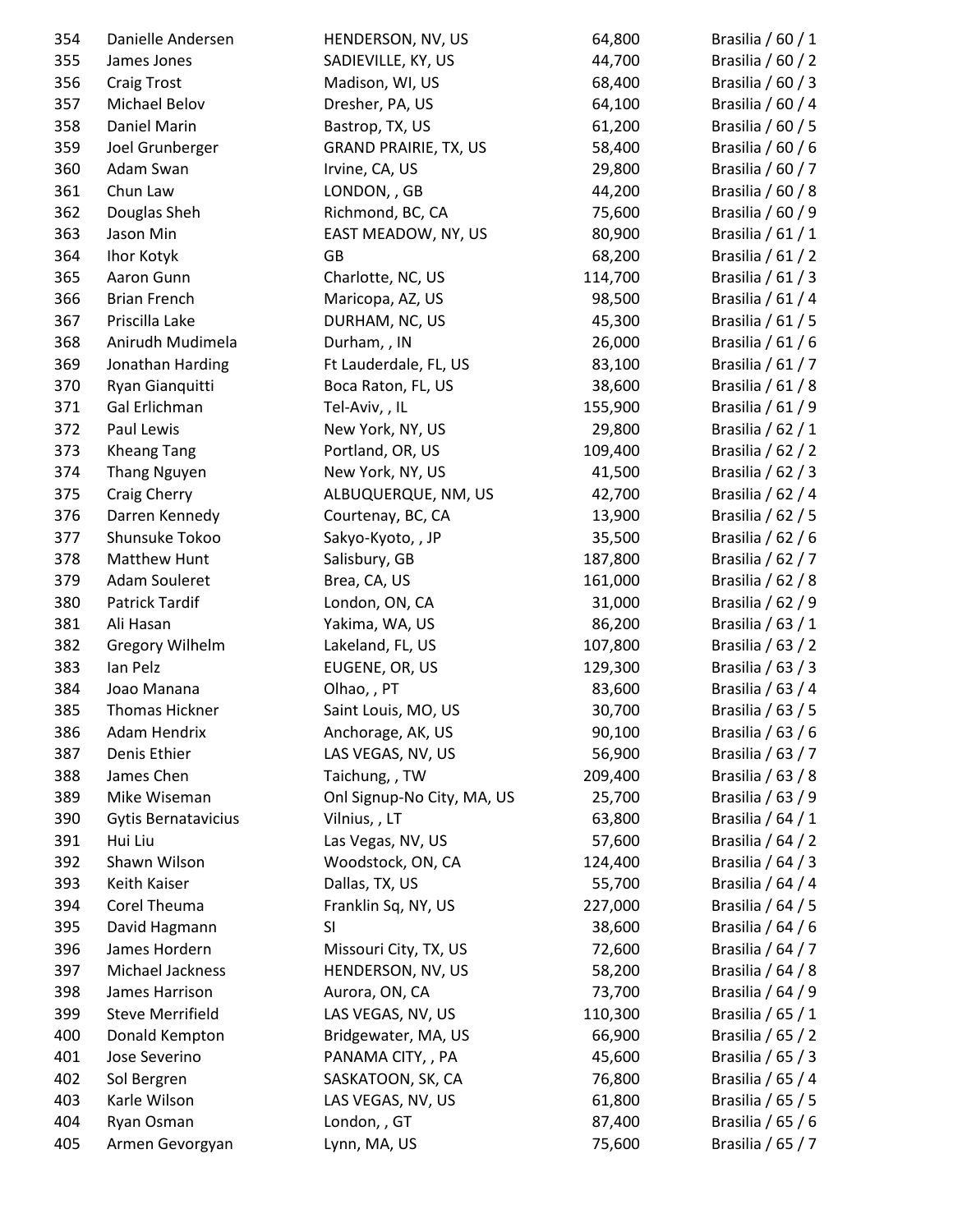| | | | | |
|---|---|---|---|---|
| 354 | Danielle Andersen | HENDERSON, NV, US | 64,800 | Brasilia / 60 / 1 |
| 355 | James Jones | SADIEVILLE, KY, US | 44,700 | Brasilia / 60 / 2 |
| 356 | Craig Trost | Madison, WI, US | 68,400 | Brasilia / 60 / 3 |
| 357 | Michael Belov | Dresher, PA, US | 64,100 | Brasilia / 60 / 4 |
| 358 | Daniel Marin | Bastrop, TX, US | 61,200 | Brasilia / 60 / 5 |
| 359 | Joel Grunberger | GRAND PRAIRIE, TX, US | 58,400 | Brasilia / 60 / 6 |
| 360 | Adam Swan | Irvine, CA, US | 29,800 | Brasilia / 60 / 7 |
| 361 | Chun Law | LONDON, , GB | 44,200 | Brasilia / 60 / 8 |
| 362 | Douglas Sheh | Richmond, BC, CA | 75,600 | Brasilia / 60 / 9 |
| 363 | Jason Min | EAST MEADOW, NY, US | 80,900 | Brasilia / 61 / 1 |
| 364 | Ihor Kotyk | GB | 68,200 | Brasilia / 61 / 2 |
| 365 | Aaron Gunn | Charlotte, NC, US | 114,700 | Brasilia / 61 / 3 |
| 366 | Brian French | Maricopa, AZ, US | 98,500 | Brasilia / 61 / 4 |
| 367 | Priscilla Lake | DURHAM, NC, US | 45,300 | Brasilia / 61 / 5 |
| 368 | Anirudh Mudimela | Durham, , IN | 26,000 | Brasilia / 61 / 6 |
| 369 | Jonathan Harding | Ft Lauderdale, FL, US | 83,100 | Brasilia / 61 / 7 |
| 370 | Ryan Gianquitti | Boca Raton, FL, US | 38,600 | Brasilia / 61 / 8 |
| 371 | Gal Erlichman | Tel-Aviv, , IL | 155,900 | Brasilia / 61 / 9 |
| 372 | Paul Lewis | New York, NY, US | 29,800 | Brasilia / 62 / 1 |
| 373 | Kheang Tang | Portland, OR, US | 109,400 | Brasilia / 62 / 2 |
| 374 | Thang Nguyen | New York, NY, US | 41,500 | Brasilia / 62 / 3 |
| 375 | Craig Cherry | ALBUQUERQUE, NM, US | 42,700 | Brasilia / 62 / 4 |
| 376 | Darren Kennedy | Courtenay, BC, CA | 13,900 | Brasilia / 62 / 5 |
| 377 | Shunsuke Tokoo | Sakyo-Kyoto, , JP | 35,500 | Brasilia / 62 / 6 |
| 378 | Matthew Hunt | Salisbury, GB | 187,800 | Brasilia / 62 / 7 |
| 379 | Adam Souleret | Brea, CA, US | 161,000 | Brasilia / 62 / 8 |
| 380 | Patrick Tardif | London, ON, CA | 31,000 | Brasilia / 62 / 9 |
| 381 | Ali Hasan | Yakima, WA, US | 86,200 | Brasilia / 63 / 1 |
| 382 | Gregory Wilhelm | Lakeland, FL, US | 107,800 | Brasilia / 63 / 2 |
| 383 | Ian Pelz | EUGENE, OR, US | 129,300 | Brasilia / 63 / 3 |
| 384 | Joao Manana | Olhao, , PT | 83,600 | Brasilia / 63 / 4 |
| 385 | Thomas Hickner | Saint Louis, MO, US | 30,700 | Brasilia / 63 / 5 |
| 386 | Adam Hendrix | Anchorage, AK, US | 90,100 | Brasilia / 63 / 6 |
| 387 | Denis Ethier | LAS VEGAS, NV, US | 56,900 | Brasilia / 63 / 7 |
| 388 | James Chen | Taichung, , TW | 209,400 | Brasilia / 63 / 8 |
| 389 | Mike Wiseman | Onl Signup-No City, MA, US | 25,700 | Brasilia / 63 / 9 |
| 390 | Gytis Bernatavicius | Vilnius, , LT | 63,800 | Brasilia / 64 / 1 |
| 391 | Hui Liu | Las Vegas, NV, US | 57,600 | Brasilia / 64 / 2 |
| 392 | Shawn Wilson | Woodstock, ON, CA | 124,400 | Brasilia / 64 / 3 |
| 393 | Keith Kaiser | Dallas, TX, US | 55,700 | Brasilia / 64 / 4 |
| 394 | Corel Theuma | Franklin Sq, NY, US | 227,000 | Brasilia / 64 / 5 |
| 395 | David Hagmann | SI | 38,600 | Brasilia / 64 / 6 |
| 396 | James Hordern | Missouri City, TX, US | 72,600 | Brasilia / 64 / 7 |
| 397 | Michael Jackness | HENDERSON, NV, US | 58,200 | Brasilia / 64 / 8 |
| 398 | James Harrison | Aurora, ON, CA | 73,700 | Brasilia / 64 / 9 |
| 399 | Steve Merrifield | LAS VEGAS, NV, US | 110,300 | Brasilia / 65 / 1 |
| 400 | Donald Kempton | Bridgewater, MA, US | 66,900 | Brasilia / 65 / 2 |
| 401 | Jose Severino | PANAMA CITY, , PA | 45,600 | Brasilia / 65 / 3 |
| 402 | Sol Bergren | SASKATOON, SK, CA | 76,800 | Brasilia / 65 / 4 |
| 403 | Karle Wilson | LAS VEGAS, NV, US | 61,800 | Brasilia / 65 / 5 |
| 404 | Ryan Osman | London, , GT | 87,400 | Brasilia / 65 / 6 |
| 405 | Armen Gevorgyan | Lynn, MA, US | 75,600 | Brasilia / 65 / 7 |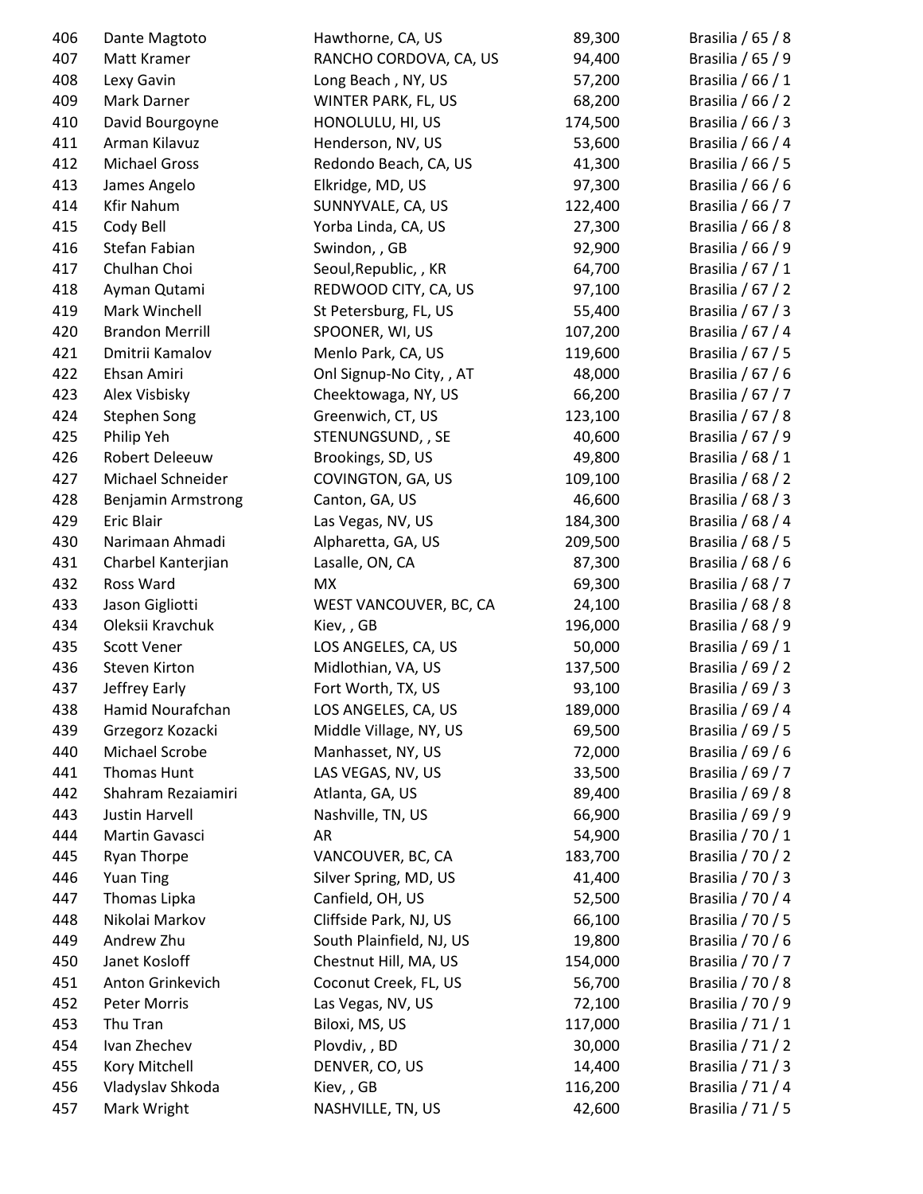| | | | | |
|---|---|---|---|---|
| 406 | Dante Magtoto | Hawthorne, CA, US | 89,300 | Brasilia / 65 / 8 |
| 407 | Matt Kramer | RANCHO CORDOVA, CA, US | 94,400 | Brasilia / 65 / 9 |
| 408 | Lexy Gavin | Long Beach , NY, US | 57,200 | Brasilia / 66 / 1 |
| 409 | Mark Darner | WINTER PARK, FL, US | 68,200 | Brasilia / 66 / 2 |
| 410 | David Bourgoyne | HONOLULU, HI, US | 174,500 | Brasilia / 66 / 3 |
| 411 | Arman Kilavuz | Henderson, NV, US | 53,600 | Brasilia / 66 / 4 |
| 412 | Michael Gross | Redondo Beach, CA, US | 41,300 | Brasilia / 66 / 5 |
| 413 | James Angelo | Elkridge, MD, US | 97,300 | Brasilia / 66 / 6 |
| 414 | Kfir Nahum | SUNNYVALE, CA, US | 122,400 | Brasilia / 66 / 7 |
| 415 | Cody Bell | Yorba Linda, CA, US | 27,300 | Brasilia / 66 / 8 |
| 416 | Stefan Fabian | Swindon, , GB | 92,900 | Brasilia / 66 / 9 |
| 417 | Chulhan Choi | Seoul,Republic, , KR | 64,700 | Brasilia / 67 / 1 |
| 418 | Ayman Qutami | REDWOOD CITY, CA, US | 97,100 | Brasilia / 67 / 2 |
| 419 | Mark Winchell | St Petersburg, FL, US | 55,400 | Brasilia / 67 / 3 |
| 420 | Brandon Merrill | SPOONER, WI, US | 107,200 | Brasilia / 67 / 4 |
| 421 | Dmitrii Kamalov | Menlo Park, CA, US | 119,600 | Brasilia / 67 / 5 |
| 422 | Ehsan Amiri | Onl Signup-No City, , AT | 48,000 | Brasilia / 67 / 6 |
| 423 | Alex Visbisky | Cheektowaga, NY, US | 66,200 | Brasilia / 67 / 7 |
| 424 | Stephen Song | Greenwich, CT, US | 123,100 | Brasilia / 67 / 8 |
| 425 | Philip Yeh | STENUNGSUND, , SE | 40,600 | Brasilia / 67 / 9 |
| 426 | Robert Deleeuw | Brookings, SD, US | 49,800 | Brasilia / 68 / 1 |
| 427 | Michael Schneider | COVINGTON, GA, US | 109,100 | Brasilia / 68 / 2 |
| 428 | Benjamin Armstrong | Canton, GA, US | 46,600 | Brasilia / 68 / 3 |
| 429 | Eric Blair | Las Vegas, NV, US | 184,300 | Brasilia / 68 / 4 |
| 430 | Narimaan Ahmadi | Alpharetta, GA, US | 209,500 | Brasilia / 68 / 5 |
| 431 | Charbel Kanterjian | Lasalle, ON, CA | 87,300 | Brasilia / 68 / 6 |
| 432 | Ross Ward | MX | 69,300 | Brasilia / 68 / 7 |
| 433 | Jason Gigliotti | WEST VANCOUVER, BC, CA | 24,100 | Brasilia / 68 / 8 |
| 434 | Oleksii Kravchuk | Kiev, , GB | 196,000 | Brasilia / 68 / 9 |
| 435 | Scott Vener | LOS ANGELES, CA, US | 50,000 | Brasilia / 69 / 1 |
| 436 | Steven Kirton | Midlothian, VA, US | 137,500 | Brasilia / 69 / 2 |
| 437 | Jeffrey Early | Fort Worth, TX, US | 93,100 | Brasilia / 69 / 3 |
| 438 | Hamid Nourafchan | LOS ANGELES, CA, US | 189,000 | Brasilia / 69 / 4 |
| 439 | Grzegorz Kozacki | Middle Village, NY, US | 69,500 | Brasilia / 69 / 5 |
| 440 | Michael Scrobe | Manhasset, NY, US | 72,000 | Brasilia / 69 / 6 |
| 441 | Thomas Hunt | LAS VEGAS, NV, US | 33,500 | Brasilia / 69 / 7 |
| 442 | Shahram Rezaiamiri | Atlanta, GA, US | 89,400 | Brasilia / 69 / 8 |
| 443 | Justin Harvell | Nashville, TN, US | 66,900 | Brasilia / 69 / 9 |
| 444 | Martin Gavasci | AR | 54,900 | Brasilia / 70 / 1 |
| 445 | Ryan Thorpe | VANCOUVER, BC, CA | 183,700 | Brasilia / 70 / 2 |
| 446 | Yuan Ting | Silver Spring, MD, US | 41,400 | Brasilia / 70 / 3 |
| 447 | Thomas Lipka | Canfield, OH, US | 52,500 | Brasilia / 70 / 4 |
| 448 | Nikolai Markov | Cliffside Park, NJ, US | 66,100 | Brasilia / 70 / 5 |
| 449 | Andrew Zhu | South Plainfield, NJ, US | 19,800 | Brasilia / 70 / 6 |
| 450 | Janet Kosloff | Chestnut Hill, MA, US | 154,000 | Brasilia / 70 / 7 |
| 451 | Anton Grinkevich | Coconut Creek, FL, US | 56,700 | Brasilia / 70 / 8 |
| 452 | Peter Morris | Las Vegas, NV, US | 72,100 | Brasilia / 70 / 9 |
| 453 | Thu Tran | Biloxi, MS, US | 117,000 | Brasilia / 71 / 1 |
| 454 | Ivan Zhechev | Plovdiv, , BD | 30,000 | Brasilia / 71 / 2 |
| 455 | Kory Mitchell | DENVER, CO, US | 14,400 | Brasilia / 71 / 3 |
| 456 | Vladyslav Shkoda | Kiev, , GB | 116,200 | Brasilia / 71 / 4 |
| 457 | Mark Wright | NASHVILLE, TN, US | 42,600 | Brasilia / 71 / 5 |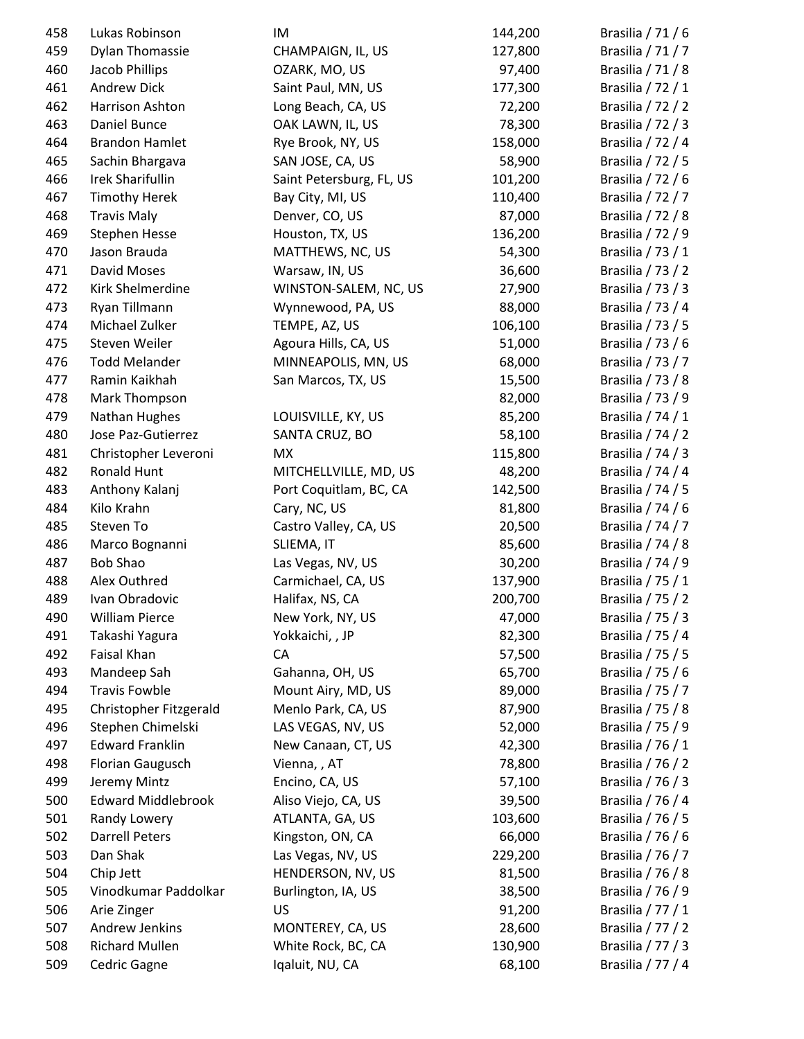| | | | | |
|---|---|---|---|---|
| 458 | Lukas Robinson | IM | 144,200 | Brasilia / 71 / 6 |
| 459 | Dylan Thomassie | CHAMPAIGN, IL, US | 127,800 | Brasilia / 71 / 7 |
| 460 | Jacob Phillips | OZARK, MO, US | 97,400 | Brasilia / 71 / 8 |
| 461 | Andrew Dick | Saint Paul, MN, US | 177,300 | Brasilia / 72 / 1 |
| 462 | Harrison Ashton | Long Beach, CA, US | 72,200 | Brasilia / 72 / 2 |
| 463 | Daniel Bunce | OAK LAWN, IL, US | 78,300 | Brasilia / 72 / 3 |
| 464 | Brandon Hamlet | Rye Brook, NY, US | 158,000 | Brasilia / 72 / 4 |
| 465 | Sachin Bhargava | SAN JOSE, CA, US | 58,900 | Brasilia / 72 / 5 |
| 466 | Irek Sharifullin | Saint Petersburg, FL, US | 101,200 | Brasilia / 72 / 6 |
| 467 | Timothy Herek | Bay City, MI, US | 110,400 | Brasilia / 72 / 7 |
| 468 | Travis Maly | Denver, CO, US | 87,000 | Brasilia / 72 / 8 |
| 469 | Stephen Hesse | Houston, TX, US | 136,200 | Brasilia / 72 / 9 |
| 470 | Jason Brauda | MATTHEWS, NC, US | 54,300 | Brasilia / 73 / 1 |
| 471 | David Moses | Warsaw, IN, US | 36,600 | Brasilia / 73 / 2 |
| 472 | Kirk Shelmerdine | WINSTON-SALEM, NC, US | 27,900 | Brasilia / 73 / 3 |
| 473 | Ryan Tillmann | Wynnewood, PA, US | 88,000 | Brasilia / 73 / 4 |
| 474 | Michael Zulker | TEMPE, AZ, US | 106,100 | Brasilia / 73 / 5 |
| 475 | Steven Weiler | Agoura Hills, CA, US | 51,000 | Brasilia / 73 / 6 |
| 476 | Todd Melander | MINNEAPOLIS, MN, US | 68,000 | Brasilia / 73 / 7 |
| 477 | Ramin Kaikhah | San Marcos, TX, US | 15,500 | Brasilia / 73 / 8 |
| 478 | Mark Thompson | | 82,000 | Brasilia / 73 / 9 |
| 479 | Nathan Hughes | LOUISVILLE, KY, US | 85,200 | Brasilia / 74 / 1 |
| 480 | Jose Paz-Gutierrez | SANTA CRUZ, BO | 58,100 | Brasilia / 74 / 2 |
| 481 | Christopher Leveroni | MX | 115,800 | Brasilia / 74 / 3 |
| 482 | Ronald Hunt | MITCHELLVILLE, MD, US | 48,200 | Brasilia / 74 / 4 |
| 483 | Anthony Kalanj | Port Coquitlam, BC, CA | 142,500 | Brasilia / 74 / 5 |
| 484 | Kilo Krahn | Cary, NC, US | 81,800 | Brasilia / 74 / 6 |
| 485 | Steven To | Castro Valley, CA, US | 20,500 | Brasilia / 74 / 7 |
| 486 | Marco Bognanni | SLIEMA, IT | 85,600 | Brasilia / 74 / 8 |
| 487 | Bob Shao | Las Vegas, NV, US | 30,200 | Brasilia / 74 / 9 |
| 488 | Alex Outhred | Carmichael, CA, US | 137,900 | Brasilia / 75 / 1 |
| 489 | Ivan Obradovic | Halifax, NS, CA | 200,700 | Brasilia / 75 / 2 |
| 490 | William Pierce | New York, NY, US | 47,000 | Brasilia / 75 / 3 |
| 491 | Takashi Yagura | Yokkaichi, , JP | 82,300 | Brasilia / 75 / 4 |
| 492 | Faisal Khan | CA | 57,500 | Brasilia / 75 / 5 |
| 493 | Mandeep Sah | Gahanna, OH, US | 65,700 | Brasilia / 75 / 6 |
| 494 | Travis Fowble | Mount Airy, MD, US | 89,000 | Brasilia / 75 / 7 |
| 495 | Christopher Fitzgerald | Menlo Park, CA, US | 87,900 | Brasilia / 75 / 8 |
| 496 | Stephen Chimelski | LAS VEGAS, NV, US | 52,000 | Brasilia / 75 / 9 |
| 497 | Edward Franklin | New Canaan, CT, US | 42,300 | Brasilia / 76 / 1 |
| 498 | Florian Gaugusch | Vienna, , AT | 78,800 | Brasilia / 76 / 2 |
| 499 | Jeremy Mintz | Encino, CA, US | 57,100 | Brasilia / 76 / 3 |
| 500 | Edward Middlebrook | Aliso Viejo, CA, US | 39,500 | Brasilia / 76 / 4 |
| 501 | Randy Lowery | ATLANTA, GA, US | 103,600 | Brasilia / 76 / 5 |
| 502 | Darrell Peters | Kingston, ON, CA | 66,000 | Brasilia / 76 / 6 |
| 503 | Dan Shak | Las Vegas, NV, US | 229,200 | Brasilia / 76 / 7 |
| 504 | Chip Jett | HENDERSON, NV, US | 81,500 | Brasilia / 76 / 8 |
| 505 | Vinodkumar Paddolkar | Burlington, IA, US | 38,500 | Brasilia / 76 / 9 |
| 506 | Arie Zinger | US | 91,200 | Brasilia / 77 / 1 |
| 507 | Andrew Jenkins | MONTEREY, CA, US | 28,600 | Brasilia / 77 / 2 |
| 508 | Richard Mullen | White Rock, BC, CA | 130,900 | Brasilia / 77 / 3 |
| 509 | Cedric Gagne | Iqaluit, NU, CA | 68,100 | Brasilia / 77 / 4 |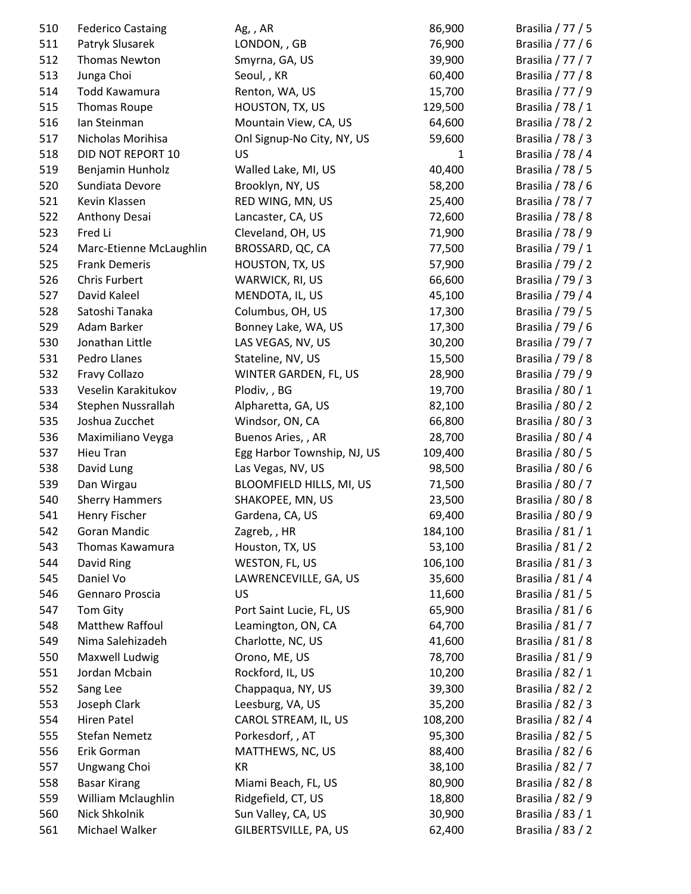| | | | | |
|---|---|---|---|---|
| 510 | Federico Castaing | Ag, , AR | 86,900 | Brasilia / 77 / 5 |
| 511 | Patryk Slusarek | LONDON, , GB | 76,900 | Brasilia / 77 / 6 |
| 512 | Thomas Newton | Smyrna, GA, US | 39,900 | Brasilia / 77 / 7 |
| 513 | Junga Choi | Seoul, , KR | 60,400 | Brasilia / 77 / 8 |
| 514 | Todd Kawamura | Renton, WA, US | 15,700 | Brasilia / 77 / 9 |
| 515 | Thomas Roupe | HOUSTON, TX, US | 129,500 | Brasilia / 78 / 1 |
| 516 | Ian Steinman | Mountain View, CA, US | 64,600 | Brasilia / 78 / 2 |
| 517 | Nicholas Morihisa | Onl Signup-No City, NY, US | 59,600 | Brasilia / 78 / 3 |
| 518 | DID NOT REPORT 10 | US | 1 | Brasilia / 78 / 4 |
| 519 | Benjamin Hunholz | Walled Lake, MI, US | 40,400 | Brasilia / 78 / 5 |
| 520 | Sundiata Devore | Brooklyn, NY, US | 58,200 | Brasilia / 78 / 6 |
| 521 | Kevin Klassen | RED WING, MN, US | 25,400 | Brasilia / 78 / 7 |
| 522 | Anthony Desai | Lancaster, CA, US | 72,600 | Brasilia / 78 / 8 |
| 523 | Fred Li | Cleveland, OH, US | 71,900 | Brasilia / 78 / 9 |
| 524 | Marc-Etienne McLaughlin | BROSSARD, QC, CA | 77,500 | Brasilia / 79 / 1 |
| 525 | Frank Demeris | HOUSTON, TX, US | 57,900 | Brasilia / 79 / 2 |
| 526 | Chris Furbert | WARWICK, RI, US | 66,600 | Brasilia / 79 / 3 |
| 527 | David Kaleel | MENDOTA, IL, US | 45,100 | Brasilia / 79 / 4 |
| 528 | Satoshi Tanaka | Columbus, OH, US | 17,300 | Brasilia / 79 / 5 |
| 529 | Adam Barker | Bonney Lake, WA, US | 17,300 | Brasilia / 79 / 6 |
| 530 | Jonathan Little | LAS VEGAS, NV, US | 30,200 | Brasilia / 79 / 7 |
| 531 | Pedro Llanes | Stateline, NV, US | 15,500 | Brasilia / 79 / 8 |
| 532 | Fravy Collazo | WINTER GARDEN, FL, US | 28,900 | Brasilia / 79 / 9 |
| 533 | Veselin Karakitukov | Plodiv, , BG | 19,700 | Brasilia / 80 / 1 |
| 534 | Stephen Nussrallah | Alpharetta, GA, US | 82,100 | Brasilia / 80 / 2 |
| 535 | Joshua Zucchet | Windsor, ON, CA | 66,800 | Brasilia / 80 / 3 |
| 536 | Maximiliano Veyga | Buenos Aries, , AR | 28,700 | Brasilia / 80 / 4 |
| 537 | Hieu Tran | Egg Harbor Township, NJ, US | 109,400 | Brasilia / 80 / 5 |
| 538 | David Lung | Las Vegas, NV, US | 98,500 | Brasilia / 80 / 6 |
| 539 | Dan Wirgau | BLOOMFIELD HILLS, MI, US | 71,500 | Brasilia / 80 / 7 |
| 540 | Sherry Hammers | SHAKOPEE, MN, US | 23,500 | Brasilia / 80 / 8 |
| 541 | Henry Fischer | Gardena, CA, US | 69,400 | Brasilia / 80 / 9 |
| 542 | Goran Mandic | Zagreb, , HR | 184,100 | Brasilia / 81 / 1 |
| 543 | Thomas Kawamura | Houston, TX, US | 53,100 | Brasilia / 81 / 2 |
| 544 | David Ring | WESTON, FL, US | 106,100 | Brasilia / 81 / 3 |
| 545 | Daniel Vo | LAWRENCEVILLE, GA, US | 35,600 | Brasilia / 81 / 4 |
| 546 | Gennaro Proscia | US | 11,600 | Brasilia / 81 / 5 |
| 547 | Tom Gity | Port Saint Lucie, FL, US | 65,900 | Brasilia / 81 / 6 |
| 548 | Matthew Raffoul | Leamington, ON, CA | 64,700 | Brasilia / 81 / 7 |
| 549 | Nima Salehizadeh | Charlotte, NC, US | 41,600 | Brasilia / 81 / 8 |
| 550 | Maxwell Ludwig | Orono, ME, US | 78,700 | Brasilia / 81 / 9 |
| 551 | Jordan Mcbain | Rockford, IL, US | 10,200 | Brasilia / 82 / 1 |
| 552 | Sang Lee | Chappaqua, NY, US | 39,300 | Brasilia / 82 / 2 |
| 553 | Joseph Clark | Leesburg, VA, US | 35,200 | Brasilia / 82 / 3 |
| 554 | Hiren Patel | CAROL STREAM, IL, US | 108,200 | Brasilia / 82 / 4 |
| 555 | Stefan Nemetz | Porkesdorf, , AT | 95,300 | Brasilia / 82 / 5 |
| 556 | Erik Gorman | MATTHEWS, NC, US | 88,400 | Brasilia / 82 / 6 |
| 557 | Ungwang Choi | KR | 38,100 | Brasilia / 82 / 7 |
| 558 | Basar Kirang | Miami Beach, FL, US | 80,900 | Brasilia / 82 / 8 |
| 559 | William Mclaughlin | Ridgefield, CT, US | 18,800 | Brasilia / 82 / 9 |
| 560 | Nick Shkolnik | Sun Valley, CA, US | 30,900 | Brasilia / 83 / 1 |
| 561 | Michael Walker | GILBERTSVILLE, PA, US | 62,400 | Brasilia / 83 / 2 |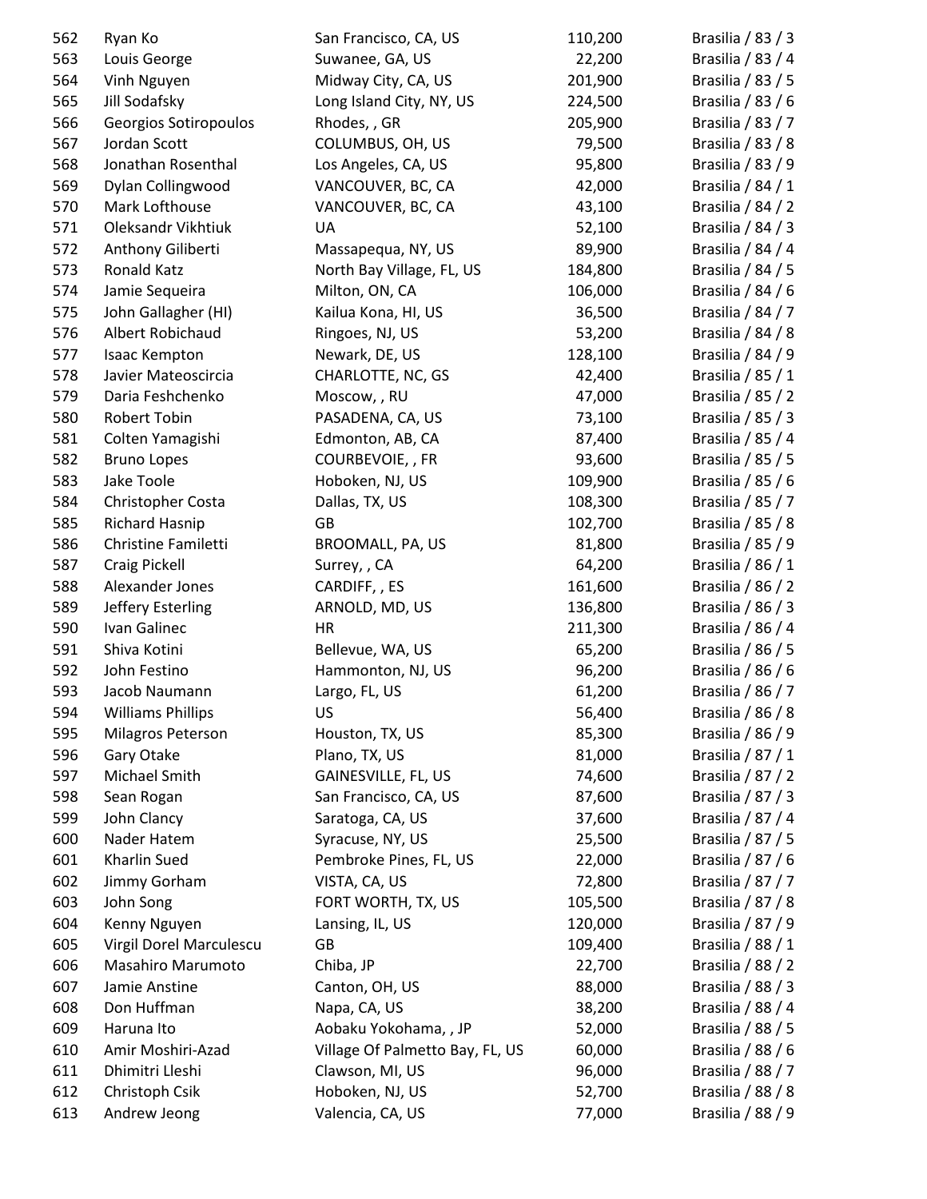| | | | | |
|---|---|---|---|---|
| 562 | Ryan Ko | San Francisco, CA, US | 110,200 | Brasilia / 83 / 3 |
| 563 | Louis George | Suwanee, GA, US | 22,200 | Brasilia / 83 / 4 |
| 564 | Vinh Nguyen | Midway City, CA, US | 201,900 | Brasilia / 83 / 5 |
| 565 | Jill Sodafsky | Long Island City, NY, US | 224,500 | Brasilia / 83 / 6 |
| 566 | Georgios Sotiropoulos | Rhodes, , GR | 205,900 | Brasilia / 83 / 7 |
| 567 | Jordan Scott | COLUMBUS, OH, US | 79,500 | Brasilia / 83 / 8 |
| 568 | Jonathan Rosenthal | Los Angeles, CA, US | 95,800 | Brasilia / 83 / 9 |
| 569 | Dylan Collingwood | VANCOUVER, BC, CA | 42,000 | Brasilia / 84 / 1 |
| 570 | Mark Lofthouse | VANCOUVER, BC, CA | 43,100 | Brasilia / 84 / 2 |
| 571 | Oleksandr Vikhtiuk | UA | 52,100 | Brasilia / 84 / 3 |
| 572 | Anthony Giliberti | Massapequa, NY, US | 89,900 | Brasilia / 84 / 4 |
| 573 | Ronald Katz | North Bay Village, FL, US | 184,800 | Brasilia / 84 / 5 |
| 574 | Jamie Sequeira | Milton, ON, CA | 106,000 | Brasilia / 84 / 6 |
| 575 | John Gallagher (HI) | Kailua Kona, HI, US | 36,500 | Brasilia / 84 / 7 |
| 576 | Albert Robichaud | Ringoes, NJ, US | 53,200 | Brasilia / 84 / 8 |
| 577 | Isaac Kempton | Newark, DE, US | 128,100 | Brasilia / 84 / 9 |
| 578 | Javier Mateoscircia | CHARLOTTE, NC, GS | 42,400 | Brasilia / 85 / 1 |
| 579 | Daria Feshchenko | Moscow, , RU | 47,000 | Brasilia / 85 / 2 |
| 580 | Robert Tobin | PASADENA, CA, US | 73,100 | Brasilia / 85 / 3 |
| 581 | Colten Yamagishi | Edmonton, AB, CA | 87,400 | Brasilia / 85 / 4 |
| 582 | Bruno Lopes | COURBEVOIE, , FR | 93,600 | Brasilia / 85 / 5 |
| 583 | Jake Toole | Hoboken, NJ, US | 109,900 | Brasilia / 85 / 6 |
| 584 | Christopher Costa | Dallas, TX, US | 108,300 | Brasilia / 85 / 7 |
| 585 | Richard Hasnip | GB | 102,700 | Brasilia / 85 / 8 |
| 586 | Christine Familetti | BROOMALL, PA, US | 81,800 | Brasilia / 85 / 9 |
| 587 | Craig Pickell | Surrey, , CA | 64,200 | Brasilia / 86 / 1 |
| 588 | Alexander Jones | CARDIFF, , ES | 161,600 | Brasilia / 86 / 2 |
| 589 | Jeffery Esterling | ARNOLD, MD, US | 136,800 | Brasilia / 86 / 3 |
| 590 | Ivan Galinec | HR | 211,300 | Brasilia / 86 / 4 |
| 591 | Shiva Kotini | Bellevue, WA, US | 65,200 | Brasilia / 86 / 5 |
| 592 | John Festino | Hammonton, NJ, US | 96,200 | Brasilia / 86 / 6 |
| 593 | Jacob Naumann | Largo, FL, US | 61,200 | Brasilia / 86 / 7 |
| 594 | Williams Phillips | US | 56,400 | Brasilia / 86 / 8 |
| 595 | Milagros Peterson | Houston, TX, US | 85,300 | Brasilia / 86 / 9 |
| 596 | Gary Otake | Plano, TX, US | 81,000 | Brasilia / 87 / 1 |
| 597 | Michael Smith | GAINESVILLE, FL, US | 74,600 | Brasilia / 87 / 2 |
| 598 | Sean Rogan | San Francisco, CA, US | 87,600 | Brasilia / 87 / 3 |
| 599 | John Clancy | Saratoga, CA, US | 37,600 | Brasilia / 87 / 4 |
| 600 | Nader Hatem | Syracuse, NY, US | 25,500 | Brasilia / 87 / 5 |
| 601 | Kharlin Sued | Pembroke Pines, FL, US | 22,000 | Brasilia / 87 / 6 |
| 602 | Jimmy Gorham | VISTA, CA, US | 72,800 | Brasilia / 87 / 7 |
| 603 | John Song | FORT WORTH, TX, US | 105,500 | Brasilia / 87 / 8 |
| 604 | Kenny Nguyen | Lansing, IL, US | 120,000 | Brasilia / 87 / 9 |
| 605 | Virgil Dorel Marculescu | GB | 109,400 | Brasilia / 88 / 1 |
| 606 | Masahiro Marumoto | Chiba, JP | 22,700 | Brasilia / 88 / 2 |
| 607 | Jamie Anstine | Canton, OH, US | 88,000 | Brasilia / 88 / 3 |
| 608 | Don Huffman | Napa, CA, US | 38,200 | Brasilia / 88 / 4 |
| 609 | Haruna Ito | Aobaku Yokohama, , JP | 52,000 | Brasilia / 88 / 5 |
| 610 | Amir Moshiri-Azad | Village Of Palmetto Bay, FL, US | 60,000 | Brasilia / 88 / 6 |
| 611 | Dhimitri Lleshi | Clawson, MI, US | 96,000 | Brasilia / 88 / 7 |
| 612 | Christoph Csik | Hoboken, NJ, US | 52,700 | Brasilia / 88 / 8 |
| 613 | Andrew Jeong | Valencia, CA, US | 77,000 | Brasilia / 88 / 9 |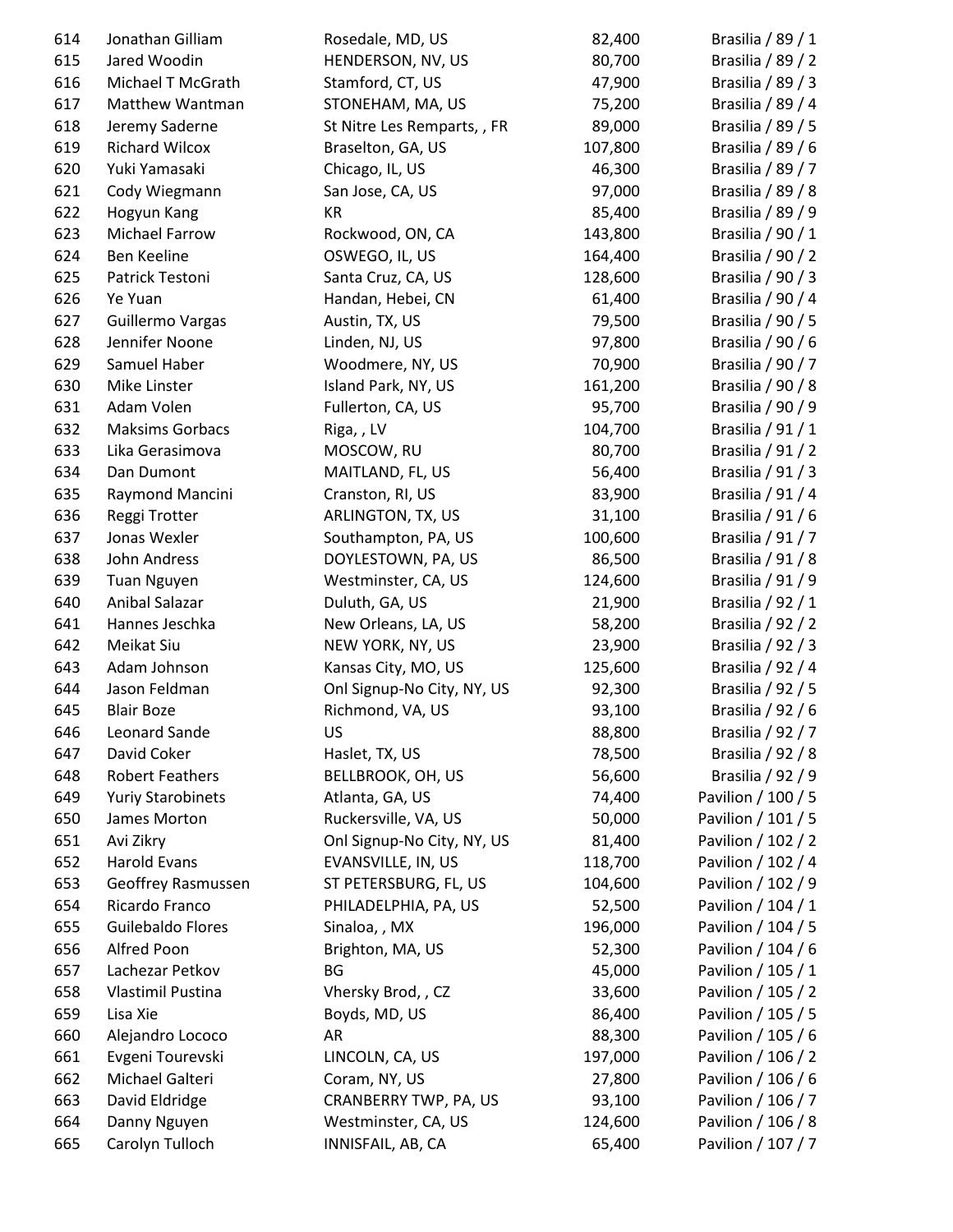| | | | | |
|---|---|---|---|---|
| 614 | Jonathan Gilliam | Rosedale, MD, US | 82,400 | Brasilia / 89 / 1 |
| 615 | Jared Woodin | HENDERSON, NV, US | 80,700 | Brasilia / 89 / 2 |
| 616 | Michael T McGrath | Stamford, CT, US | 47,900 | Brasilia / 89 / 3 |
| 617 | Matthew Wantman | STONEHAM, MA, US | 75,200 | Brasilia / 89 / 4 |
| 618 | Jeremy Saderne | St Nitre Les Remparts, , FR | 89,000 | Brasilia / 89 / 5 |
| 619 | Richard Wilcox | Braselton, GA, US | 107,800 | Brasilia / 89 / 6 |
| 620 | Yuki Yamasaki | Chicago, IL, US | 46,300 | Brasilia / 89 / 7 |
| 621 | Cody Wiegmann | San Jose, CA, US | 97,000 | Brasilia / 89 / 8 |
| 622 | Hogyun Kang | KR | 85,400 | Brasilia / 89 / 9 |
| 623 | Michael Farrow | Rockwood, ON, CA | 143,800 | Brasilia / 90 / 1 |
| 624 | Ben Keeline | OSWEGO, IL, US | 164,400 | Brasilia / 90 / 2 |
| 625 | Patrick Testoni | Santa Cruz, CA, US | 128,600 | Brasilia / 90 / 3 |
| 626 | Ye Yuan | Handan, Hebei, CN | 61,400 | Brasilia / 90 / 4 |
| 627 | Guillermo Vargas | Austin, TX, US | 79,500 | Brasilia / 90 / 5 |
| 628 | Jennifer Noone | Linden, NJ, US | 97,800 | Brasilia / 90 / 6 |
| 629 | Samuel Haber | Woodmere, NY, US | 70,900 | Brasilia / 90 / 7 |
| 630 | Mike Linster | Island Park, NY, US | 161,200 | Brasilia / 90 / 8 |
| 631 | Adam Volen | Fullerton, CA, US | 95,700 | Brasilia / 90 / 9 |
| 632 | Maksims Gorbacs | Riga, , LV | 104,700 | Brasilia / 91 / 1 |
| 633 | Lika Gerasimova | MOSCOW, RU | 80,700 | Brasilia / 91 / 2 |
| 634 | Dan Dumont | MAITLAND, FL, US | 56,400 | Brasilia / 91 / 3 |
| 635 | Raymond Mancini | Cranston, RI, US | 83,900 | Brasilia / 91 / 4 |
| 636 | Reggi Trotter | ARLINGTON, TX, US | 31,100 | Brasilia / 91 / 6 |
| 637 | Jonas Wexler | Southampton, PA, US | 100,600 | Brasilia / 91 / 7 |
| 638 | John Andress | DOYLESTOWN, PA, US | 86,500 | Brasilia / 91 / 8 |
| 639 | Tuan Nguyen | Westminster, CA, US | 124,600 | Brasilia / 91 / 9 |
| 640 | Anibal Salazar | Duluth, GA, US | 21,900 | Brasilia / 92 / 1 |
| 641 | Hannes Jeschka | New Orleans, LA, US | 58,200 | Brasilia / 92 / 2 |
| 642 | Meikat Siu | NEW YORK, NY, US | 23,900 | Brasilia / 92 / 3 |
| 643 | Adam Johnson | Kansas City, MO, US | 125,600 | Brasilia / 92 / 4 |
| 644 | Jason Feldman | Onl Signup-No City, NY, US | 92,300 | Brasilia / 92 / 5 |
| 645 | Blair Boze | Richmond, VA, US | 93,100 | Brasilia / 92 / 6 |
| 646 | Leonard Sande | US | 88,800 | Brasilia / 92 / 7 |
| 647 | David Coker | Haslet, TX, US | 78,500 | Brasilia / 92 / 8 |
| 648 | Robert Feathers | BELLBROOK, OH, US | 56,600 | Brasilia / 92 / 9 |
| 649 | Yuriy Starobinets | Atlanta, GA, US | 74,400 | Pavilion / 100 / 5 |
| 650 | James Morton | Ruckersville, VA, US | 50,000 | Pavilion / 101 / 5 |
| 651 | Avi Zikry | Onl Signup-No City, NY, US | 81,400 | Pavilion / 102 / 2 |
| 652 | Harold Evans | EVANSVILLE, IN, US | 118,700 | Pavilion / 102 / 4 |
| 653 | Geoffrey Rasmussen | ST PETERSBURG, FL, US | 104,600 | Pavilion / 102 / 9 |
| 654 | Ricardo Franco | PHILADELPHIA, PA, US | 52,500 | Pavilion / 104 / 1 |
| 655 | Guilebaldo Flores | Sinaloa, , MX | 196,000 | Pavilion / 104 / 5 |
| 656 | Alfred Poon | Brighton, MA, US | 52,300 | Pavilion / 104 / 6 |
| 657 | Lachezar Petkov | BG | 45,000 | Pavilion / 105 / 1 |
| 658 | Vlastimil Pustina | Vhersky Brod, , CZ | 33,600 | Pavilion / 105 / 2 |
| 659 | Lisa Xie | Boyds, MD, US | 86,400 | Pavilion / 105 / 5 |
| 660 | Alejandro Lococo | AR | 88,300 | Pavilion / 105 / 6 |
| 661 | Evgeni Tourevski | LINCOLN, CA, US | 197,000 | Pavilion / 106 / 2 |
| 662 | Michael Galteri | Coram, NY, US | 27,800 | Pavilion / 106 / 6 |
| 663 | David Eldridge | CRANBERRY TWP, PA, US | 93,100 | Pavilion / 106 / 7 |
| 664 | Danny Nguyen | Westminster, CA, US | 124,600 | Pavilion / 106 / 8 |
| 665 | Carolyn Tulloch | INNISFAIL, AB, CA | 65,400 | Pavilion / 107 / 7 |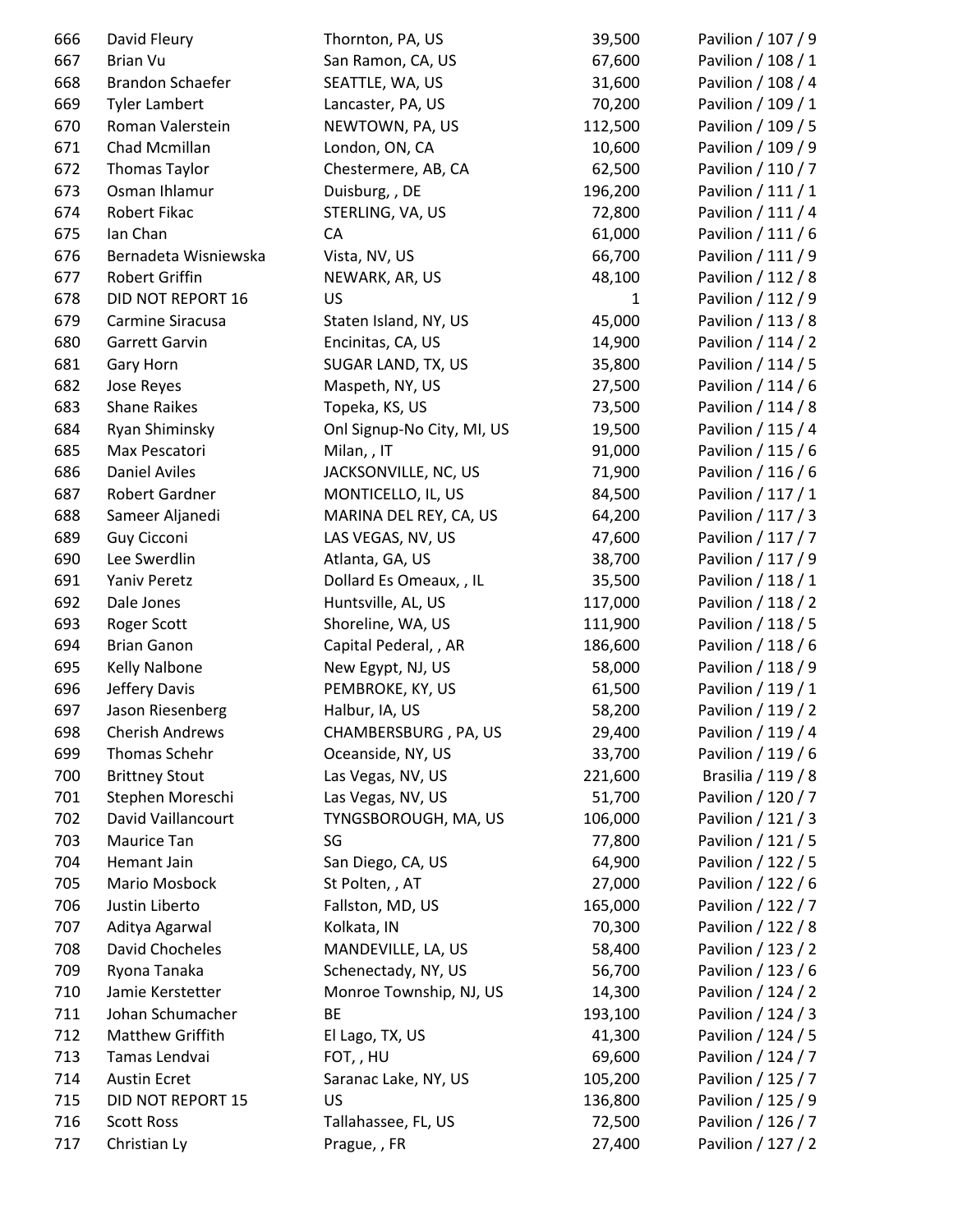| | | | | |
|---|---|---|---|---|
| 666 | David Fleury | Thornton, PA, US | 39,500 | Pavilion / 107 / 9 |
| 667 | Brian Vu | San Ramon, CA, US | 67,600 | Pavilion / 108 / 1 |
| 668 | Brandon Schaefer | SEATTLE, WA, US | 31,600 | Pavilion / 108 / 4 |
| 669 | Tyler Lambert | Lancaster, PA, US | 70,200 | Pavilion / 109 / 1 |
| 670 | Roman Valerstein | NEWTOWN, PA, US | 112,500 | Pavilion / 109 / 5 |
| 671 | Chad Mcmillan | London, ON, CA | 10,600 | Pavilion / 109 / 9 |
| 672 | Thomas Taylor | Chestermere, AB, CA | 62,500 | Pavilion / 110 / 7 |
| 673 | Osman Ihlamur | Duisburg, , DE | 196,200 | Pavilion / 111 / 1 |
| 674 | Robert Fikac | STERLING, VA, US | 72,800 | Pavilion / 111 / 4 |
| 675 | Ian Chan | CA | 61,000 | Pavilion / 111 / 6 |
| 676 | Bernadeta Wisniewska | Vista, NV, US | 66,700 | Pavilion / 111 / 9 |
| 677 | Robert Griffin | NEWARK, AR, US | 48,100 | Pavilion / 112 / 8 |
| 678 | DID NOT REPORT 16 | US | 1 | Pavilion / 112 / 9 |
| 679 | Carmine Siracusa | Staten Island, NY, US | 45,000 | Pavilion / 113 / 8 |
| 680 | Garrett Garvin | Encinitas, CA, US | 14,900 | Pavilion / 114 / 2 |
| 681 | Gary Horn | SUGAR LAND, TX, US | 35,800 | Pavilion / 114 / 5 |
| 682 | Jose Reyes | Maspeth, NY, US | 27,500 | Pavilion / 114 / 6 |
| 683 | Shane Raikes | Topeka, KS, US | 73,500 | Pavilion / 114 / 8 |
| 684 | Ryan Shiminsky | Onl Signup-No City, MI, US | 19,500 | Pavilion / 115 / 4 |
| 685 | Max Pescatori | Milan, , IT | 91,000 | Pavilion / 115 / 6 |
| 686 | Daniel Aviles | JACKSONVILLE, NC, US | 71,900 | Pavilion / 116 / 6 |
| 687 | Robert Gardner | MONTICELLO, IL, US | 84,500 | Pavilion / 117 / 1 |
| 688 | Sameer Aljanedi | MARINA DEL REY, CA, US | 64,200 | Pavilion / 117 / 3 |
| 689 | Guy Cicconi | LAS VEGAS, NV, US | 47,600 | Pavilion / 117 / 7 |
| 690 | Lee Swerdlin | Atlanta, GA, US | 38,700 | Pavilion / 117 / 9 |
| 691 | Yaniv Peretz | Dollard Es Omeaux, , IL | 35,500 | Pavilion / 118 / 1 |
| 692 | Dale Jones | Huntsville, AL, US | 117,000 | Pavilion / 118 / 2 |
| 693 | Roger Scott | Shoreline, WA, US | 111,900 | Pavilion / 118 / 5 |
| 694 | Brian Ganon | Capital Pederal, , AR | 186,600 | Pavilion / 118 / 6 |
| 695 | Kelly Nalbone | New Egypt, NJ, US | 58,000 | Pavilion / 118 / 9 |
| 696 | Jeffery Davis | PEMBROKE, KY, US | 61,500 | Pavilion / 119 / 1 |
| 697 | Jason Riesenberg | Halbur, IA, US | 58,200 | Pavilion / 119 / 2 |
| 698 | Cherish Andrews | CHAMBERSBURG , PA, US | 29,400 | Pavilion / 119 / 4 |
| 699 | Thomas Schehr | Oceanside, NY, US | 33,700 | Pavilion / 119 / 6 |
| 700 | Brittney Stout | Las Vegas, NV, US | 221,600 | Brasilia / 119 / 8 |
| 701 | Stephen Moreschi | Las Vegas, NV, US | 51,700 | Pavilion / 120 / 7 |
| 702 | David Vaillancourt | TYNGSBOROUGH, MA, US | 106,000 | Pavilion / 121 / 3 |
| 703 | Maurice Tan | SG | 77,800 | Pavilion / 121 / 5 |
| 704 | Hemant Jain | San Diego, CA, US | 64,900 | Pavilion / 122 / 5 |
| 705 | Mario Mosbock | St Polten, , AT | 27,000 | Pavilion / 122 / 6 |
| 706 | Justin Liberto | Fallston, MD, US | 165,000 | Pavilion / 122 / 7 |
| 707 | Aditya Agarwal | Kolkata, IN | 70,300 | Pavilion / 122 / 8 |
| 708 | David Chocheles | MANDEVILLE, LA, US | 58,400 | Pavilion / 123 / 2 |
| 709 | Ryona Tanaka | Schenectady, NY, US | 56,700 | Pavilion / 123 / 6 |
| 710 | Jamie Kerstetter | Monroe Township, NJ, US | 14,300 | Pavilion / 124 / 2 |
| 711 | Johan Schumacher | BE | 193,100 | Pavilion / 124 / 3 |
| 712 | Matthew Griffith | El Lago, TX, US | 41,300 | Pavilion / 124 / 5 |
| 713 | Tamas Lendvai | FOT, , HU | 69,600 | Pavilion / 124 / 7 |
| 714 | Austin Ecret | Saranac Lake, NY, US | 105,200 | Pavilion / 125 / 7 |
| 715 | DID NOT REPORT 15 | US | 136,800 | Pavilion / 125 / 9 |
| 716 | Scott Ross | Tallahassee, FL, US | 72,500 | Pavilion / 126 / 7 |
| 717 | Christian Ly | Prague, , FR | 27,400 | Pavilion / 127 / 2 |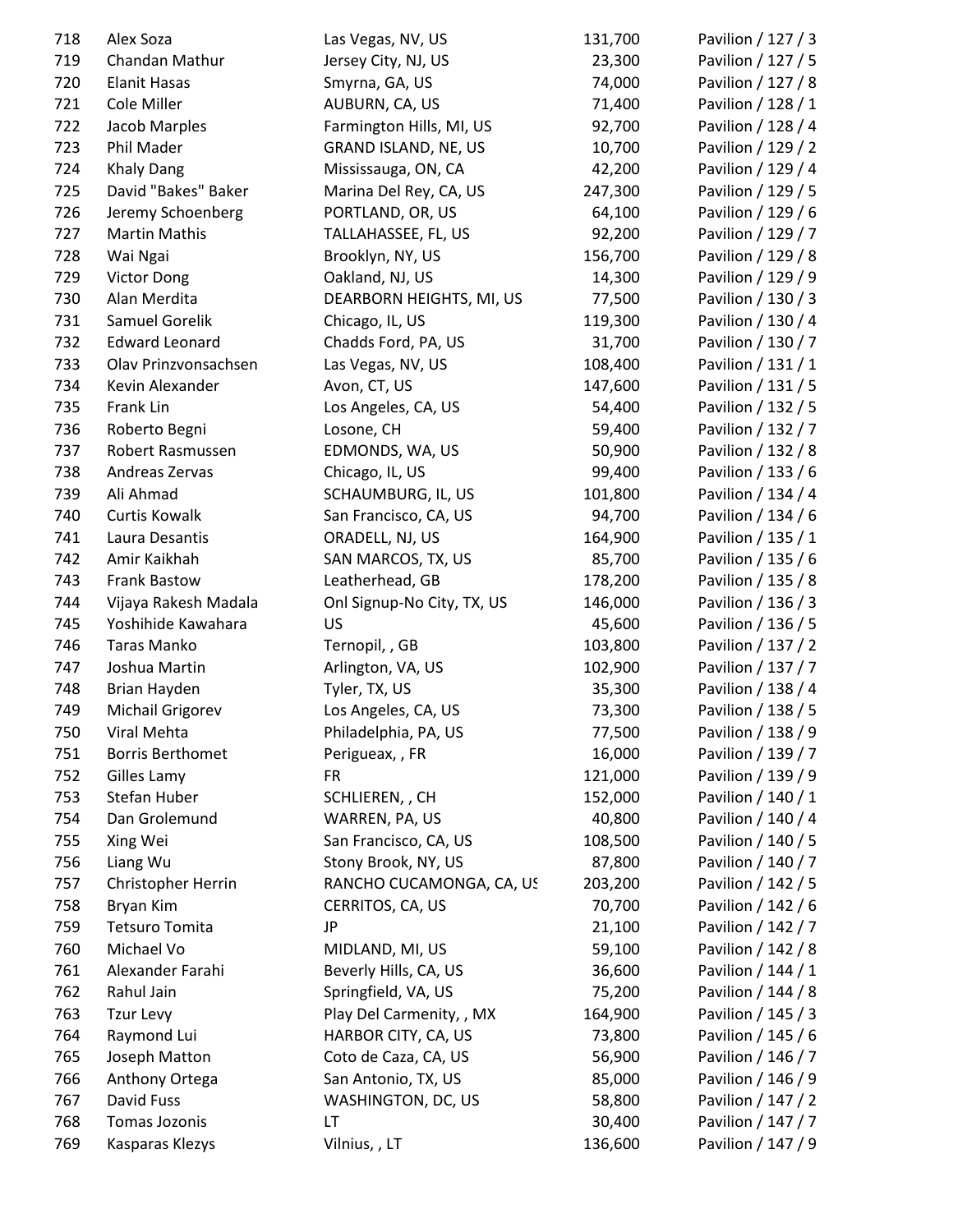| | | | | |
|---|---|---|---|---|
| 718 | Alex Soza | Las Vegas, NV, US | 131,700 | Pavilion / 127 / 3 |
| 719 | Chandan Mathur | Jersey City, NJ, US | 23,300 | Pavilion / 127 / 5 |
| 720 | Elanit Hasas | Smyrna, GA, US | 74,000 | Pavilion / 127 / 8 |
| 721 | Cole Miller | AUBURN, CA, US | 71,400 | Pavilion / 128 / 1 |
| 722 | Jacob Marples | Farmington Hills, MI, US | 92,700 | Pavilion / 128 / 4 |
| 723 | Phil Mader | GRAND ISLAND, NE, US | 10,700 | Pavilion / 129 / 2 |
| 724 | Khaly Dang | Mississauga, ON, CA | 42,200 | Pavilion / 129 / 4 |
| 725 | David "Bakes" Baker | Marina Del Rey, CA, US | 247,300 | Pavilion / 129 / 5 |
| 726 | Jeremy Schoenberg | PORTLAND, OR, US | 64,100 | Pavilion / 129 / 6 |
| 727 | Martin Mathis | TALLAHASSEE, FL, US | 92,200 | Pavilion / 129 / 7 |
| 728 | Wai Ngai | Brooklyn, NY, US | 156,700 | Pavilion / 129 / 8 |
| 729 | Victor Dong | Oakland, NJ, US | 14,300 | Pavilion / 129 / 9 |
| 730 | Alan Merdita | DEARBORN HEIGHTS, MI, US | 77,500 | Pavilion / 130 / 3 |
| 731 | Samuel Gorelik | Chicago, IL, US | 119,300 | Pavilion / 130 / 4 |
| 732 | Edward Leonard | Chadds Ford, PA, US | 31,700 | Pavilion / 130 / 7 |
| 733 | Olav Prinzvonsachsen | Las Vegas, NV, US | 108,400 | Pavilion / 131 / 1 |
| 734 | Kevin Alexander | Avon, CT, US | 147,600 | Pavilion / 131 / 5 |
| 735 | Frank Lin | Los Angeles, CA, US | 54,400 | Pavilion / 132 / 5 |
| 736 | Roberto Begni | Losone, CH | 59,400 | Pavilion / 132 / 7 |
| 737 | Robert Rasmussen | EDMONDS, WA, US | 50,900 | Pavilion / 132 / 8 |
| 738 | Andreas Zervas | Chicago, IL, US | 99,400 | Pavilion / 133 / 6 |
| 739 | Ali Ahmad | SCHAUMBURG, IL, US | 101,800 | Pavilion / 134 / 4 |
| 740 | Curtis Kowalk | San Francisco, CA, US | 94,700 | Pavilion / 134 / 6 |
| 741 | Laura Desantis | ORADELL, NJ, US | 164,900 | Pavilion / 135 / 1 |
| 742 | Amir Kaikhah | SAN MARCOS, TX, US | 85,700 | Pavilion / 135 / 6 |
| 743 | Frank Bastow | Leatherhead, GB | 178,200 | Pavilion / 135 / 8 |
| 744 | Vijaya Rakesh Madala | Onl Signup-No City, TX, US | 146,000 | Pavilion / 136 / 3 |
| 745 | Yoshihide Kawahara | US | 45,600 | Pavilion / 136 / 5 |
| 746 | Taras Manko | Ternopil, , GB | 103,800 | Pavilion / 137 / 2 |
| 747 | Joshua Martin | Arlington, VA, US | 102,900 | Pavilion / 137 / 7 |
| 748 | Brian Hayden | Tyler, TX, US | 35,300 | Pavilion / 138 / 4 |
| 749 | Michail Grigorev | Los Angeles, CA, US | 73,300 | Pavilion / 138 / 5 |
| 750 | Viral Mehta | Philadelphia, PA, US | 77,500 | Pavilion / 138 / 9 |
| 751 | Borris Berthomet | Perigueax, , FR | 16,000 | Pavilion / 139 / 7 |
| 752 | Gilles Lamy | FR | 121,000 | Pavilion / 139 / 9 |
| 753 | Stefan Huber | SCHLIEREN, , CH | 152,000 | Pavilion / 140 / 1 |
| 754 | Dan Grolemund | WARREN, PA, US | 40,800 | Pavilion / 140 / 4 |
| 755 | Xing Wei | San Francisco, CA, US | 108,500 | Pavilion / 140 / 5 |
| 756 | Liang Wu | Stony Brook, NY, US | 87,800 | Pavilion / 140 / 7 |
| 757 | Christopher Herrin | RANCHO CUCAMONGA, CA, US | 203,200 | Pavilion / 142 / 5 |
| 758 | Bryan Kim | CERRITOS, CA, US | 70,700 | Pavilion / 142 / 6 |
| 759 | Tetsuro Tomita | JP | 21,100 | Pavilion / 142 / 7 |
| 760 | Michael Vo | MIDLAND, MI, US | 59,100 | Pavilion / 142 / 8 |
| 761 | Alexander Farahi | Beverly Hills, CA, US | 36,600 | Pavilion / 144 / 1 |
| 762 | Rahul Jain | Springfield, VA, US | 75,200 | Pavilion / 144 / 8 |
| 763 | Tzur Levy | Play Del Carmenity, , MX | 164,900 | Pavilion / 145 / 3 |
| 764 | Raymond Lui | HARBOR CITY, CA, US | 73,800 | Pavilion / 145 / 6 |
| 765 | Joseph Matton | Coto de Caza, CA, US | 56,900 | Pavilion / 146 / 7 |
| 766 | Anthony Ortega | San Antonio, TX, US | 85,000 | Pavilion / 146 / 9 |
| 767 | David Fuss | WASHINGTON, DC, US | 58,800 | Pavilion / 147 / 2 |
| 768 | Tomas Jozonis | LT | 30,400 | Pavilion / 147 / 7 |
| 769 | Kasparas Klezys | Vilnius, , LT | 136,600 | Pavilion / 147 / 9 |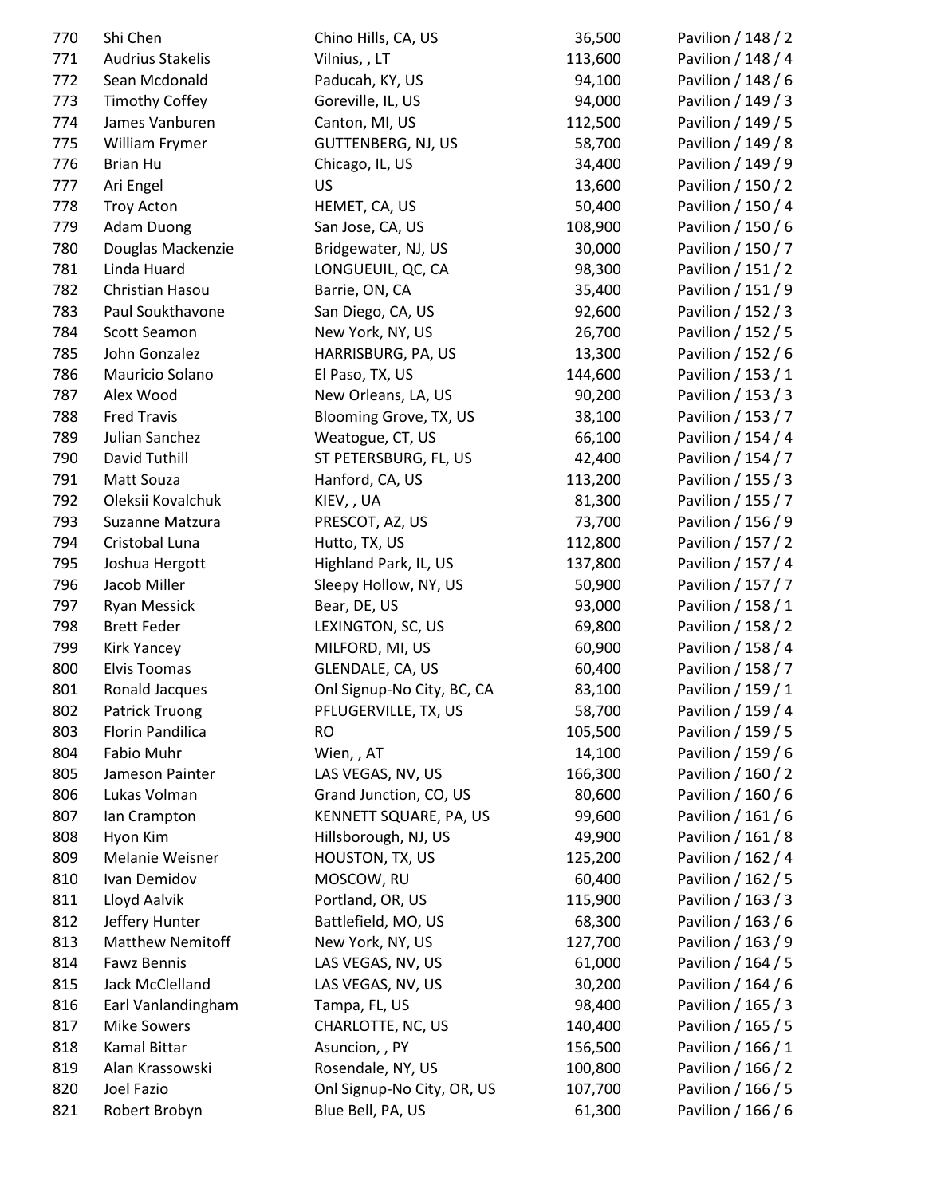| | | | | |
|---|---|---|---|---|
| 770 | Shi Chen | Chino Hills, CA, US | 36,500 | Pavilion / 148 / 2 |
| 771 | Audrius Stakelis | Vilnius, , LT | 113,600 | Pavilion / 148 / 4 |
| 772 | Sean Mcdonald | Paducah, KY, US | 94,100 | Pavilion / 148 / 6 |
| 773 | Timothy Coffey | Goreville, IL, US | 94,000 | Pavilion / 149 / 3 |
| 774 | James Vanburen | Canton, MI, US | 112,500 | Pavilion / 149 / 5 |
| 775 | William Frymer | GUTTENBERG, NJ, US | 58,700 | Pavilion / 149 / 8 |
| 776 | Brian Hu | Chicago, IL, US | 34,400 | Pavilion / 149 / 9 |
| 777 | Ari Engel | US | 13,600 | Pavilion / 150 / 2 |
| 778 | Troy Acton | HEMET, CA, US | 50,400 | Pavilion / 150 / 4 |
| 779 | Adam Duong | San Jose, CA, US | 108,900 | Pavilion / 150 / 6 |
| 780 | Douglas Mackenzie | Bridgewater, NJ, US | 30,000 | Pavilion / 150 / 7 |
| 781 | Linda Huard | LONGUEUIL, QC, CA | 98,300 | Pavilion / 151 / 2 |
| 782 | Christian Hasou | Barrie, ON, CA | 35,400 | Pavilion / 151 / 9 |
| 783 | Paul Soukthavone | San Diego, CA, US | 92,600 | Pavilion / 152 / 3 |
| 784 | Scott Seamon | New York, NY, US | 26,700 | Pavilion / 152 / 5 |
| 785 | John Gonzalez | HARRISBURG, PA, US | 13,300 | Pavilion / 152 / 6 |
| 786 | Mauricio Solano | El Paso, TX, US | 144,600 | Pavilion / 153 / 1 |
| 787 | Alex Wood | New Orleans, LA, US | 90,200 | Pavilion / 153 / 3 |
| 788 | Fred Travis | Blooming Grove, TX, US | 38,100 | Pavilion / 153 / 7 |
| 789 | Julian Sanchez | Weatogue, CT, US | 66,100 | Pavilion / 154 / 4 |
| 790 | David Tuthill | ST PETERSBURG, FL, US | 42,400 | Pavilion / 154 / 7 |
| 791 | Matt Souza | Hanford, CA, US | 113,200 | Pavilion / 155 / 3 |
| 792 | Oleksii Kovalchuk | KIEV, , UA | 81,300 | Pavilion / 155 / 7 |
| 793 | Suzanne Matzura | PRESCOT, AZ, US | 73,700 | Pavilion / 156 / 9 |
| 794 | Cristobal Luna | Hutto, TX, US | 112,800 | Pavilion / 157 / 2 |
| 795 | Joshua Hergott | Highland Park, IL, US | 137,800 | Pavilion / 157 / 4 |
| 796 | Jacob Miller | Sleepy Hollow, NY, US | 50,900 | Pavilion / 157 / 7 |
| 797 | Ryan Messick | Bear, DE, US | 93,000 | Pavilion / 158 / 1 |
| 798 | Brett Feder | LEXINGTON, SC, US | 69,800 | Pavilion / 158 / 2 |
| 799 | Kirk Yancey | MILFORD, MI, US | 60,900 | Pavilion / 158 / 4 |
| 800 | Elvis Toomas | GLENDALE, CA, US | 60,400 | Pavilion / 158 / 7 |
| 801 | Ronald Jacques | Onl Signup-No City, BC, CA | 83,100 | Pavilion / 159 / 1 |
| 802 | Patrick Truong | PFLUGERVILLE, TX, US | 58,700 | Pavilion / 159 / 4 |
| 803 | Florin Pandilica | RO | 105,500 | Pavilion / 159 / 5 |
| 804 | Fabio Muhr | Wien, , AT | 14,100 | Pavilion / 159 / 6 |
| 805 | Jameson Painter | LAS VEGAS, NV, US | 166,300 | Pavilion / 160 / 2 |
| 806 | Lukas Volman | Grand Junction, CO, US | 80,600 | Pavilion / 160 / 6 |
| 807 | Ian Crampton | KENNETT SQUARE, PA, US | 99,600 | Pavilion / 161 / 6 |
| 808 | Hyon Kim | Hillsborough, NJ, US | 49,900 | Pavilion / 161 / 8 |
| 809 | Melanie Weisner | HOUSTON, TX, US | 125,200 | Pavilion / 162 / 4 |
| 810 | Ivan Demidov | MOSCOW, RU | 60,400 | Pavilion / 162 / 5 |
| 811 | Lloyd Aalvik | Portland, OR, US | 115,900 | Pavilion / 163 / 3 |
| 812 | Jeffery Hunter | Battlefield, MO, US | 68,300 | Pavilion / 163 / 6 |
| 813 | Matthew Nemitoff | New York, NY, US | 127,700 | Pavilion / 163 / 9 |
| 814 | Fawz Bennis | LAS VEGAS, NV, US | 61,000 | Pavilion / 164 / 5 |
| 815 | Jack McClelland | LAS VEGAS, NV, US | 30,200 | Pavilion / 164 / 6 |
| 816 | Earl Vanlandingham | Tampa, FL, US | 98,400 | Pavilion / 165 / 3 |
| 817 | Mike Sowers | CHARLOTTE, NC, US | 140,400 | Pavilion / 165 / 5 |
| 818 | Kamal Bittar | Asuncion, , PY | 156,500 | Pavilion / 166 / 1 |
| 819 | Alan Krassowski | Rosendale, NY, US | 100,800 | Pavilion / 166 / 2 |
| 820 | Joel Fazio | Onl Signup-No City, OR, US | 107,700 | Pavilion / 166 / 5 |
| 821 | Robert Brobyn | Blue Bell, PA, US | 61,300 | Pavilion / 166 / 6 |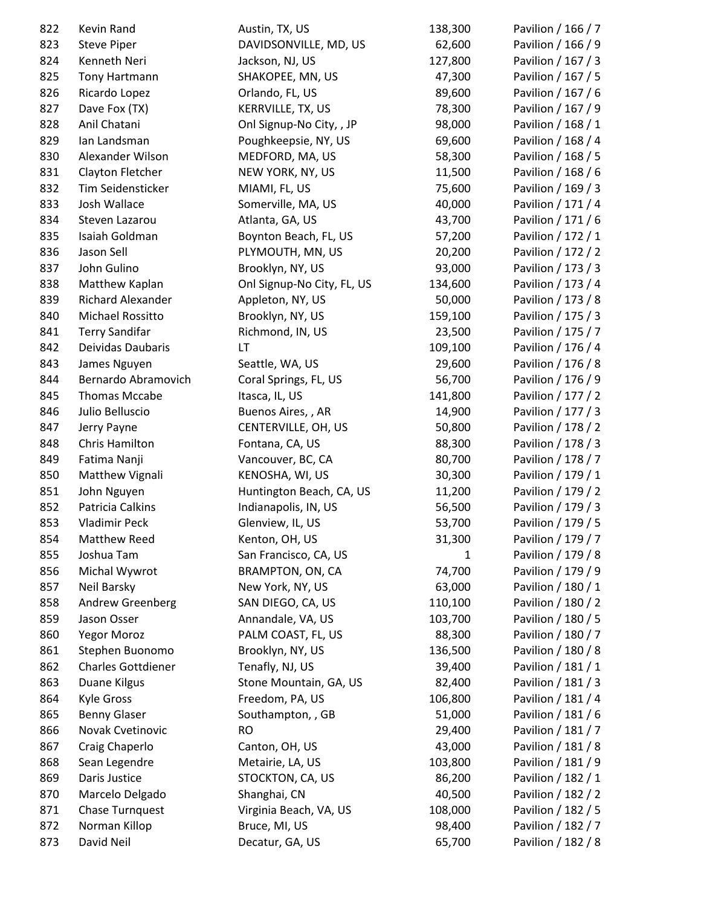| | | | | |
|---|---|---|---|---|
| 822 | Kevin Rand | Austin, TX, US | 138,300 | Pavilion / 166 / 7 |
| 823 | Steve Piper | DAVIDSONVILLE, MD, US | 62,600 | Pavilion / 166 / 9 |
| 824 | Kenneth Neri | Jackson, NJ, US | 127,800 | Pavilion / 167 / 3 |
| 825 | Tony Hartmann | SHAKOPEE, MN, US | 47,300 | Pavilion / 167 / 5 |
| 826 | Ricardo Lopez | Orlando, FL, US | 89,600 | Pavilion / 167 / 6 |
| 827 | Dave Fox (TX) | KERRVILLE, TX, US | 78,300 | Pavilion / 167 / 9 |
| 828 | Anil Chatani | Onl Signup-No City, , JP | 98,000 | Pavilion / 168 / 1 |
| 829 | Ian Landsman | Poughkeepsie, NY, US | 69,600 | Pavilion / 168 / 4 |
| 830 | Alexander Wilson | MEDFORD, MA, US | 58,300 | Pavilion / 168 / 5 |
| 831 | Clayton Fletcher | NEW YORK, NY, US | 11,500 | Pavilion / 168 / 6 |
| 832 | Tim Seidensticker | MIAMI, FL, US | 75,600 | Pavilion / 169 / 3 |
| 833 | Josh Wallace | Somerville, MA, US | 40,000 | Pavilion / 171 / 4 |
| 834 | Steven Lazarou | Atlanta, GA, US | 43,700 | Pavilion / 171 / 6 |
| 835 | Isaiah Goldman | Boynton Beach, FL, US | 57,200 | Pavilion / 172 / 1 |
| 836 | Jason Sell | PLYMOUTH, MN, US | 20,200 | Pavilion / 172 / 2 |
| 837 | John Gulino | Brooklyn, NY, US | 93,000 | Pavilion / 173 / 3 |
| 838 | Matthew Kaplan | Onl Signup-No City, FL, US | 134,600 | Pavilion / 173 / 4 |
| 839 | Richard Alexander | Appleton, NY, US | 50,000 | Pavilion / 173 / 8 |
| 840 | Michael Rossitto | Brooklyn, NY, US | 159,100 | Pavilion / 175 / 3 |
| 841 | Terry Sandifar | Richmond, IN, US | 23,500 | Pavilion / 175 / 7 |
| 842 | Deividas Daubaris | LT | 109,100 | Pavilion / 176 / 4 |
| 843 | James Nguyen | Seattle, WA, US | 29,600 | Pavilion / 176 / 8 |
| 844 | Bernardo Abramovich | Coral Springs, FL, US | 56,700 | Pavilion / 176 / 9 |
| 845 | Thomas Mccabe | Itasca, IL, US | 141,800 | Pavilion / 177 / 2 |
| 846 | Julio Belluscio | Buenos Aires, , AR | 14,900 | Pavilion / 177 / 3 |
| 847 | Jerry Payne | CENTERVILLE, OH, US | 50,800 | Pavilion / 178 / 2 |
| 848 | Chris Hamilton | Fontana, CA, US | 88,300 | Pavilion / 178 / 3 |
| 849 | Fatima Nanji | Vancouver, BC, CA | 80,700 | Pavilion / 178 / 7 |
| 850 | Matthew Vignali | KENOSHA, WI, US | 30,300 | Pavilion / 179 / 1 |
| 851 | John Nguyen | Huntington Beach, CA, US | 11,200 | Pavilion / 179 / 2 |
| 852 | Patricia Calkins | Indianapolis, IN, US | 56,500 | Pavilion / 179 / 3 |
| 853 | Vladimir Peck | Glenview, IL, US | 53,700 | Pavilion / 179 / 5 |
| 854 | Matthew Reed | Kenton, OH, US | 31,300 | Pavilion / 179 / 7 |
| 855 | Joshua Tam | San Francisco, CA, US | 1 | Pavilion / 179 / 8 |
| 856 | Michal Wywrot | BRAMPTON, ON, CA | 74,700 | Pavilion / 179 / 9 |
| 857 | Neil Barsky | New York, NY, US | 63,000 | Pavilion / 180 / 1 |
| 858 | Andrew Greenberg | SAN DIEGO, CA, US | 110,100 | Pavilion / 180 / 2 |
| 859 | Jason Osser | Annandale, VA, US | 103,700 | Pavilion / 180 / 5 |
| 860 | Yegor Moroz | PALM COAST, FL, US | 88,300 | Pavilion / 180 / 7 |
| 861 | Stephen Buonomo | Brooklyn, NY, US | 136,500 | Pavilion / 180 / 8 |
| 862 | Charles Gottdiener | Tenafly, NJ, US | 39,400 | Pavilion / 181 / 1 |
| 863 | Duane Kilgus | Stone Mountain, GA, US | 82,400 | Pavilion / 181 / 3 |
| 864 | Kyle Gross | Freedom, PA, US | 106,800 | Pavilion / 181 / 4 |
| 865 | Benny Glaser | Southampton, , GB | 51,000 | Pavilion / 181 / 6 |
| 866 | Novak Cvetinovic | RO | 29,400 | Pavilion / 181 / 7 |
| 867 | Craig Chaperlo | Canton, OH, US | 43,000 | Pavilion / 181 / 8 |
| 868 | Sean Legendre | Metairie, LA, US | 103,800 | Pavilion / 181 / 9 |
| 869 | Daris Justice | STOCKTON, CA, US | 86,200 | Pavilion / 182 / 1 |
| 870 | Marcelo Delgado | Shanghai, CN | 40,500 | Pavilion / 182 / 2 |
| 871 | Chase Turnquest | Virginia Beach, VA, US | 108,000 | Pavilion / 182 / 5 |
| 872 | Norman Killop | Bruce, MI, US | 98,400 | Pavilion / 182 / 7 |
| 873 | David Neil | Decatur, GA, US | 65,700 | Pavilion / 182 / 8 |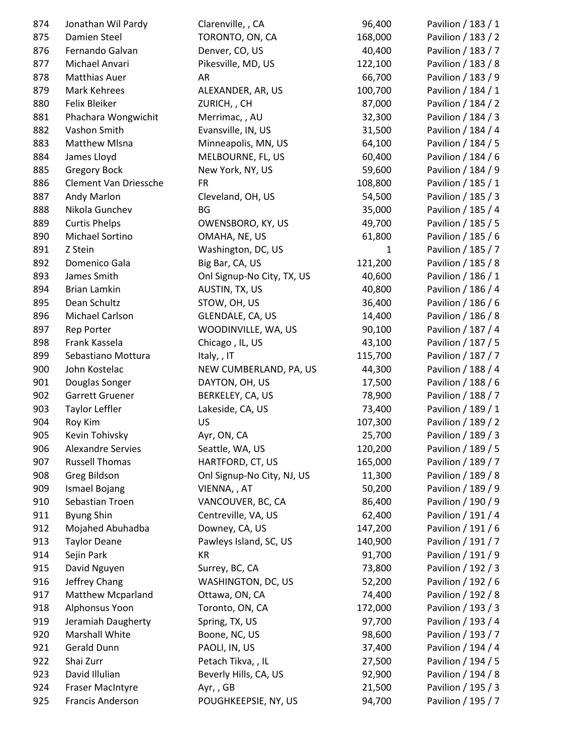| | | | | |
|---|---|---|---|---|
| 874 | Jonathan Wil Pardy | Clarenville, , CA | 96,400 | Pavilion / 183 / 1 |
| 875 | Damien Steel | TORONTO, ON, CA | 168,000 | Pavilion / 183 / 2 |
| 876 | Fernando Galvan | Denver, CO, US | 40,400 | Pavilion / 183 / 7 |
| 877 | Michael Anvari | Pikesville, MD, US | 122,100 | Pavilion / 183 / 8 |
| 878 | Matthias Auer | AR | 66,700 | Pavilion / 183 / 9 |
| 879 | Mark Kehrees | ALEXANDER, AR, US | 100,700 | Pavilion / 184 / 1 |
| 880 | Felix Bleiker | ZURICH, , CH | 87,000 | Pavilion / 184 / 2 |
| 881 | Phachara Wongwichit | Merrimac, , AU | 32,300 | Pavilion / 184 / 3 |
| 882 | Vashon Smith | Evansville, IN, US | 31,500 | Pavilion / 184 / 4 |
| 883 | Matthew Mlsna | Minneapolis, MN, US | 64,100 | Pavilion / 184 / 5 |
| 884 | James Lloyd | MELBOURNE, FL, US | 60,400 | Pavilion / 184 / 6 |
| 885 | Gregory Bock | New York, NY, US | 59,600 | Pavilion / 184 / 9 |
| 886 | Clement Van Driessche | FR | 108,800 | Pavilion / 185 / 1 |
| 887 | Andy Marlon | Cleveland, OH, US | 54,500 | Pavilion / 185 / 3 |
| 888 | Nikola Gunchev | BG | 35,000 | Pavilion / 185 / 4 |
| 889 | Curtis Phelps | OWENSBORO, KY, US | 49,700 | Pavilion / 185 / 5 |
| 890 | Michael Sortino | OMAHA, NE, US | 61,800 | Pavilion / 185 / 6 |
| 891 | Z Stein | Washington, DC, US | 1 | Pavilion / 185 / 7 |
| 892 | Domenico Gala | Big Bar, CA, US | 121,200 | Pavilion / 185 / 8 |
| 893 | James Smith | Onl Signup-No City, TX, US | 40,600 | Pavilion / 186 / 1 |
| 894 | Brian Lamkin | AUSTIN, TX, US | 40,800 | Pavilion / 186 / 4 |
| 895 | Dean Schultz | STOW, OH, US | 36,400 | Pavilion / 186 / 6 |
| 896 | Michael Carlson | GLENDALE, CA, US | 14,400 | Pavilion / 186 / 8 |
| 897 | Rep Porter | WOODINVILLE, WA, US | 90,100 | Pavilion / 187 / 4 |
| 898 | Frank Kassela | Chicago , IL, US | 43,100 | Pavilion / 187 / 5 |
| 899 | Sebastiano Mottura | Italy, , IT | 115,700 | Pavilion / 187 / 7 |
| 900 | John Kostelac | NEW CUMBERLAND, PA, US | 44,300 | Pavilion / 188 / 4 |
| 901 | Douglas Songer | DAYTON, OH, US | 17,500 | Pavilion / 188 / 6 |
| 902 | Garrett Gruener | BERKELEY, CA, US | 78,900 | Pavilion / 188 / 7 |
| 903 | Taylor Leffler | Lakeside, CA, US | 73,400 | Pavilion / 189 / 1 |
| 904 | Roy Kim | US | 107,300 | Pavilion / 189 / 2 |
| 905 | Kevin Tohivsky | Ayr, ON, CA | 25,700 | Pavilion / 189 / 3 |
| 906 | Alexandre Servies | Seattle, WA, US | 120,200 | Pavilion / 189 / 5 |
| 907 | Russell Thomas | HARTFORD, CT, US | 165,000 | Pavilion / 189 / 7 |
| 908 | Greg Bildson | Onl Signup-No City, NJ, US | 11,300 | Pavilion / 189 / 8 |
| 909 | Ismael Bojang | VIENNA, , AT | 50,200 | Pavilion / 189 / 9 |
| 910 | Sebastian Troen | VANCOUVER, BC, CA | 86,400 | Pavilion / 190 / 9 |
| 911 | Byung Shin | Centreville, VA, US | 62,400 | Pavilion / 191 / 4 |
| 912 | Mojahed Abuhadba | Downey, CA, US | 147,200 | Pavilion / 191 / 6 |
| 913 | Taylor Deane | Pawleys Island, SC, US | 140,900 | Pavilion / 191 / 7 |
| 914 | Sejin Park | KR | 91,700 | Pavilion / 191 / 9 |
| 915 | David Nguyen | Surrey, BC, CA | 73,800 | Pavilion / 192 / 3 |
| 916 | Jeffrey Chang | WASHINGTON, DC, US | 52,200 | Pavilion / 192 / 6 |
| 917 | Matthew Mcparland | Ottawa, ON, CA | 74,400 | Pavilion / 192 / 8 |
| 918 | Alphonsus Yoon | Toronto, ON, CA | 172,000 | Pavilion / 193 / 3 |
| 919 | Jeramiah Daugherty | Spring, TX, US | 97,700 | Pavilion / 193 / 4 |
| 920 | Marshall White | Boone, NC, US | 98,600 | Pavilion / 193 / 7 |
| 921 | Gerald Dunn | PAOLI, IN, US | 37,400 | Pavilion / 194 / 4 |
| 922 | Shai Zurr | Petach Tikva, , IL | 27,500 | Pavilion / 194 / 5 |
| 923 | David Illulian | Beverly Hills, CA, US | 92,900 | Pavilion / 194 / 8 |
| 924 | Fraser MacIntyre | Ayr, , GB | 21,500 | Pavilion / 195 / 3 |
| 925 | Francis Anderson | POUGHKEEPSIE, NY, US | 94,700 | Pavilion / 195 / 7 |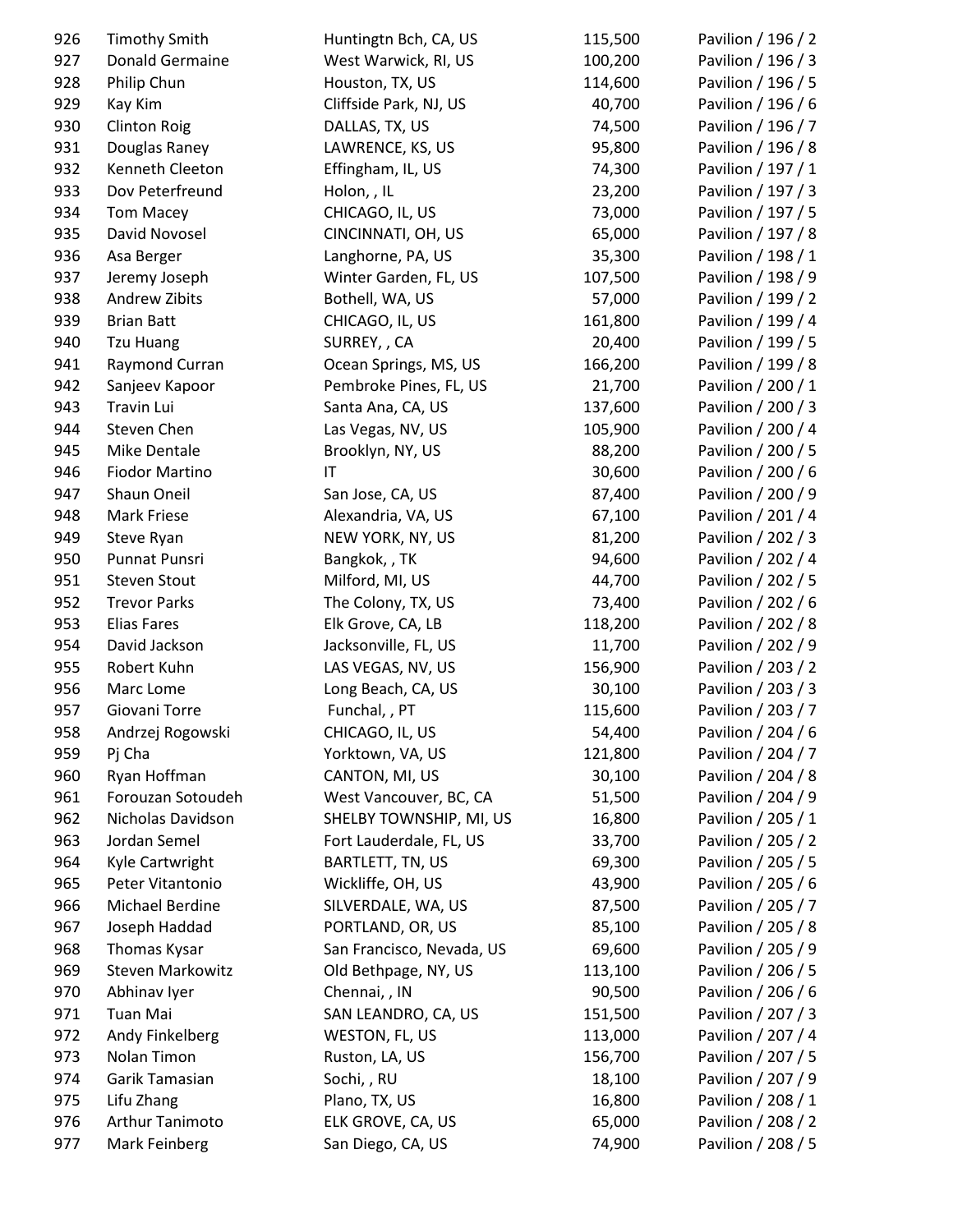| | | | | |
|---|---|---|---|---|
| 926 | Timothy Smith | Huntingtn Bch, CA, US | 115,500 | Pavilion / 196 / 2 |
| 927 | Donald Germaine | West Warwick, RI, US | 100,200 | Pavilion / 196 / 3 |
| 928 | Philip Chun | Houston, TX, US | 114,600 | Pavilion / 196 / 5 |
| 929 | Kay Kim | Cliffside Park, NJ, US | 40,700 | Pavilion / 196 / 6 |
| 930 | Clinton Roig | DALLAS, TX, US | 74,500 | Pavilion / 196 / 7 |
| 931 | Douglas Raney | LAWRENCE, KS, US | 95,800 | Pavilion / 196 / 8 |
| 932 | Kenneth Cleeton | Effingham, IL, US | 74,300 | Pavilion / 197 / 1 |
| 933 | Dov Peterfreund | Holon, , IL | 23,200 | Pavilion / 197 / 3 |
| 934 | Tom Macey | CHICAGO, IL, US | 73,000 | Pavilion / 197 / 5 |
| 935 | David Novosel | CINCINNATI, OH, US | 65,000 | Pavilion / 197 / 8 |
| 936 | Asa Berger | Langhorne, PA, US | 35,300 | Pavilion / 198 / 1 |
| 937 | Jeremy Joseph | Winter Garden, FL, US | 107,500 | Pavilion / 198 / 9 |
| 938 | Andrew Zibits | Bothell, WA, US | 57,000 | Pavilion / 199 / 2 |
| 939 | Brian Batt | CHICAGO, IL, US | 161,800 | Pavilion / 199 / 4 |
| 940 | Tzu Huang | SURREY, , CA | 20,400 | Pavilion / 199 / 5 |
| 941 | Raymond Curran | Ocean Springs, MS, US | 166,200 | Pavilion / 199 / 8 |
| 942 | Sanjeev Kapoor | Pembroke Pines, FL, US | 21,700 | Pavilion / 200 / 1 |
| 943 | Travin Lui | Santa Ana, CA, US | 137,600 | Pavilion / 200 / 3 |
| 944 | Steven Chen | Las Vegas, NV, US | 105,900 | Pavilion / 200 / 4 |
| 945 | Mike Dentale | Brooklyn, NY, US | 88,200 | Pavilion / 200 / 5 |
| 946 | Fiodor Martino | IT | 30,600 | Pavilion / 200 / 6 |
| 947 | Shaun Oneil | San Jose, CA, US | 87,400 | Pavilion / 200 / 9 |
| 948 | Mark Friese | Alexandria, VA, US | 67,100 | Pavilion / 201 / 4 |
| 949 | Steve Ryan | NEW YORK, NY, US | 81,200 | Pavilion / 202 / 3 |
| 950 | Punnat Punsri | Bangkok, , TK | 94,600 | Pavilion / 202 / 4 |
| 951 | Steven Stout | Milford, MI, US | 44,700 | Pavilion / 202 / 5 |
| 952 | Trevor Parks | The Colony, TX, US | 73,400 | Pavilion / 202 / 6 |
| 953 | Elias Fares | Elk Grove, CA, LB | 118,200 | Pavilion / 202 / 8 |
| 954 | David Jackson | Jacksonville, FL, US | 11,700 | Pavilion / 202 / 9 |
| 955 | Robert Kuhn | LAS VEGAS, NV, US | 156,900 | Pavilion / 203 / 2 |
| 956 | Marc Lome | Long Beach, CA, US | 30,100 | Pavilion / 203 / 3 |
| 957 | Giovani Torre | Funchal, , PT | 115,600 | Pavilion / 203 / 7 |
| 958 | Andrzej Rogowski | CHICAGO, IL, US | 54,400 | Pavilion / 204 / 6 |
| 959 | Pj Cha | Yorktown, VA, US | 121,800 | Pavilion / 204 / 7 |
| 960 | Ryan Hoffman | CANTON, MI, US | 30,100 | Pavilion / 204 / 8 |
| 961 | Forouzan Sotoudeh | West Vancouver, BC, CA | 51,500 | Pavilion / 204 / 9 |
| 962 | Nicholas Davidson | SHELBY TOWNSHIP, MI, US | 16,800 | Pavilion / 205 / 1 |
| 963 | Jordan Semel | Fort Lauderdale, FL, US | 33,700 | Pavilion / 205 / 2 |
| 964 | Kyle Cartwright | BARTLETT, TN, US | 69,300 | Pavilion / 205 / 5 |
| 965 | Peter Vitantonio | Wickliffe, OH, US | 43,900 | Pavilion / 205 / 6 |
| 966 | Michael Berdine | SILVERDALE, WA, US | 87,500 | Pavilion / 205 / 7 |
| 967 | Joseph Haddad | PORTLAND, OR, US | 85,100 | Pavilion / 205 / 8 |
| 968 | Thomas Kysar | San Francisco, Nevada, US | 69,600 | Pavilion / 205 / 9 |
| 969 | Steven Markowitz | Old Bethpage, NY, US | 113,100 | Pavilion / 206 / 5 |
| 970 | Abhinav Iyer | Chennai, , IN | 90,500 | Pavilion / 206 / 6 |
| 971 | Tuan Mai | SAN LEANDRO, CA, US | 151,500 | Pavilion / 207 / 3 |
| 972 | Andy Finkelberg | WESTON, FL, US | 113,000 | Pavilion / 207 / 4 |
| 973 | Nolan Timon | Ruston, LA, US | 156,700 | Pavilion / 207 / 5 |
| 974 | Garik Tamasian | Sochi, , RU | 18,100 | Pavilion / 207 / 9 |
| 975 | Lifu Zhang | Plano, TX, US | 16,800 | Pavilion / 208 / 1 |
| 976 | Arthur Tanimoto | ELK GROVE, CA, US | 65,000 | Pavilion / 208 / 2 |
| 977 | Mark Feinberg | San Diego, CA, US | 74,900 | Pavilion / 208 / 5 |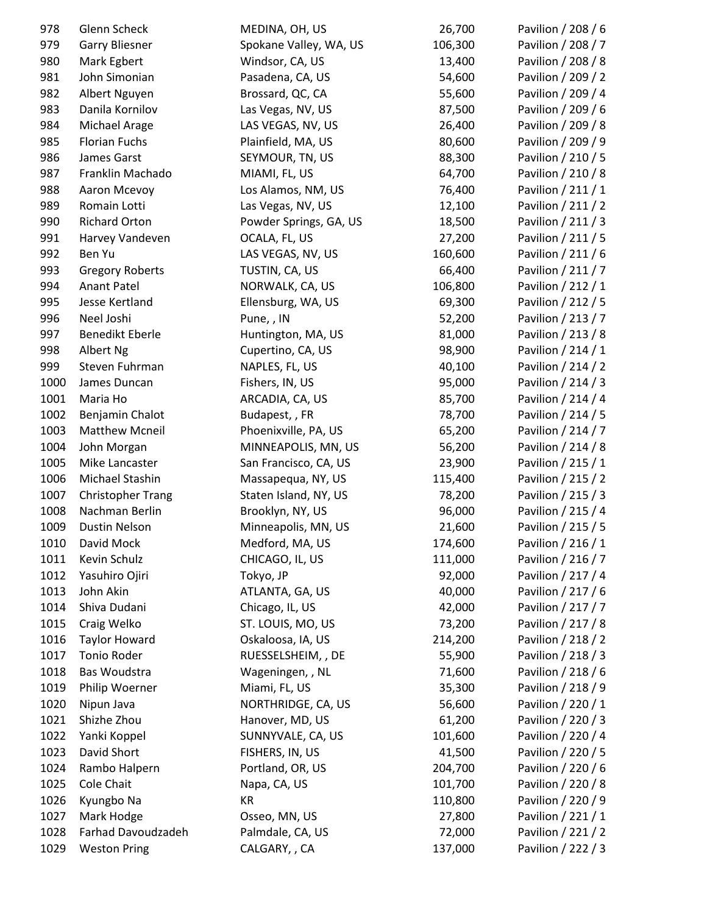| | | | | |
|---|---|---|---|---|
| 978 | Glenn Scheck | MEDINA, OH, US | 26,700 | Pavilion / 208 / 6 |
| 979 | Garry Bliesner | Spokane Valley, WA, US | 106,300 | Pavilion / 208 / 7 |
| 980 | Mark Egbert | Windsor, CA, US | 13,400 | Pavilion / 208 / 8 |
| 981 | John Simonian | Pasadena, CA, US | 54,600 | Pavilion / 209 / 2 |
| 982 | Albert Nguyen | Brossard, QC, CA | 55,600 | Pavilion / 209 / 4 |
| 983 | Danila Kornilov | Las Vegas, NV, US | 87,500 | Pavilion / 209 / 6 |
| 984 | Michael Arage | LAS VEGAS, NV, US | 26,400 | Pavilion / 209 / 8 |
| 985 | Florian Fuchs | Plainfield, MA, US | 80,600 | Pavilion / 209 / 9 |
| 986 | James Garst | SEYMOUR, TN, US | 88,300 | Pavilion / 210 / 5 |
| 987 | Franklin Machado | MIAMI, FL, US | 64,700 | Pavilion / 210 / 8 |
| 988 | Aaron Mcevoy | Los Alamos, NM, US | 76,400 | Pavilion / 211 / 1 |
| 989 | Romain Lotti | Las Vegas, NV, US | 12,100 | Pavilion / 211 / 2 |
| 990 | Richard Orton | Powder Springs, GA, US | 18,500 | Pavilion / 211 / 3 |
| 991 | Harvey Vandeven | OCALA, FL, US | 27,200 | Pavilion / 211 / 5 |
| 992 | Ben Yu | LAS VEGAS, NV, US | 160,600 | Pavilion / 211 / 6 |
| 993 | Gregory Roberts | TUSTIN, CA, US | 66,400 | Pavilion / 211 / 7 |
| 994 | Anant Patel | NORWALK, CA, US | 106,800 | Pavilion / 212 / 1 |
| 995 | Jesse Kertland | Ellensburg, WA, US | 69,300 | Pavilion / 212 / 5 |
| 996 | Neel Joshi | Pune, , IN | 52,200 | Pavilion / 213 / 7 |
| 997 | Benedikt Eberle | Huntington, MA, US | 81,000 | Pavilion / 213 / 8 |
| 998 | Albert Ng | Cupertino, CA, US | 98,900 | Pavilion / 214 / 1 |
| 999 | Steven Fuhrman | NAPLES, FL, US | 40,100 | Pavilion / 214 / 2 |
| 1000 | James Duncan | Fishers, IN, US | 95,000 | Pavilion / 214 / 3 |
| 1001 | Maria Ho | ARCADIA, CA, US | 85,700 | Pavilion / 214 / 4 |
| 1002 | Benjamin Chalot | Budapest, , FR | 78,700 | Pavilion / 214 / 5 |
| 1003 | Matthew Mcneil | Phoenixville, PA, US | 65,200 | Pavilion / 214 / 7 |
| 1004 | John Morgan | MINNEAPOLIS, MN, US | 56,200 | Pavilion / 214 / 8 |
| 1005 | Mike Lancaster | San Francisco, CA, US | 23,900 | Pavilion / 215 / 1 |
| 1006 | Michael Stashin | Massapequa, NY, US | 115,400 | Pavilion / 215 / 2 |
| 1007 | Christopher Trang | Staten Island, NY, US | 78,200 | Pavilion / 215 / 3 |
| 1008 | Nachman Berlin | Brooklyn, NY, US | 96,000 | Pavilion / 215 / 4 |
| 1009 | Dustin Nelson | Minneapolis, MN, US | 21,600 | Pavilion / 215 / 5 |
| 1010 | David Mock | Medford, MA, US | 174,600 | Pavilion / 216 / 1 |
| 1011 | Kevin Schulz | CHICAGO, IL, US | 111,000 | Pavilion / 216 / 7 |
| 1012 | Yasuhiro Ojiri | Tokyo, JP | 92,000 | Pavilion / 217 / 4 |
| 1013 | John Akin | ATLANTA, GA, US | 40,000 | Pavilion / 217 / 6 |
| 1014 | Shiva Dudani | Chicago, IL, US | 42,000 | Pavilion / 217 / 7 |
| 1015 | Craig Welko | ST. LOUIS, MO, US | 73,200 | Pavilion / 217 / 8 |
| 1016 | Taylor Howard | Oskaloosa, IA, US | 214,200 | Pavilion / 218 / 2 |
| 1017 | Tonio Roder | RUESSELSHEIM, , DE | 55,900 | Pavilion / 218 / 3 |
| 1018 | Bas Woudstra | Wageningen, , NL | 71,600 | Pavilion / 218 / 6 |
| 1019 | Philip Woerner | Miami, FL, US | 35,300 | Pavilion / 218 / 9 |
| 1020 | Nipun Java | NORTHRIDGE, CA, US | 56,600 | Pavilion / 220 / 1 |
| 1021 | Shizhe Zhou | Hanover, MD, US | 61,200 | Pavilion / 220 / 3 |
| 1022 | Yanki Koppel | SUNNYVALE, CA, US | 101,600 | Pavilion / 220 / 4 |
| 1023 | David Short | FISHERS, IN, US | 41,500 | Pavilion / 220 / 5 |
| 1024 | Rambo Halpern | Portland, OR, US | 204,700 | Pavilion / 220 / 6 |
| 1025 | Cole Chait | Napa, CA, US | 101,700 | Pavilion / 220 / 8 |
| 1026 | Kyungbo Na | KR | 110,800 | Pavilion / 220 / 9 |
| 1027 | Mark Hodge | Osseo, MN, US | 27,800 | Pavilion / 221 / 1 |
| 1028 | Farhad Davoudzadeh | Palmdale, CA, US | 72,000 | Pavilion / 221 / 2 |
| 1029 | Weston Pring | CALGARY, , CA | 137,000 | Pavilion / 222 / 3 |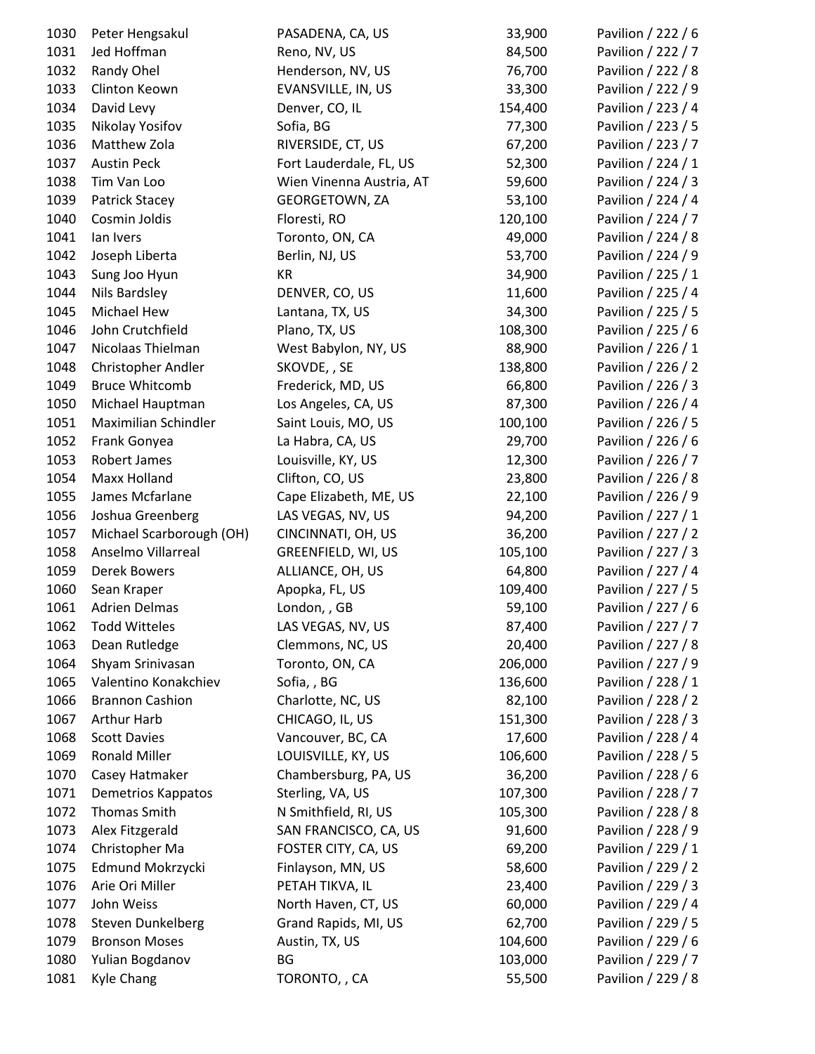| | | | | |
|---|---|---|---|---|
| 1030 | Peter Hengsakul | PASADENA, CA, US | 33,900 | Pavilion / 222 / 6 |
| 1031 | Jed Hoffman | Reno, NV, US | 84,500 | Pavilion / 222 / 7 |
| 1032 | Randy Ohel | Henderson, NV, US | 76,700 | Pavilion / 222 / 8 |
| 1033 | Clinton Keown | EVANSVILLE, IN, US | 33,300 | Pavilion / 222 / 9 |
| 1034 | David Levy | Denver, CO, IL | 154,400 | Pavilion / 223 / 4 |
| 1035 | Nikolay Yosifov | Sofia, BG | 77,300 | Pavilion / 223 / 5 |
| 1036 | Matthew Zola | RIVERSIDE, CT, US | 67,200 | Pavilion / 223 / 7 |
| 1037 | Austin Peck | Fort Lauderdale, FL, US | 52,300 | Pavilion / 224 / 1 |
| 1038 | Tim Van Loo | Wien Vinenna Austria, AT | 59,600 | Pavilion / 224 / 3 |
| 1039 | Patrick Stacey | GEORGETOWN, ZA | 53,100 | Pavilion / 224 / 4 |
| 1040 | Cosmin Joldis | Floresti, RO | 120,100 | Pavilion / 224 / 7 |
| 1041 | Ian Ivers | Toronto, ON, CA | 49,000 | Pavilion / 224 / 8 |
| 1042 | Joseph Liberta | Berlin, NJ, US | 53,700 | Pavilion / 224 / 9 |
| 1043 | Sung Joo Hyun | KR | 34,900 | Pavilion / 225 / 1 |
| 1044 | Nils Bardsley | DENVER, CO, US | 11,600 | Pavilion / 225 / 4 |
| 1045 | Michael Hew | Lantana, TX, US | 34,300 | Pavilion / 225 / 5 |
| 1046 | John Crutchfield | Plano, TX, US | 108,300 | Pavilion / 225 / 6 |
| 1047 | Nicolaas Thielman | West Babylon, NY, US | 88,900 | Pavilion / 226 / 1 |
| 1048 | Christopher Andler | SKOVDE, , SE | 138,800 | Pavilion / 226 / 2 |
| 1049 | Bruce Whitcomb | Frederick, MD, US | 66,800 | Pavilion / 226 / 3 |
| 1050 | Michael Hauptman | Los Angeles, CA, US | 87,300 | Pavilion / 226 / 4 |
| 1051 | Maximilian Schindler | Saint Louis, MO, US | 100,100 | Pavilion / 226 / 5 |
| 1052 | Frank Gonyea | La Habra, CA, US | 29,700 | Pavilion / 226 / 6 |
| 1053 | Robert James | Louisville, KY, US | 12,300 | Pavilion / 226 / 7 |
| 1054 | Maxx Holland | Clifton, CO, US | 23,800 | Pavilion / 226 / 8 |
| 1055 | James Mcfarlane | Cape Elizabeth, ME, US | 22,100 | Pavilion / 226 / 9 |
| 1056 | Joshua Greenberg | LAS VEGAS, NV, US | 94,200 | Pavilion / 227 / 1 |
| 1057 | Michael Scarborough (OH) | CINCINNATI, OH, US | 36,200 | Pavilion / 227 / 2 |
| 1058 | Anselmo Villarreal | GREENFIELD, WI, US | 105,100 | Pavilion / 227 / 3 |
| 1059 | Derek Bowers | ALLIANCE, OH, US | 64,800 | Pavilion / 227 / 4 |
| 1060 | Sean Kraper | Apopka, FL, US | 109,400 | Pavilion / 227 / 5 |
| 1061 | Adrien Delmas | London, , GB | 59,100 | Pavilion / 227 / 6 |
| 1062 | Todd Witteles | LAS VEGAS, NV, US | 87,400 | Pavilion / 227 / 7 |
| 1063 | Dean Rutledge | Clemmons, NC, US | 20,400 | Pavilion / 227 / 8 |
| 1064 | Shyam Srinivasan | Toronto, ON, CA | 206,000 | Pavilion / 227 / 9 |
| 1065 | Valentino Konakchiev | Sofia, , BG | 136,600 | Pavilion / 228 / 1 |
| 1066 | Brannon Cashion | Charlotte, NC, US | 82,100 | Pavilion / 228 / 2 |
| 1067 | Arthur Harb | CHICAGO, IL, US | 151,300 | Pavilion / 228 / 3 |
| 1068 | Scott Davies | Vancouver, BC, CA | 17,600 | Pavilion / 228 / 4 |
| 1069 | Ronald Miller | LOUISVILLE, KY, US | 106,600 | Pavilion / 228 / 5 |
| 1070 | Casey Hatmaker | Chambersburg, PA, US | 36,200 | Pavilion / 228 / 6 |
| 1071 | Demetrios Kappatos | Sterling, VA, US | 107,300 | Pavilion / 228 / 7 |
| 1072 | Thomas Smith | N Smithfield, RI, US | 105,300 | Pavilion / 228 / 8 |
| 1073 | Alex Fitzgerald | SAN FRANCISCO, CA, US | 91,600 | Pavilion / 228 / 9 |
| 1074 | Christopher Ma | FOSTER CITY, CA, US | 69,200 | Pavilion / 229 / 1 |
| 1075 | Edmund Mokrzycki | Finlayson, MN, US | 58,600 | Pavilion / 229 / 2 |
| 1076 | Arie Ori Miller | PETAH TIKVA, IL | 23,400 | Pavilion / 229 / 3 |
| 1077 | John Weiss | North Haven, CT, US | 60,000 | Pavilion / 229 / 4 |
| 1078 | Steven Dunkelberg | Grand Rapids, MI, US | 62,700 | Pavilion / 229 / 5 |
| 1079 | Bronson Moses | Austin, TX, US | 104,600 | Pavilion / 229 / 6 |
| 1080 | Yulian Bogdanov | BG | 103,000 | Pavilion / 229 / 7 |
| 1081 | Kyle Chang | TORONTO, , CA | 55,500 | Pavilion / 229 / 8 |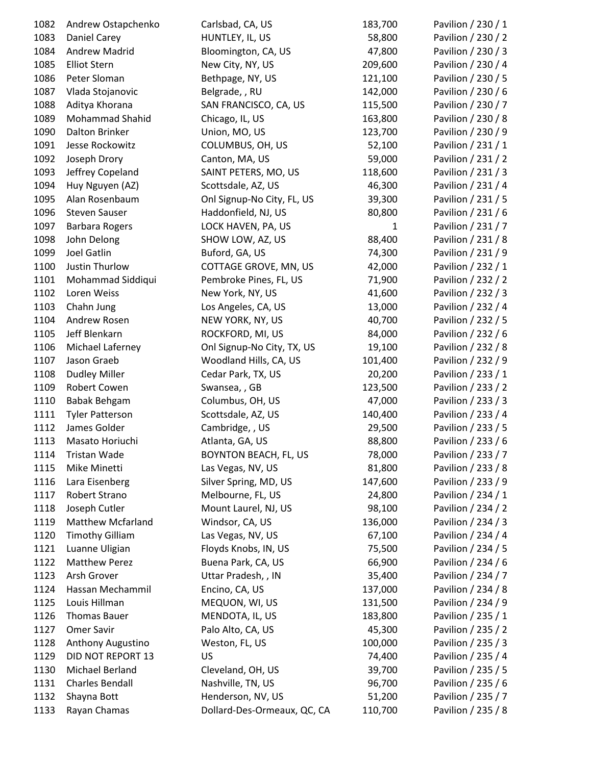| | | | | |
|---|---|---|---|---|
| 1082 | Andrew Ostapchenko | Carlsbad, CA, US | 183,700 | Pavilion / 230 / 1 |
| 1083 | Daniel Carey | HUNTLEY, IL, US | 58,800 | Pavilion / 230 / 2 |
| 1084 | Andrew Madrid | Bloomington, CA, US | 47,800 | Pavilion / 230 / 3 |
| 1085 | Elliot Stern | New City, NY, US | 209,600 | Pavilion / 230 / 4 |
| 1086 | Peter Sloman | Bethpage, NY, US | 121,100 | Pavilion / 230 / 5 |
| 1087 | Vlada Stojanovic | Belgrade, , RU | 142,000 | Pavilion / 230 / 6 |
| 1088 | Aditya Khorana | SAN FRANCISCO, CA, US | 115,500 | Pavilion / 230 / 7 |
| 1089 | Mohammad Shahid | Chicago, IL, US | 163,800 | Pavilion / 230 / 8 |
| 1090 | Dalton Brinker | Union, MO, US | 123,700 | Pavilion / 230 / 9 |
| 1091 | Jesse Rockowitz | COLUMBUS, OH, US | 52,100 | Pavilion / 231 / 1 |
| 1092 | Joseph Drory | Canton, MA, US | 59,000 | Pavilion / 231 / 2 |
| 1093 | Jeffrey Copeland | SAINT PETERS, MO, US | 118,600 | Pavilion / 231 / 3 |
| 1094 | Huy Nguyen (AZ) | Scottsdale, AZ, US | 46,300 | Pavilion / 231 / 4 |
| 1095 | Alan Rosenbaum | Onl Signup-No City, FL, US | 39,300 | Pavilion / 231 / 5 |
| 1096 | Steven Sauser | Haddonfield, NJ, US | 80,800 | Pavilion / 231 / 6 |
| 1097 | Barbara Rogers | LOCK HAVEN, PA, US | 1 | Pavilion / 231 / 7 |
| 1098 | John Delong | SHOW LOW, AZ, US | 88,400 | Pavilion / 231 / 8 |
| 1099 | Joel Gatlin | Buford, GA, US | 74,300 | Pavilion / 231 / 9 |
| 1100 | Justin Thurlow | COTTAGE GROVE, MN, US | 42,000 | Pavilion / 232 / 1 |
| 1101 | Mohammad Siddiqui | Pembroke Pines, FL, US | 71,900 | Pavilion / 232 / 2 |
| 1102 | Loren Weiss | New York, NY, US | 41,600 | Pavilion / 232 / 3 |
| 1103 | Chahn Jung | Los Angeles, CA, US | 13,000 | Pavilion / 232 / 4 |
| 1104 | Andrew Rosen | NEW YORK, NY, US | 40,700 | Pavilion / 232 / 5 |
| 1105 | Jeff Blenkarn | ROCKFORD, MI, US | 84,000 | Pavilion / 232 / 6 |
| 1106 | Michael Laferney | Onl Signup-No City, TX, US | 19,100 | Pavilion / 232 / 8 |
| 1107 | Jason Graeb | Woodland Hills, CA, US | 101,400 | Pavilion / 232 / 9 |
| 1108 | Dudley Miller | Cedar Park, TX, US | 20,200 | Pavilion / 233 / 1 |
| 1109 | Robert Cowen | Swansea, , GB | 123,500 | Pavilion / 233 / 2 |
| 1110 | Babak Behgam | Columbus, OH, US | 47,000 | Pavilion / 233 / 3 |
| 1111 | Tyler Patterson | Scottsdale, AZ, US | 140,400 | Pavilion / 233 / 4 |
| 1112 | James Golder | Cambridge, , US | 29,500 | Pavilion / 233 / 5 |
| 1113 | Masato Horiuchi | Atlanta, GA, US | 88,800 | Pavilion / 233 / 6 |
| 1114 | Tristan Wade | BOYNTON BEACH, FL, US | 78,000 | Pavilion / 233 / 7 |
| 1115 | Mike Minetti | Las Vegas, NV, US | 81,800 | Pavilion / 233 / 8 |
| 1116 | Lara Eisenberg | Silver Spring, MD, US | 147,600 | Pavilion / 233 / 9 |
| 1117 | Robert Strano | Melbourne, FL, US | 24,800 | Pavilion / 234 / 1 |
| 1118 | Joseph Cutler | Mount Laurel, NJ, US | 98,100 | Pavilion / 234 / 2 |
| 1119 | Matthew Mcfarland | Windsor, CA, US | 136,000 | Pavilion / 234 / 3 |
| 1120 | Timothy Gilliam | Las Vegas, NV, US | 67,100 | Pavilion / 234 / 4 |
| 1121 | Luanne Uligian | Floyds Knobs, IN, US | 75,500 | Pavilion / 234 / 5 |
| 1122 | Matthew Perez | Buena Park, CA, US | 66,900 | Pavilion / 234 / 6 |
| 1123 | Arsh Grover | Uttar Pradesh, , IN | 35,400 | Pavilion / 234 / 7 |
| 1124 | Hassan Mechammil | Encino, CA, US | 137,000 | Pavilion / 234 / 8 |
| 1125 | Louis Hillman | MEQUON, WI, US | 131,500 | Pavilion / 234 / 9 |
| 1126 | Thomas Bauer | MENDOTA, IL, US | 183,800 | Pavilion / 235 / 1 |
| 1127 | Omer Savir | Palo Alto, CA, US | 45,300 | Pavilion / 235 / 2 |
| 1128 | Anthony Augustino | Weston, FL, US | 100,000 | Pavilion / 235 / 3 |
| 1129 | DID NOT REPORT 13 | US | 74,400 | Pavilion / 235 / 4 |
| 1130 | Michael Berland | Cleveland, OH, US | 39,700 | Pavilion / 235 / 5 |
| 1131 | Charles Bendall | Nashville, TN, US | 96,700 | Pavilion / 235 / 6 |
| 1132 | Shayna Bott | Henderson, NV, US | 51,200 | Pavilion / 235 / 7 |
| 1133 | Rayan Chamas | Dollard-Des-Ormeaux, QC, CA | 110,700 | Pavilion / 235 / 8 |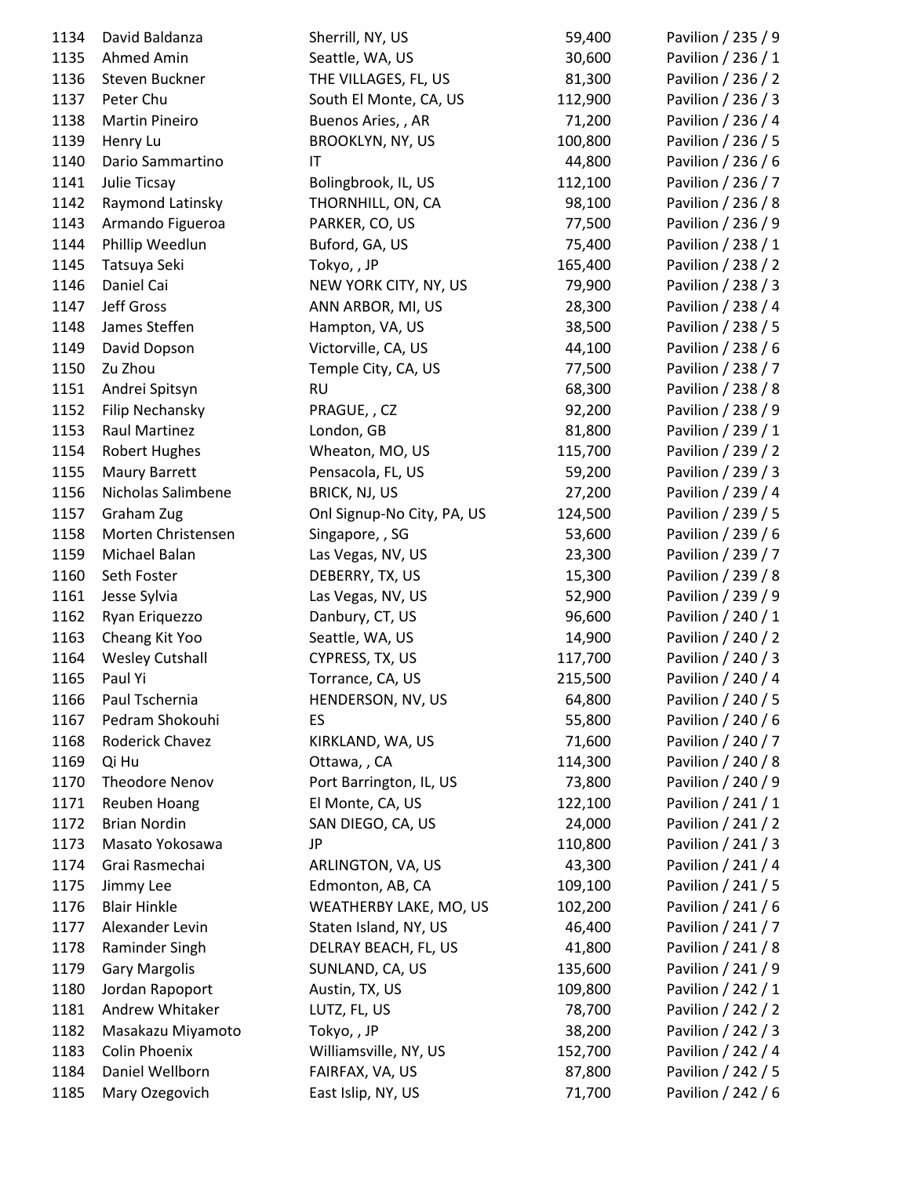| | | | | |
|---|---|---|---|---|
| 1134 | David Baldanza | Sherrill, NY, US | 59,400 | Pavilion / 235 / 9 |
| 1135 | Ahmed Amin | Seattle, WA, US | 30,600 | Pavilion / 236 / 1 |
| 1136 | Steven Buckner | THE VILLAGES, FL, US | 81,300 | Pavilion / 236 / 2 |
| 1137 | Peter Chu | South El Monte, CA, US | 112,900 | Pavilion / 236 / 3 |
| 1138 | Martin Pineiro | Buenos Aries, , AR | 71,200 | Pavilion / 236 / 4 |
| 1139 | Henry Lu | BROOKLYN, NY, US | 100,800 | Pavilion / 236 / 5 |
| 1140 | Dario Sammartino | IT | 44,800 | Pavilion / 236 / 6 |
| 1141 | Julie Ticsay | Bolingbrook, IL, US | 112,100 | Pavilion / 236 / 7 |
| 1142 | Raymond Latinsky | THORNHILL, ON, CA | 98,100 | Pavilion / 236 / 8 |
| 1143 | Armando Figueroa | PARKER, CO, US | 77,500 | Pavilion / 236 / 9 |
| 1144 | Phillip Weedlun | Buford, GA, US | 75,400 | Pavilion / 238 / 1 |
| 1145 | Tatsuya Seki | Tokyo, , JP | 165,400 | Pavilion / 238 / 2 |
| 1146 | Daniel Cai | NEW YORK CITY, NY, US | 79,900 | Pavilion / 238 / 3 |
| 1147 | Jeff Gross | ANN ARBOR, MI, US | 28,300 | Pavilion / 238 / 4 |
| 1148 | James Steffen | Hampton, VA, US | 38,500 | Pavilion / 238 / 5 |
| 1149 | David Dopson | Victorville, CA, US | 44,100 | Pavilion / 238 / 6 |
| 1150 | Zu Zhou | Temple City, CA, US | 77,500 | Pavilion / 238 / 7 |
| 1151 | Andrei Spitsyn | RU | 68,300 | Pavilion / 238 / 8 |
| 1152 | Filip Nechansky | PRAGUE, , CZ | 92,200 | Pavilion / 238 / 9 |
| 1153 | Raul Martinez | London, GB | 81,800 | Pavilion / 239 / 1 |
| 1154 | Robert Hughes | Wheaton, MO, US | 115,700 | Pavilion / 239 / 2 |
| 1155 | Maury Barrett | Pensacola, FL, US | 59,200 | Pavilion / 239 / 3 |
| 1156 | Nicholas Salimbene | BRICK, NJ, US | 27,200 | Pavilion / 239 / 4 |
| 1157 | Graham Zug | Onl Signup-No City, PA, US | 124,500 | Pavilion / 239 / 5 |
| 1158 | Morten Christensen | Singapore, , SG | 53,600 | Pavilion / 239 / 6 |
| 1159 | Michael Balan | Las Vegas, NV, US | 23,300 | Pavilion / 239 / 7 |
| 1160 | Seth Foster | DEBERRY, TX, US | 15,300 | Pavilion / 239 / 8 |
| 1161 | Jesse Sylvia | Las Vegas, NV, US | 52,900 | Pavilion / 239 / 9 |
| 1162 | Ryan Eriquezzo | Danbury, CT, US | 96,600 | Pavilion / 240 / 1 |
| 1163 | Cheang Kit Yoo | Seattle, WA, US | 14,900 | Pavilion / 240 / 2 |
| 1164 | Wesley Cutshall | CYPRESS, TX, US | 117,700 | Pavilion / 240 / 3 |
| 1165 | Paul Yi | Torrance, CA, US | 215,500 | Pavilion / 240 / 4 |
| 1166 | Paul Tschernia | HENDERSON, NV, US | 64,800 | Pavilion / 240 / 5 |
| 1167 | Pedram Shokouhi | ES | 55,800 | Pavilion / 240 / 6 |
| 1168 | Roderick Chavez | KIRKLAND, WA, US | 71,600 | Pavilion / 240 / 7 |
| 1169 | Qi Hu | Ottawa, , CA | 114,300 | Pavilion / 240 / 8 |
| 1170 | Theodore Nenov | Port Barrington, IL, US | 73,800 | Pavilion / 240 / 9 |
| 1171 | Reuben Hoang | El Monte, CA, US | 122,100 | Pavilion / 241 / 1 |
| 1172 | Brian Nordin | SAN DIEGO, CA, US | 24,000 | Pavilion / 241 / 2 |
| 1173 | Masato Yokosawa | JP | 110,800 | Pavilion / 241 / 3 |
| 1174 | Grai Rasmechai | ARLINGTON, VA, US | 43,300 | Pavilion / 241 / 4 |
| 1175 | Jimmy Lee | Edmonton, AB, CA | 109,100 | Pavilion / 241 / 5 |
| 1176 | Blair Hinkle | WEATHERBY LAKE, MO, US | 102,200 | Pavilion / 241 / 6 |
| 1177 | Alexander Levin | Staten Island, NY, US | 46,400 | Pavilion / 241 / 7 |
| 1178 | Raminder Singh | DELRAY BEACH, FL, US | 41,800 | Pavilion / 241 / 8 |
| 1179 | Gary Margolis | SUNLAND, CA, US | 135,600 | Pavilion / 241 / 9 |
| 1180 | Jordan Rapoport | Austin, TX, US | 109,800 | Pavilion / 242 / 1 |
| 1181 | Andrew Whitaker | LUTZ, FL, US | 78,700 | Pavilion / 242 / 2 |
| 1182 | Masakazu Miyamoto | Tokyo, , JP | 38,200 | Pavilion / 242 / 3 |
| 1183 | Colin Phoenix | Williamsville, NY, US | 152,700 | Pavilion / 242 / 4 |
| 1184 | Daniel Wellborn | FAIRFAX, VA, US | 87,800 | Pavilion / 242 / 5 |
| 1185 | Mary Ozegovich | East Islip, NY, US | 71,700 | Pavilion / 242 / 6 |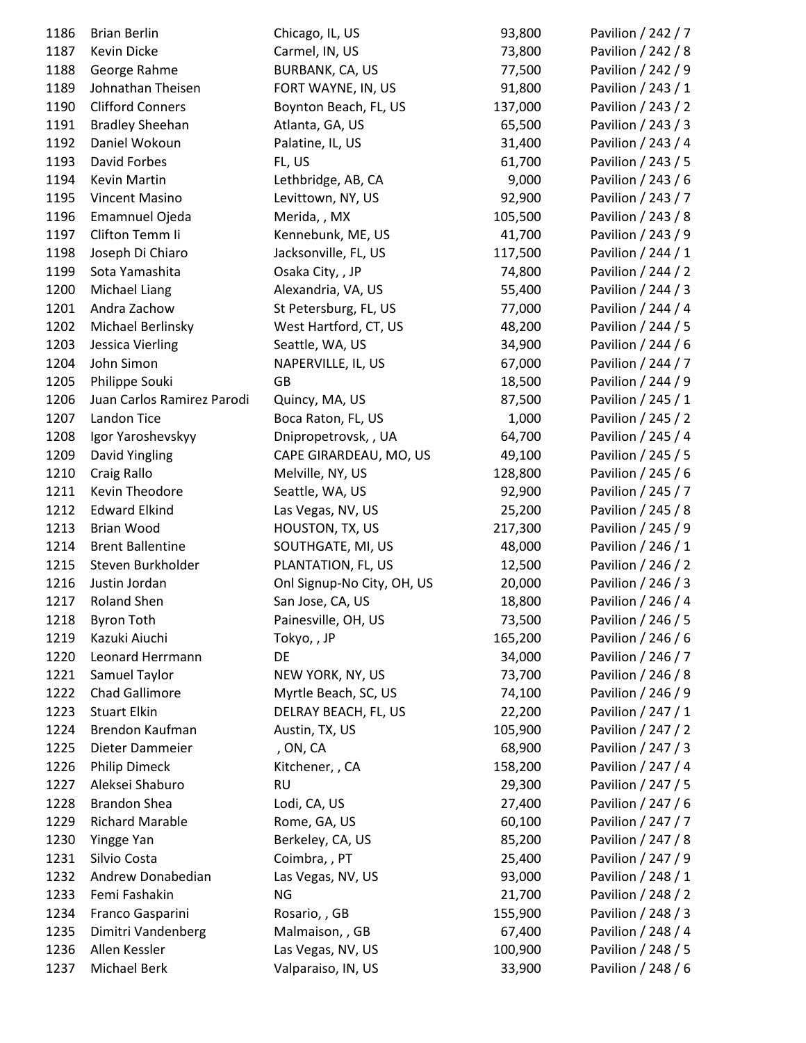| | | | | |
|---|---|---|---|---|
| 1186 | Brian Berlin | Chicago, IL, US | 93,800 | Pavilion / 242 / 7 |
| 1187 | Kevin Dicke | Carmel, IN, US | 73,800 | Pavilion / 242 / 8 |
| 1188 | George Rahme | BURBANK, CA, US | 77,500 | Pavilion / 242 / 9 |
| 1189 | Johnathan Theisen | FORT WAYNE, IN, US | 91,800 | Pavilion / 243 / 1 |
| 1190 | Clifford Conners | Boynton Beach, FL, US | 137,000 | Pavilion / 243 / 2 |
| 1191 | Bradley Sheehan | Atlanta, GA, US | 65,500 | Pavilion / 243 / 3 |
| 1192 | Daniel Wokoun | Palatine, IL, US | 31,400 | Pavilion / 243 / 4 |
| 1193 | David Forbes | FL, US | 61,700 | Pavilion / 243 / 5 |
| 1194 | Kevin Martin | Lethbridge, AB, CA | 9,000 | Pavilion / 243 / 6 |
| 1195 | Vincent Masino | Levittown, NY, US | 92,900 | Pavilion / 243 / 7 |
| 1196 | Emamnuel Ojeda | Merida, , MX | 105,500 | Pavilion / 243 / 8 |
| 1197 | Clifton Temm Ii | Kennebunk, ME, US | 41,700 | Pavilion / 243 / 9 |
| 1198 | Joseph Di Chiaro | Jacksonville, FL, US | 117,500 | Pavilion / 244 / 1 |
| 1199 | Sota Yamashita | Osaka City, , JP | 74,800 | Pavilion / 244 / 2 |
| 1200 | Michael Liang | Alexandria, VA, US | 55,400 | Pavilion / 244 / 3 |
| 1201 | Andra Zachow | St Petersburg, FL, US | 77,000 | Pavilion / 244 / 4 |
| 1202 | Michael Berlinsky | West Hartford, CT, US | 48,200 | Pavilion / 244 / 5 |
| 1203 | Jessica Vierling | Seattle, WA, US | 34,900 | Pavilion / 244 / 6 |
| 1204 | John Simon | NAPERVILLE, IL, US | 67,000 | Pavilion / 244 / 7 |
| 1205 | Philippe Souki | GB | 18,500 | Pavilion / 244 / 9 |
| 1206 | Juan Carlos Ramirez Parodi | Quincy, MA, US | 87,500 | Pavilion / 245 / 1 |
| 1207 | Landon Tice | Boca Raton, FL, US | 1,000 | Pavilion / 245 / 2 |
| 1208 | Igor Yaroshevskyy | Dnipropetrovsk, , UA | 64,700 | Pavilion / 245 / 4 |
| 1209 | David Yingling | CAPE GIRARDEAU, MO, US | 49,100 | Pavilion / 245 / 5 |
| 1210 | Craig Rallo | Melville, NY, US | 128,800 | Pavilion / 245 / 6 |
| 1211 | Kevin Theodore | Seattle, WA, US | 92,900 | Pavilion / 245 / 7 |
| 1212 | Edward Elkind | Las Vegas, NV, US | 25,200 | Pavilion / 245 / 8 |
| 1213 | Brian Wood | HOUSTON, TX, US | 217,300 | Pavilion / 245 / 9 |
| 1214 | Brent Ballentine | SOUTHGATE, MI, US | 48,000 | Pavilion / 246 / 1 |
| 1215 | Steven Burkholder | PLANTATION, FL, US | 12,500 | Pavilion / 246 / 2 |
| 1216 | Justin Jordan | Onl Signup-No City, OH, US | 20,000 | Pavilion / 246 / 3 |
| 1217 | Roland Shen | San Jose, CA, US | 18,800 | Pavilion / 246 / 4 |
| 1218 | Byron Toth | Painesville, OH, US | 73,500 | Pavilion / 246 / 5 |
| 1219 | Kazuki Aiuchi | Tokyo, , JP | 165,200 | Pavilion / 246 / 6 |
| 1220 | Leonard Herrmann | DE | 34,000 | Pavilion / 246 / 7 |
| 1221 | Samuel Taylor | NEW YORK, NY, US | 73,700 | Pavilion / 246 / 8 |
| 1222 | Chad Gallimore | Myrtle Beach, SC, US | 74,100 | Pavilion / 246 / 9 |
| 1223 | Stuart Elkin | DELRAY BEACH, FL, US | 22,200 | Pavilion / 247 / 1 |
| 1224 | Brendon Kaufman | Austin, TX, US | 105,900 | Pavilion / 247 / 2 |
| 1225 | Dieter Dammeier | , ON, CA | 68,900 | Pavilion / 247 / 3 |
| 1226 | Philip Dimeck | Kitchener, , CA | 158,200 | Pavilion / 247 / 4 |
| 1227 | Aleksei Shaburo | RU | 29,300 | Pavilion / 247 / 5 |
| 1228 | Brandon Shea | Lodi, CA, US | 27,400 | Pavilion / 247 / 6 |
| 1229 | Richard Marable | Rome, GA, US | 60,100 | Pavilion / 247 / 7 |
| 1230 | Yingge Yan | Berkeley, CA, US | 85,200 | Pavilion / 247 / 8 |
| 1231 | Silvio Costa | Coimbra, , PT | 25,400 | Pavilion / 247 / 9 |
| 1232 | Andrew Donabedian | Las Vegas, NV, US | 93,000 | Pavilion / 248 / 1 |
| 1233 | Femi Fashakin | NG | 21,700 | Pavilion / 248 / 2 |
| 1234 | Franco Gasparini | Rosario, , GB | 155,900 | Pavilion / 248 / 3 |
| 1235 | Dimitri Vandenberg | Malmaison, , GB | 67,400 | Pavilion / 248 / 4 |
| 1236 | Allen Kessler | Las Vegas, NV, US | 100,900 | Pavilion / 248 / 5 |
| 1237 | Michael Berk | Valparaiso, IN, US | 33,900 | Pavilion / 248 / 6 |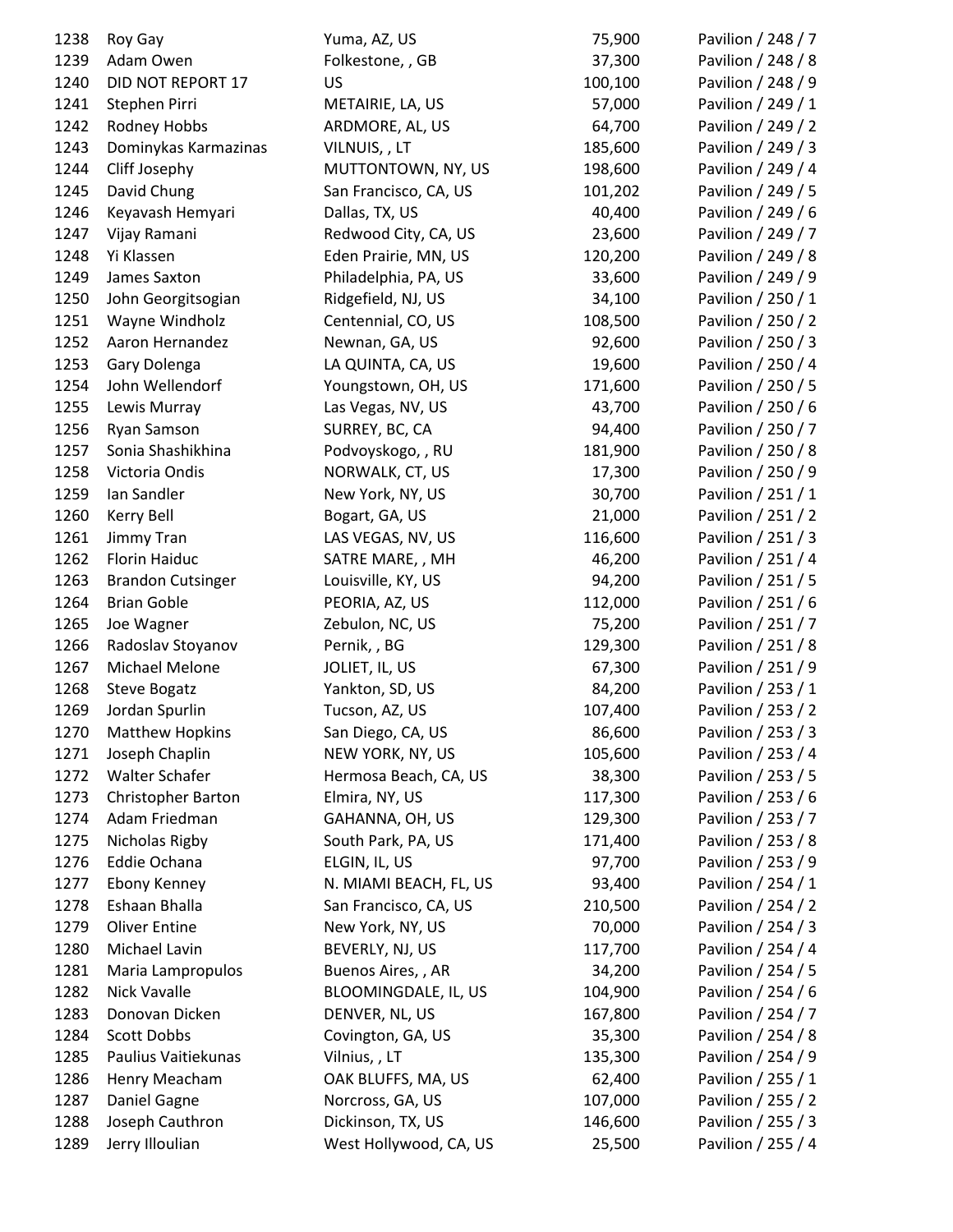| | | | | |
|---|---|---|---|---|
| 1238 | Roy Gay | Yuma, AZ, US | 75,900 | Pavilion / 248 / 7 |
| 1239 | Adam Owen | Folkestone, , GB | 37,300 | Pavilion / 248 / 8 |
| 1240 | DID NOT REPORT 17 | US | 100,100 | Pavilion / 248 / 9 |
| 1241 | Stephen Pirri | METAIRIE, LA, US | 57,000 | Pavilion / 249 / 1 |
| 1242 | Rodney Hobbs | ARDMORE, AL, US | 64,700 | Pavilion / 249 / 2 |
| 1243 | Dominykas Karmazinas | VILNUIS, , LT | 185,600 | Pavilion / 249 / 3 |
| 1244 | Cliff Josephy | MUTTONTOWN, NY, US | 198,600 | Pavilion / 249 / 4 |
| 1245 | David Chung | San Francisco, CA, US | 101,202 | Pavilion / 249 / 5 |
| 1246 | Keyavash Hemyari | Dallas, TX, US | 40,400 | Pavilion / 249 / 6 |
| 1247 | Vijay Ramani | Redwood City, CA, US | 23,600 | Pavilion / 249 / 7 |
| 1248 | Yi Klassen | Eden Prairie, MN, US | 120,200 | Pavilion / 249 / 8 |
| 1249 | James Saxton | Philadelphia, PA, US | 33,600 | Pavilion / 249 / 9 |
| 1250 | John Georgitsogian | Ridgefield, NJ, US | 34,100 | Pavilion / 250 / 1 |
| 1251 | Wayne Windholz | Centennial, CO, US | 108,500 | Pavilion / 250 / 2 |
| 1252 | Aaron Hernandez | Newnan, GA, US | 92,600 | Pavilion / 250 / 3 |
| 1253 | Gary Dolenga | LA QUINTA, CA, US | 19,600 | Pavilion / 250 / 4 |
| 1254 | John Wellendorf | Youngstown, OH, US | 171,600 | Pavilion / 250 / 5 |
| 1255 | Lewis Murray | Las Vegas, NV, US | 43,700 | Pavilion / 250 / 6 |
| 1256 | Ryan Samson | SURREY, BC, CA | 94,400 | Pavilion / 250 / 7 |
| 1257 | Sonia Shashikhina | Podvoyskogo, , RU | 181,900 | Pavilion / 250 / 8 |
| 1258 | Victoria Ondis | NORWALK, CT, US | 17,300 | Pavilion / 250 / 9 |
| 1259 | Ian Sandler | New York, NY, US | 30,700 | Pavilion / 251 / 1 |
| 1260 | Kerry Bell | Bogart, GA, US | 21,000 | Pavilion / 251 / 2 |
| 1261 | Jimmy Tran | LAS VEGAS, NV, US | 116,600 | Pavilion / 251 / 3 |
| 1262 | Florin Haiduc | SATRE MARE, , MH | 46,200 | Pavilion / 251 / 4 |
| 1263 | Brandon Cutsinger | Louisville, KY, US | 94,200 | Pavilion / 251 / 5 |
| 1264 | Brian Goble | PEORIA, AZ, US | 112,000 | Pavilion / 251 / 6 |
| 1265 | Joe Wagner | Zebulon, NC, US | 75,200 | Pavilion / 251 / 7 |
| 1266 | Radoslav Stoyanov | Pernik, , BG | 129,300 | Pavilion / 251 / 8 |
| 1267 | Michael Melone | JOLIET, IL, US | 67,300 | Pavilion / 251 / 9 |
| 1268 | Steve Bogatz | Yankton, SD, US | 84,200 | Pavilion / 253 / 1 |
| 1269 | Jordan Spurlin | Tucson, AZ, US | 107,400 | Pavilion / 253 / 2 |
| 1270 | Matthew Hopkins | San Diego, CA, US | 86,600 | Pavilion / 253 / 3 |
| 1271 | Joseph Chaplin | NEW YORK, NY, US | 105,600 | Pavilion / 253 / 4 |
| 1272 | Walter Schafer | Hermosa Beach, CA, US | 38,300 | Pavilion / 253 / 5 |
| 1273 | Christopher Barton | Elmira, NY, US | 117,300 | Pavilion / 253 / 6 |
| 1274 | Adam Friedman | GAHANNA, OH, US | 129,300 | Pavilion / 253 / 7 |
| 1275 | Nicholas Rigby | South Park, PA, US | 171,400 | Pavilion / 253 / 8 |
| 1276 | Eddie Ochana | ELGIN, IL, US | 97,700 | Pavilion / 253 / 9 |
| 1277 | Ebony Kenney | N. MIAMI BEACH, FL, US | 93,400 | Pavilion / 254 / 1 |
| 1278 | Eshaan Bhalla | San Francisco, CA, US | 210,500 | Pavilion / 254 / 2 |
| 1279 | Oliver Entine | New York, NY, US | 70,000 | Pavilion / 254 / 3 |
| 1280 | Michael Lavin | BEVERLY, NJ, US | 117,700 | Pavilion / 254 / 4 |
| 1281 | Maria Lampropulos | Buenos Aires, , AR | 34,200 | Pavilion / 254 / 5 |
| 1282 | Nick Vavalle | BLOOMINGDALE, IL, US | 104,900 | Pavilion / 254 / 6 |
| 1283 | Donovan Dicken | DENVER, NL, US | 167,800 | Pavilion / 254 / 7 |
| 1284 | Scott Dobbs | Covington, GA, US | 35,300 | Pavilion / 254 / 8 |
| 1285 | Paulius Vaitiekunas | Vilnius, , LT | 135,300 | Pavilion / 254 / 9 |
| 1286 | Henry Meacham | OAK BLUFFS, MA, US | 62,400 | Pavilion / 255 / 1 |
| 1287 | Daniel Gagne | Norcross, GA, US | 107,000 | Pavilion / 255 / 2 |
| 1288 | Joseph Cauthron | Dickinson, TX, US | 146,600 | Pavilion / 255 / 3 |
| 1289 | Jerry Illoulian | West Hollywood, CA, US | 25,500 | Pavilion / 255 / 4 |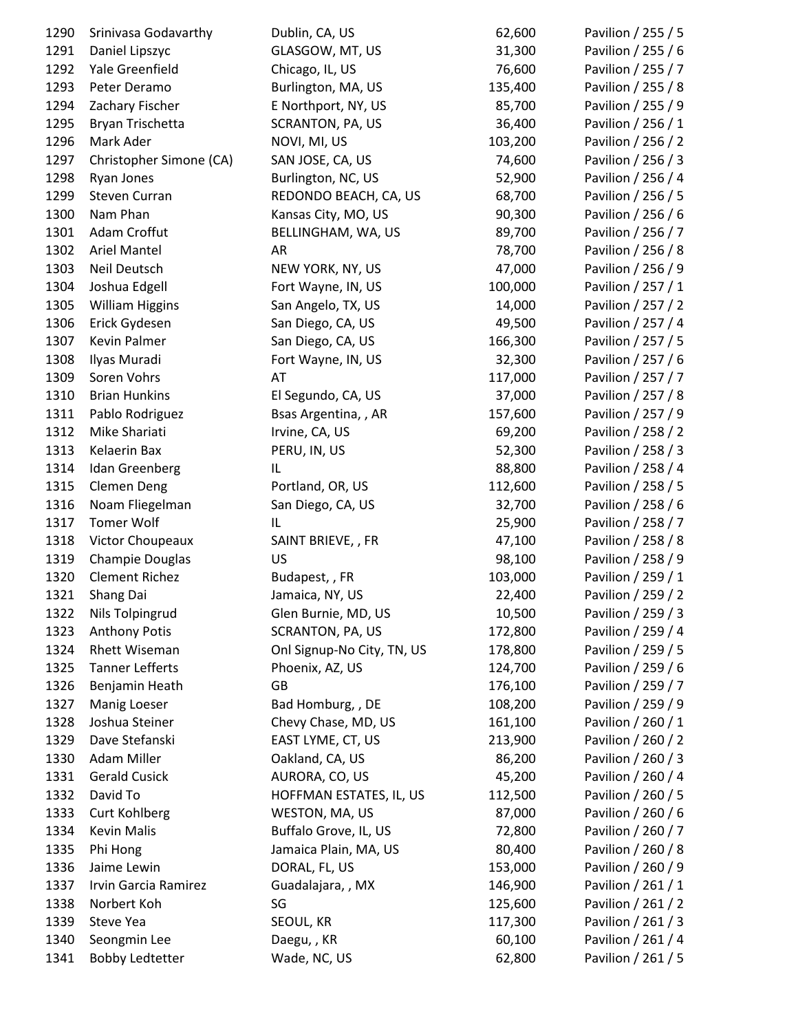| | | | | |
|---|---|---|---|---|
| 1290 | Srinivasa Godavarthy | Dublin, CA, US | 62,600 | Pavilion / 255 / 5 |
| 1291 | Daniel Lipszyc | GLASGOW, MT, US | 31,300 | Pavilion / 255 / 6 |
| 1292 | Yale Greenfield | Chicago, IL, US | 76,600 | Pavilion / 255 / 7 |
| 1293 | Peter Deramo | Burlington, MA, US | 135,400 | Pavilion / 255 / 8 |
| 1294 | Zachary Fischer | E Northport, NY, US | 85,700 | Pavilion / 255 / 9 |
| 1295 | Bryan Trischetta | SCRANTON, PA, US | 36,400 | Pavilion / 256 / 1 |
| 1296 | Mark Ader | NOVI, MI, US | 103,200 | Pavilion / 256 / 2 |
| 1297 | Christopher Simone (CA) | SAN JOSE, CA, US | 74,600 | Pavilion / 256 / 3 |
| 1298 | Ryan Jones | Burlington, NC, US | 52,900 | Pavilion / 256 / 4 |
| 1299 | Steven Curran | REDONDO BEACH, CA, US | 68,700 | Pavilion / 256 / 5 |
| 1300 | Nam Phan | Kansas City, MO, US | 90,300 | Pavilion / 256 / 6 |
| 1301 | Adam Croffut | BELLINGHAM, WA, US | 89,700 | Pavilion / 256 / 7 |
| 1302 | Ariel Mantel | AR | 78,700 | Pavilion / 256 / 8 |
| 1303 | Neil Deutsch | NEW YORK, NY, US | 47,000 | Pavilion / 256 / 9 |
| 1304 | Joshua Edgell | Fort Wayne, IN, US | 100,000 | Pavilion / 257 / 1 |
| 1305 | William Higgins | San Angelo, TX, US | 14,000 | Pavilion / 257 / 2 |
| 1306 | Erick Gydesen | San Diego, CA, US | 49,500 | Pavilion / 257 / 4 |
| 1307 | Kevin Palmer | San Diego, CA, US | 166,300 | Pavilion / 257 / 5 |
| 1308 | Ilyas Muradi | Fort Wayne, IN, US | 32,300 | Pavilion / 257 / 6 |
| 1309 | Soren Vohrs | AT | 117,000 | Pavilion / 257 / 7 |
| 1310 | Brian Hunkins | El Segundo, CA, US | 37,000 | Pavilion / 257 / 8 |
| 1311 | Pablo Rodriguez | Bsas Argentina, , AR | 157,600 | Pavilion / 257 / 9 |
| 1312 | Mike Shariati | Irvine, CA, US | 69,200 | Pavilion / 258 / 2 |
| 1313 | Kelaerin Bax | PERU, IN, US | 52,300 | Pavilion / 258 / 3 |
| 1314 | Idan Greenberg | IL | 88,800 | Pavilion / 258 / 4 |
| 1315 | Clemen Deng | Portland, OR, US | 112,600 | Pavilion / 258 / 5 |
| 1316 | Noam Fliegelman | San Diego, CA, US | 32,700 | Pavilion / 258 / 6 |
| 1317 | Tomer Wolf | IL | 25,900 | Pavilion / 258 / 7 |
| 1318 | Victor Choupeaux | SAINT BRIEVE, , FR | 47,100 | Pavilion / 258 / 8 |
| 1319 | Champie Douglas | US | 98,100 | Pavilion / 258 / 9 |
| 1320 | Clement Richez | Budapest, , FR | 103,000 | Pavilion / 259 / 1 |
| 1321 | Shang Dai | Jamaica, NY, US | 22,400 | Pavilion / 259 / 2 |
| 1322 | Nils Tolpingrud | Glen Burnie, MD, US | 10,500 | Pavilion / 259 / 3 |
| 1323 | Anthony Potis | SCRANTON, PA, US | 172,800 | Pavilion / 259 / 4 |
| 1324 | Rhett Wiseman | Onl Signup-No City, TN, US | 178,800 | Pavilion / 259 / 5 |
| 1325 | Tanner Lefferts | Phoenix, AZ, US | 124,700 | Pavilion / 259 / 6 |
| 1326 | Benjamin Heath | GB | 176,100 | Pavilion / 259 / 7 |
| 1327 | Manig Loeser | Bad Homburg, , DE | 108,200 | Pavilion / 259 / 9 |
| 1328 | Joshua Steiner | Chevy Chase, MD, US | 161,100 | Pavilion / 260 / 1 |
| 1329 | Dave Stefanski | EAST LYME, CT, US | 213,900 | Pavilion / 260 / 2 |
| 1330 | Adam Miller | Oakland, CA, US | 86,200 | Pavilion / 260 / 3 |
| 1331 | Gerald Cusick | AURORA, CO, US | 45,200 | Pavilion / 260 / 4 |
| 1332 | David To | HOFFMAN ESTATES, IL, US | 112,500 | Pavilion / 260 / 5 |
| 1333 | Curt Kohlberg | WESTON, MA, US | 87,000 | Pavilion / 260 / 6 |
| 1334 | Kevin Malis | Buffalo Grove, IL, US | 72,800 | Pavilion / 260 / 7 |
| 1335 | Phi Hong | Jamaica Plain, MA, US | 80,400 | Pavilion / 260 / 8 |
| 1336 | Jaime Lewin | DORAL, FL, US | 153,000 | Pavilion / 260 / 9 |
| 1337 | Irvin Garcia Ramirez | Guadalajara, , MX | 146,900 | Pavilion / 261 / 1 |
| 1338 | Norbert Koh | SG | 125,600 | Pavilion / 261 / 2 |
| 1339 | Steve Yea | SEOUL, KR | 117,300 | Pavilion / 261 / 3 |
| 1340 | Seongmin Lee | Daegu, , KR | 60,100 | Pavilion / 261 / 4 |
| 1341 | Bobby Ledtetter | Wade, NC, US | 62,800 | Pavilion / 261 / 5 |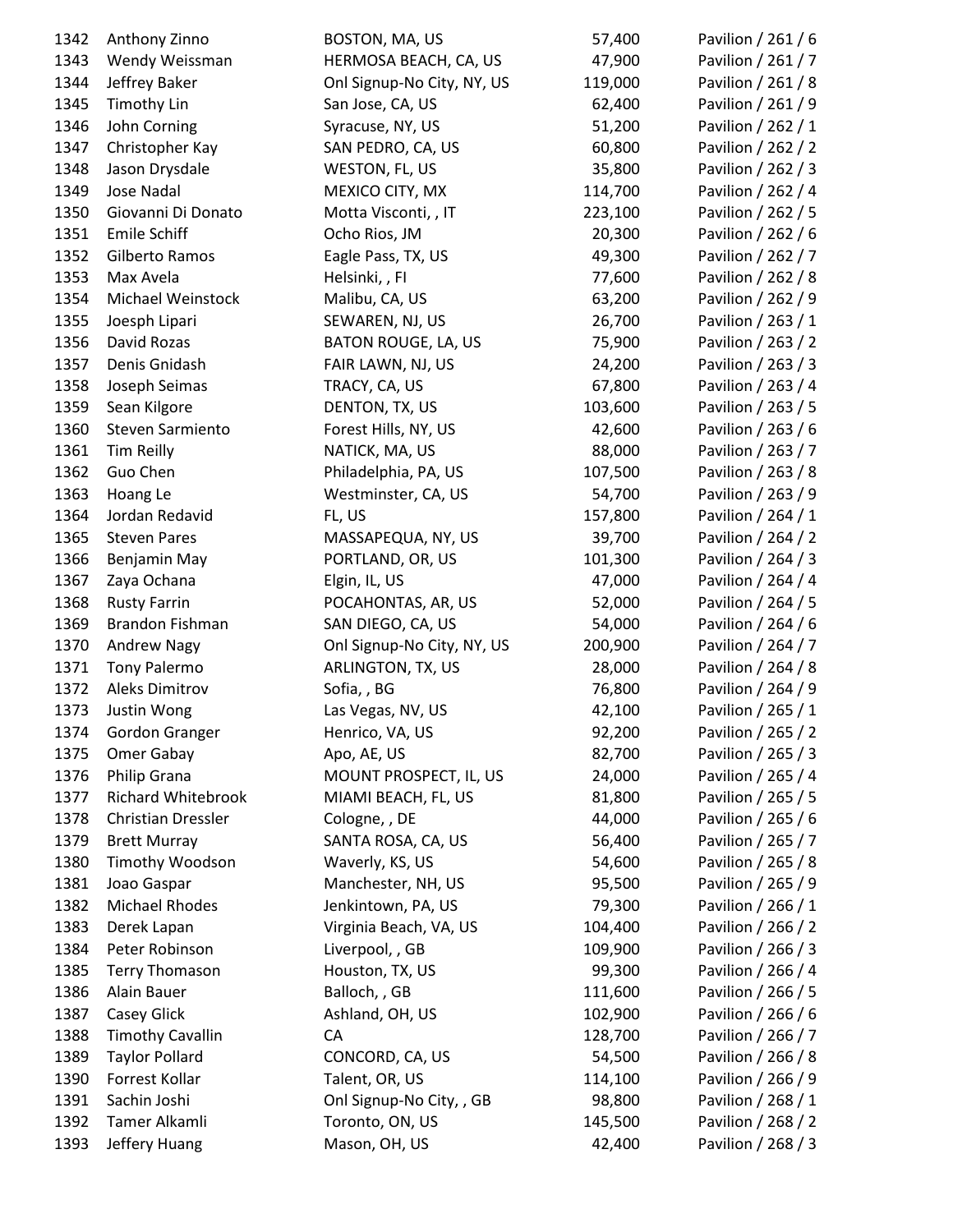| | | | | |
|---|---|---|---|---|
| 1342 | Anthony Zinno | BOSTON, MA, US | 57,400 | Pavilion / 261 / 6 |
| 1343 | Wendy Weissman | HERMOSA BEACH, CA, US | 47,900 | Pavilion / 261 / 7 |
| 1344 | Jeffrey Baker | Onl Signup-No City, NY, US | 119,000 | Pavilion / 261 / 8 |
| 1345 | Timothy Lin | San Jose, CA, US | 62,400 | Pavilion / 261 / 9 |
| 1346 | John Corning | Syracuse, NY, US | 51,200 | Pavilion / 262 / 1 |
| 1347 | Christopher Kay | SAN PEDRO, CA, US | 60,800 | Pavilion / 262 / 2 |
| 1348 | Jason Drysdale | WESTON, FL, US | 35,800 | Pavilion / 262 / 3 |
| 1349 | Jose Nadal | MEXICO CITY, MX | 114,700 | Pavilion / 262 / 4 |
| 1350 | Giovanni Di Donato | Motta Visconti, , IT | 223,100 | Pavilion / 262 / 5 |
| 1351 | Emile Schiff | Ocho Rios, JM | 20,300 | Pavilion / 262 / 6 |
| 1352 | Gilberto Ramos | Eagle Pass, TX, US | 49,300 | Pavilion / 262 / 7 |
| 1353 | Max Avela | Helsinki, , FI | 77,600 | Pavilion / 262 / 8 |
| 1354 | Michael Weinstock | Malibu, CA, US | 63,200 | Pavilion / 262 / 9 |
| 1355 | Joesph Lipari | SEWAREN, NJ, US | 26,700 | Pavilion / 263 / 1 |
| 1356 | David Rozas | BATON ROUGE, LA, US | 75,900 | Pavilion / 263 / 2 |
| 1357 | Denis Gnidash | FAIR LAWN, NJ, US | 24,200 | Pavilion / 263 / 3 |
| 1358 | Joseph Seimas | TRACY, CA, US | 67,800 | Pavilion / 263 / 4 |
| 1359 | Sean Kilgore | DENTON, TX, US | 103,600 | Pavilion / 263 / 5 |
| 1360 | Steven Sarmiento | Forest Hills, NY, US | 42,600 | Pavilion / 263 / 6 |
| 1361 | Tim Reilly | NATICK, MA, US | 88,000 | Pavilion / 263 / 7 |
| 1362 | Guo Chen | Philadelphia, PA, US | 107,500 | Pavilion / 263 / 8 |
| 1363 | Hoang Le | Westminster, CA, US | 54,700 | Pavilion / 263 / 9 |
| 1364 | Jordan Redavid | FL, US | 157,800 | Pavilion / 264 / 1 |
| 1365 | Steven Pares | MASSAPEQUA, NY, US | 39,700 | Pavilion / 264 / 2 |
| 1366 | Benjamin May | PORTLAND, OR, US | 101,300 | Pavilion / 264 / 3 |
| 1367 | Zaya Ochana | Elgin, IL, US | 47,000 | Pavilion / 264 / 4 |
| 1368 | Rusty Farrin | POCAHONTAS, AR, US | 52,000 | Pavilion / 264 / 5 |
| 1369 | Brandon Fishman | SAN DIEGO, CA, US | 54,000 | Pavilion / 264 / 6 |
| 1370 | Andrew Nagy | Onl Signup-No City, NY, US | 200,900 | Pavilion / 264 / 7 |
| 1371 | Tony Palermo | ARLINGTON, TX, US | 28,000 | Pavilion / 264 / 8 |
| 1372 | Aleks Dimitrov | Sofia, , BG | 76,800 | Pavilion / 264 / 9 |
| 1373 | Justin Wong | Las Vegas, NV, US | 42,100 | Pavilion / 265 / 1 |
| 1374 | Gordon Granger | Henrico, VA, US | 92,200 | Pavilion / 265 / 2 |
| 1375 | Omer Gabay | Apo, AE, US | 82,700 | Pavilion / 265 / 3 |
| 1376 | Philip Grana | MOUNT PROSPECT, IL, US | 24,000 | Pavilion / 265 / 4 |
| 1377 | Richard Whitebrook | MIAMI BEACH, FL, US | 81,800 | Pavilion / 265 / 5 |
| 1378 | Christian Dressler | Cologne, , DE | 44,000 | Pavilion / 265 / 6 |
| 1379 | Brett Murray | SANTA ROSA, CA, US | 56,400 | Pavilion / 265 / 7 |
| 1380 | Timothy Woodson | Waverly, KS, US | 54,600 | Pavilion / 265 / 8 |
| 1381 | Joao Gaspar | Manchester, NH, US | 95,500 | Pavilion / 265 / 9 |
| 1382 | Michael Rhodes | Jenkintown, PA, US | 79,300 | Pavilion / 266 / 1 |
| 1383 | Derek Lapan | Virginia Beach, VA, US | 104,400 | Pavilion / 266 / 2 |
| 1384 | Peter Robinson | Liverpool, , GB | 109,900 | Pavilion / 266 / 3 |
| 1385 | Terry Thomason | Houston, TX, US | 99,300 | Pavilion / 266 / 4 |
| 1386 | Alain Bauer | Balloch, , GB | 111,600 | Pavilion / 266 / 5 |
| 1387 | Casey Glick | Ashland, OH, US | 102,900 | Pavilion / 266 / 6 |
| 1388 | Timothy Cavallin | CA | 128,700 | Pavilion / 266 / 7 |
| 1389 | Taylor Pollard | CONCORD, CA, US | 54,500 | Pavilion / 266 / 8 |
| 1390 | Forrest Kollar | Talent, OR, US | 114,100 | Pavilion / 266 / 9 |
| 1391 | Sachin Joshi | Onl Signup-No City, , GB | 98,800 | Pavilion / 268 / 1 |
| 1392 | Tamer Alkamli | Toronto, ON, US | 145,500 | Pavilion / 268 / 2 |
| 1393 | Jeffery Huang | Mason, OH, US | 42,400 | Pavilion / 268 / 3 |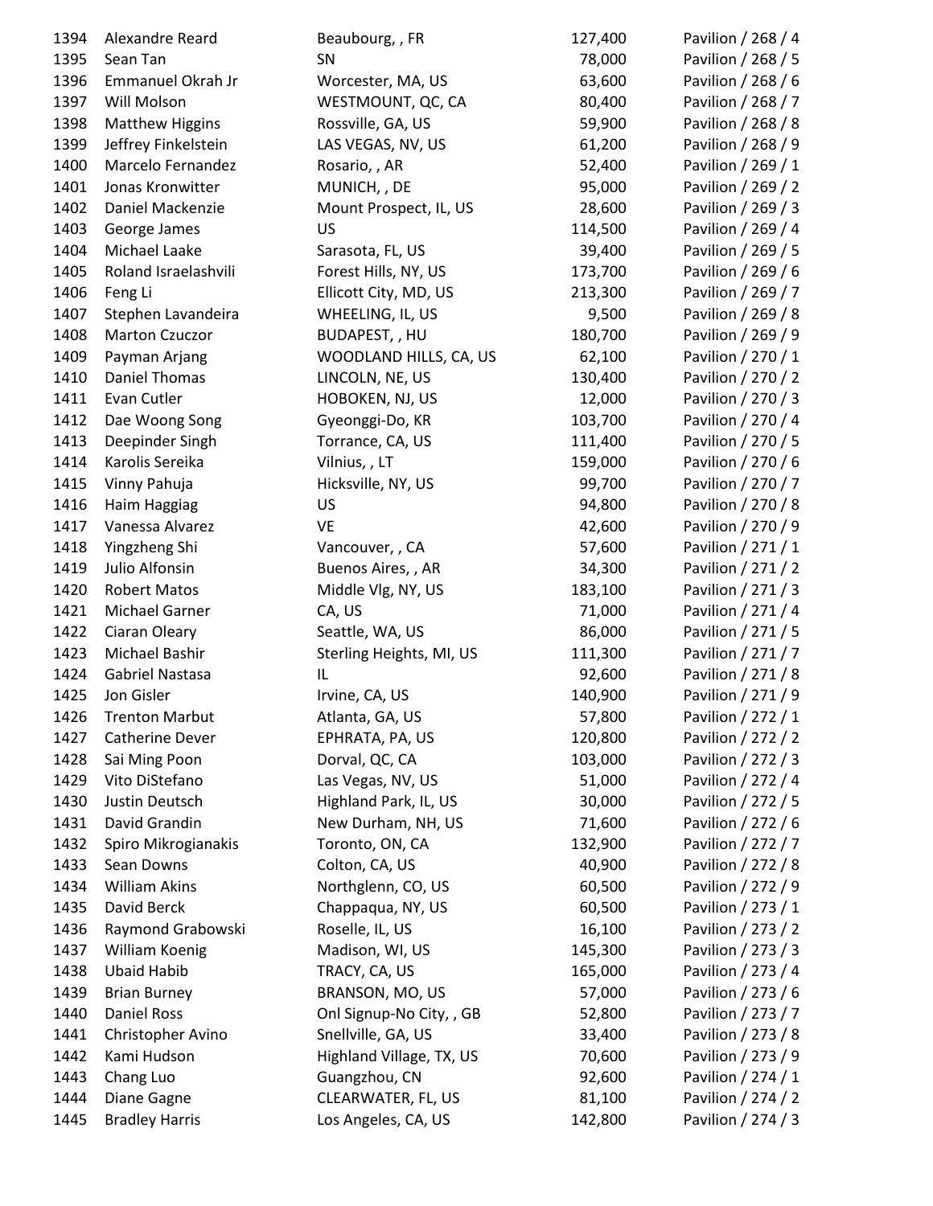| | | | | |
|---|---|---|---|---|
| 1394 | Alexandre Reard | Beaubourg, , FR | 127,400 | Pavilion / 268 / 4 |
| 1395 | Sean Tan | SN | 78,000 | Pavilion / 268 / 5 |
| 1396 | Emmanuel Okrah Jr | Worcester, MA, US | 63,600 | Pavilion / 268 / 6 |
| 1397 | Will Molson | WESTMOUNT, QC, CA | 80,400 | Pavilion / 268 / 7 |
| 1398 | Matthew Higgins | Rossville, GA, US | 59,900 | Pavilion / 268 / 8 |
| 1399 | Jeffrey Finkelstein | LAS VEGAS, NV, US | 61,200 | Pavilion / 268 / 9 |
| 1400 | Marcelo Fernandez | Rosario, , AR | 52,400 | Pavilion / 269 / 1 |
| 1401 | Jonas Kronwitter | MUNICH, , DE | 95,000 | Pavilion / 269 / 2 |
| 1402 | Daniel Mackenzie | Mount Prospect, IL, US | 28,600 | Pavilion / 269 / 3 |
| 1403 | George James | US | 114,500 | Pavilion / 269 / 4 |
| 1404 | Michael Laake | Sarasota, FL, US | 39,400 | Pavilion / 269 / 5 |
| 1405 | Roland Israelashvili | Forest Hills, NY, US | 173,700 | Pavilion / 269 / 6 |
| 1406 | Feng Li | Ellicott City, MD, US | 213,300 | Pavilion / 269 / 7 |
| 1407 | Stephen Lavandeira | WHEELING, IL, US | 9,500 | Pavilion / 269 / 8 |
| 1408 | Marton Czuczor | BUDAPEST, , HU | 180,700 | Pavilion / 269 / 9 |
| 1409 | Payman Arjang | WOODLAND HILLS, CA, US | 62,100 | Pavilion / 270 / 1 |
| 1410 | Daniel Thomas | LINCOLN, NE, US | 130,400 | Pavilion / 270 / 2 |
| 1411 | Evan Cutler | HOBOKEN, NJ, US | 12,000 | Pavilion / 270 / 3 |
| 1412 | Dae Woong Song | Gyeonggi-Do, KR | 103,700 | Pavilion / 270 / 4 |
| 1413 | Deepinder Singh | Torrance, CA, US | 111,400 | Pavilion / 270 / 5 |
| 1414 | Karolis Sereika | Vilnius, , LT | 159,000 | Pavilion / 270 / 6 |
| 1415 | Vinny Pahuja | Hicksville, NY, US | 99,700 | Pavilion / 270 / 7 |
| 1416 | Haim Haggiag | US | 94,800 | Pavilion / 270 / 8 |
| 1417 | Vanessa Alvarez | VE | 42,600 | Pavilion / 270 / 9 |
| 1418 | Yingzheng Shi | Vancouver, , CA | 57,600 | Pavilion / 271 / 1 |
| 1419 | Julio Alfonsin | Buenos Aires, , AR | 34,300 | Pavilion / 271 / 2 |
| 1420 | Robert Matos | Middle Vlg, NY, US | 183,100 | Pavilion / 271 / 3 |
| 1421 | Michael Garner | CA, US | 71,000 | Pavilion / 271 / 4 |
| 1422 | Ciaran Oleary | Seattle, WA, US | 86,000 | Pavilion / 271 / 5 |
| 1423 | Michael Bashir | Sterling Heights, MI, US | 111,300 | Pavilion / 271 / 7 |
| 1424 | Gabriel Nastasa | IL | 92,600 | Pavilion / 271 / 8 |
| 1425 | Jon Gisler | Irvine, CA, US | 140,900 | Pavilion / 271 / 9 |
| 1426 | Trenton Marbut | Atlanta, GA, US | 57,800 | Pavilion / 272 / 1 |
| 1427 | Catherine Dever | EPHRATA, PA, US | 120,800 | Pavilion / 272 / 2 |
| 1428 | Sai Ming Poon | Dorval, QC, CA | 103,000 | Pavilion / 272 / 3 |
| 1429 | Vito DiStefano | Las Vegas, NV, US | 51,000 | Pavilion / 272 / 4 |
| 1430 | Justin Deutsch | Highland Park, IL, US | 30,000 | Pavilion / 272 / 5 |
| 1431 | David Grandin | New Durham, NH, US | 71,600 | Pavilion / 272 / 6 |
| 1432 | Spiro Mikrogianakis | Toronto, ON, CA | 132,900 | Pavilion / 272 / 7 |
| 1433 | Sean Downs | Colton, CA, US | 40,900 | Pavilion / 272 / 8 |
| 1434 | William Akins | Northglenn, CO, US | 60,500 | Pavilion / 272 / 9 |
| 1435 | David Berck | Chappaqua, NY, US | 60,500 | Pavilion / 273 / 1 |
| 1436 | Raymond Grabowski | Roselle, IL, US | 16,100 | Pavilion / 273 / 2 |
| 1437 | William Koenig | Madison, WI, US | 145,300 | Pavilion / 273 / 3 |
| 1438 | Ubaid Habib | TRACY, CA, US | 165,000 | Pavilion / 273 / 4 |
| 1439 | Brian Burney | BRANSON, MO, US | 57,000 | Pavilion / 273 / 6 |
| 1440 | Daniel Ross | Onl Signup-No City, , GB | 52,800 | Pavilion / 273 / 7 |
| 1441 | Christopher Avino | Snellville, GA, US | 33,400 | Pavilion / 273 / 8 |
| 1442 | Kami Hudson | Highland Village, TX, US | 70,600 | Pavilion / 273 / 9 |
| 1443 | Chang Luo | Guangzhou, CN | 92,600 | Pavilion / 274 / 1 |
| 1444 | Diane Gagne | CLEARWATER, FL, US | 81,100 | Pavilion / 274 / 2 |
| 1445 | Bradley Harris | Los Angeles, CA, US | 142,800 | Pavilion / 274 / 3 |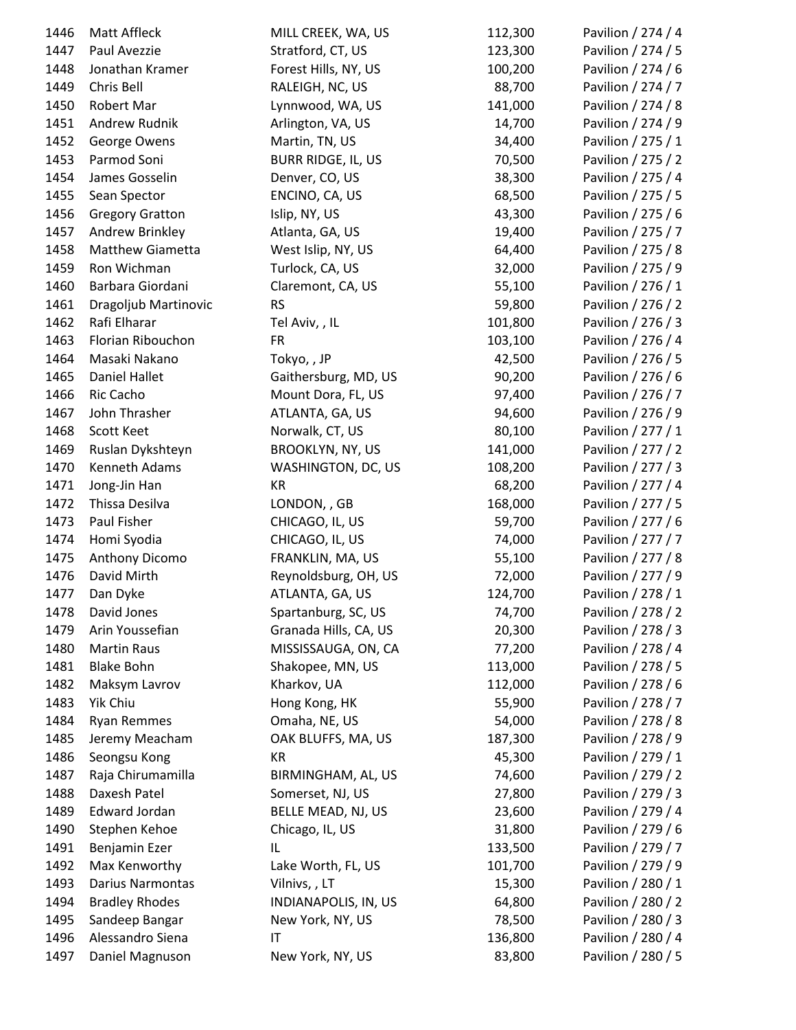| | | | | |
|---|---|---|---|---|
| 1446 | Matt Affleck | MILL CREEK, WA, US | 112,300 | Pavilion / 274 / 4 |
| 1447 | Paul Avezzie | Stratford, CT, US | 123,300 | Pavilion / 274 / 5 |
| 1448 | Jonathan Kramer | Forest Hills, NY, US | 100,200 | Pavilion / 274 / 6 |
| 1449 | Chris Bell | RALEIGH, NC, US | 88,700 | Pavilion / 274 / 7 |
| 1450 | Robert Mar | Lynnwood, WA, US | 141,000 | Pavilion / 274 / 8 |
| 1451 | Andrew Rudnik | Arlington, VA, US | 14,700 | Pavilion / 274 / 9 |
| 1452 | George Owens | Martin, TN, US | 34,400 | Pavilion / 275 / 1 |
| 1453 | Parmod Soni | BURR RIDGE, IL, US | 70,500 | Pavilion / 275 / 2 |
| 1454 | James Gosselin | Denver, CO, US | 38,300 | Pavilion / 275 / 4 |
| 1455 | Sean Spector | ENCINO, CA, US | 68,500 | Pavilion / 275 / 5 |
| 1456 | Gregory Gratton | Islip, NY, US | 43,300 | Pavilion / 275 / 6 |
| 1457 | Andrew Brinkley | Atlanta, GA, US | 19,400 | Pavilion / 275 / 7 |
| 1458 | Matthew Giametta | West Islip, NY, US | 64,400 | Pavilion / 275 / 8 |
| 1459 | Ron Wichman | Turlock, CA, US | 32,000 | Pavilion / 275 / 9 |
| 1460 | Barbara Giordani | Claremont, CA, US | 55,100 | Pavilion / 276 / 1 |
| 1461 | Dragoljub Martinovic | RS | 59,800 | Pavilion / 276 / 2 |
| 1462 | Rafi Elharar | Tel Aviv, , IL | 101,800 | Pavilion / 276 / 3 |
| 1463 | Florian Ribouchon | FR | 103,100 | Pavilion / 276 / 4 |
| 1464 | Masaki Nakano | Tokyo, , JP | 42,500 | Pavilion / 276 / 5 |
| 1465 | Daniel Hallet | Gaithersburg, MD, US | 90,200 | Pavilion / 276 / 6 |
| 1466 | Ric Cacho | Mount Dora, FL, US | 97,400 | Pavilion / 276 / 7 |
| 1467 | John Thrasher | ATLANTA, GA, US | 94,600 | Pavilion / 276 / 9 |
| 1468 | Scott Keet | Norwalk, CT, US | 80,100 | Pavilion / 277 / 1 |
| 1469 | Ruslan Dykshteyn | BROOKLYN, NY, US | 141,000 | Pavilion / 277 / 2 |
| 1470 | Kenneth Adams | WASHINGTON, DC, US | 108,200 | Pavilion / 277 / 3 |
| 1471 | Jong-Jin Han | KR | 68,200 | Pavilion / 277 / 4 |
| 1472 | Thissa Desilva | LONDON, , GB | 168,000 | Pavilion / 277 / 5 |
| 1473 | Paul Fisher | CHICAGO, IL, US | 59,700 | Pavilion / 277 / 6 |
| 1474 | Homi Syodia | CHICAGO, IL, US | 74,000 | Pavilion / 277 / 7 |
| 1475 | Anthony Dicomo | FRANKLIN, MA, US | 55,100 | Pavilion / 277 / 8 |
| 1476 | David Mirth | Reynoldsburg, OH, US | 72,000 | Pavilion / 277 / 9 |
| 1477 | Dan Dyke | ATLANTA, GA, US | 124,700 | Pavilion / 278 / 1 |
| 1478 | David Jones | Spartanburg, SC, US | 74,700 | Pavilion / 278 / 2 |
| 1479 | Arin Youssefian | Granada Hills, CA, US | 20,300 | Pavilion / 278 / 3 |
| 1480 | Martin Raus | MISSISSAUGA, ON, CA | 77,200 | Pavilion / 278 / 4 |
| 1481 | Blake Bohn | Shakopee, MN, US | 113,000 | Pavilion / 278 / 5 |
| 1482 | Maksym Lavrov | Kharkov, UA | 112,000 | Pavilion / 278 / 6 |
| 1483 | Yik Chiu | Hong Kong, HK | 55,900 | Pavilion / 278 / 7 |
| 1484 | Ryan Remmes | Omaha, NE, US | 54,000 | Pavilion / 278 / 8 |
| 1485 | Jeremy Meacham | OAK BLUFFS, MA, US | 187,300 | Pavilion / 278 / 9 |
| 1486 | Seongsu Kong | KR | 45,300 | Pavilion / 279 / 1 |
| 1487 | Raja Chirumamilla | BIRMINGHAM, AL, US | 74,600 | Pavilion / 279 / 2 |
| 1488 | Daxesh Patel | Somerset, NJ, US | 27,800 | Pavilion / 279 / 3 |
| 1489 | Edward Jordan | BELLE MEAD, NJ, US | 23,600 | Pavilion / 279 / 4 |
| 1490 | Stephen Kehoe | Chicago, IL, US | 31,800 | Pavilion / 279 / 6 |
| 1491 | Benjamin Ezer | IL | 133,500 | Pavilion / 279 / 7 |
| 1492 | Max Kenworthy | Lake Worth, FL, US | 101,700 | Pavilion / 279 / 9 |
| 1493 | Darius Narmontas | Vilnivs, , LT | 15,300 | Pavilion / 280 / 1 |
| 1494 | Bradley Rhodes | INDIANAPOLIS, IN, US | 64,800 | Pavilion / 280 / 2 |
| 1495 | Sandeep Bangar | New York, NY, US | 78,500 | Pavilion / 280 / 3 |
| 1496 | Alessandro Siena | IT | 136,800 | Pavilion / 280 / 4 |
| 1497 | Daniel Magnuson | New York, NY, US | 83,800 | Pavilion / 280 / 5 |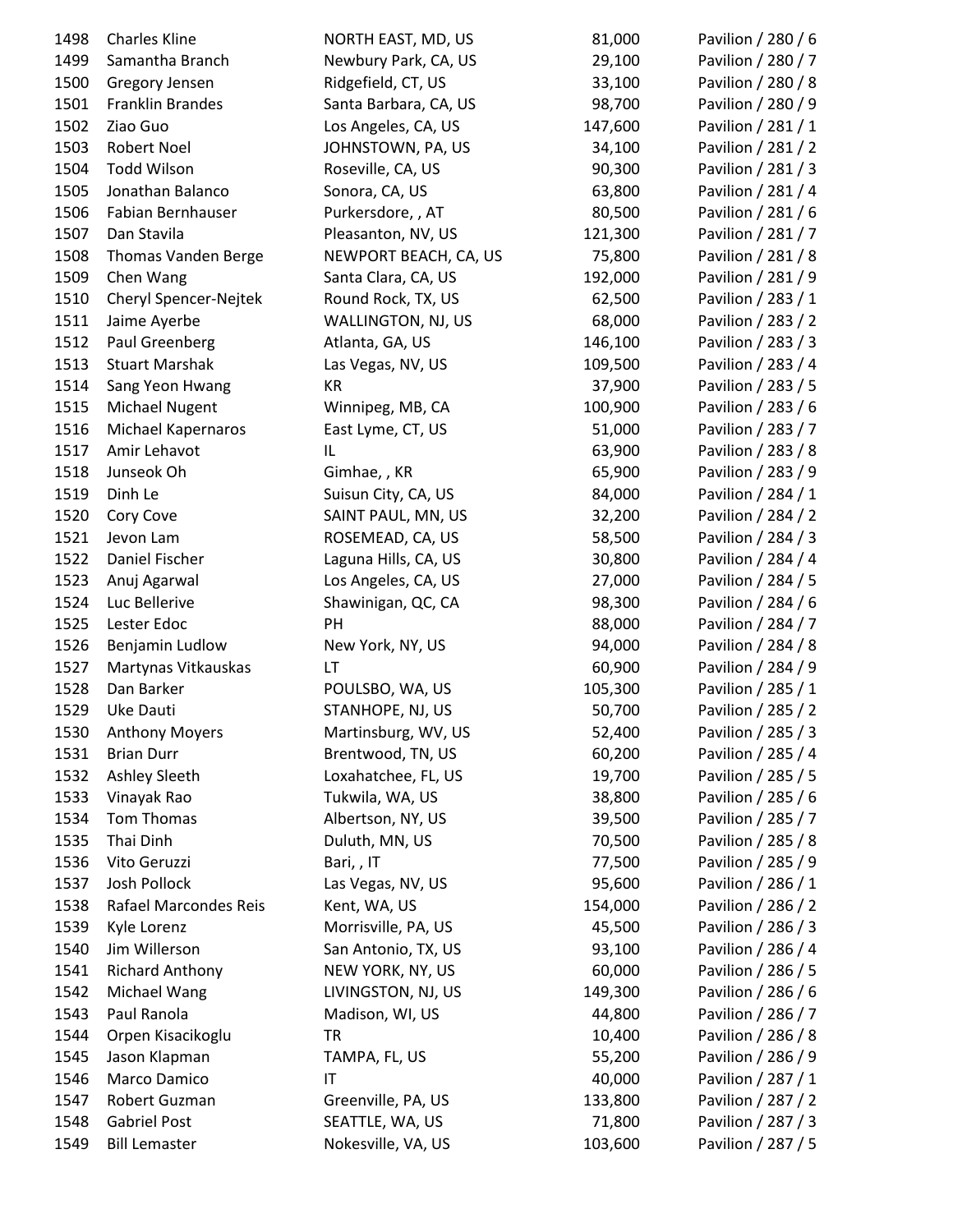| | | | | |
|---|---|---|---|---|
| 1498 | Charles Kline | NORTH EAST, MD, US | 81,000 | Pavilion / 280 / 6 |
| 1499 | Samantha Branch | Newbury Park, CA, US | 29,100 | Pavilion / 280 / 7 |
| 1500 | Gregory Jensen | Ridgefield, CT, US | 33,100 | Pavilion / 280 / 8 |
| 1501 | Franklin Brandes | Santa Barbara, CA, US | 98,700 | Pavilion / 280 / 9 |
| 1502 | Ziao Guo | Los Angeles, CA, US | 147,600 | Pavilion / 281 / 1 |
| 1503 | Robert Noel | JOHNSTOWN, PA, US | 34,100 | Pavilion / 281 / 2 |
| 1504 | Todd Wilson | Roseville, CA, US | 90,300 | Pavilion / 281 / 3 |
| 1505 | Jonathan Balanco | Sonora, CA, US | 63,800 | Pavilion / 281 / 4 |
| 1506 | Fabian Bernhauser | Purkersdore, , AT | 80,500 | Pavilion / 281 / 6 |
| 1507 | Dan Stavila | Pleasanton, NV, US | 121,300 | Pavilion / 281 / 7 |
| 1508 | Thomas Vanden Berge | NEWPORT BEACH, CA, US | 75,800 | Pavilion / 281 / 8 |
| 1509 | Chen Wang | Santa Clara, CA, US | 192,000 | Pavilion / 281 / 9 |
| 1510 | Cheryl Spencer-Nejtek | Round Rock, TX, US | 62,500 | Pavilion / 283 / 1 |
| 1511 | Jaime Ayerbe | WALLINGTON, NJ, US | 68,000 | Pavilion / 283 / 2 |
| 1512 | Paul Greenberg | Atlanta, GA, US | 146,100 | Pavilion / 283 / 3 |
| 1513 | Stuart Marshak | Las Vegas, NV, US | 109,500 | Pavilion / 283 / 4 |
| 1514 | Sang Yeon Hwang | KR | 37,900 | Pavilion / 283 / 5 |
| 1515 | Michael Nugent | Winnipeg, MB, CA | 100,900 | Pavilion / 283 / 6 |
| 1516 | Michael Kapernaros | East Lyme, CT, US | 51,000 | Pavilion / 283 / 7 |
| 1517 | Amir Lehavot | IL | 63,900 | Pavilion / 283 / 8 |
| 1518 | Junseok Oh | Gimhae, , KR | 65,900 | Pavilion / 283 / 9 |
| 1519 | Dinh Le | Suisun City, CA, US | 84,000 | Pavilion / 284 / 1 |
| 1520 | Cory Cove | SAINT PAUL, MN, US | 32,200 | Pavilion / 284 / 2 |
| 1521 | Jevon Lam | ROSEMEAD, CA, US | 58,500 | Pavilion / 284 / 3 |
| 1522 | Daniel Fischer | Laguna Hills, CA, US | 30,800 | Pavilion / 284 / 4 |
| 1523 | Anuj Agarwal | Los Angeles, CA, US | 27,000 | Pavilion / 284 / 5 |
| 1524 | Luc Bellerive | Shawinigan, QC, CA | 98,300 | Pavilion / 284 / 6 |
| 1525 | Lester Edoc | PH | 88,000 | Pavilion / 284 / 7 |
| 1526 | Benjamin Ludlow | New York, NY, US | 94,000 | Pavilion / 284 / 8 |
| 1527 | Martynas Vitkauskas | LT | 60,900 | Pavilion / 284 / 9 |
| 1528 | Dan Barker | POULSBO, WA, US | 105,300 | Pavilion / 285 / 1 |
| 1529 | Uke Dauti | STANHOPE, NJ, US | 50,700 | Pavilion / 285 / 2 |
| 1530 | Anthony Moyers | Martinsburg, WV, US | 52,400 | Pavilion / 285 / 3 |
| 1531 | Brian Durr | Brentwood, TN, US | 60,200 | Pavilion / 285 / 4 |
| 1532 | Ashley Sleeth | Loxahatchee, FL, US | 19,700 | Pavilion / 285 / 5 |
| 1533 | Vinayak Rao | Tukwila, WA, US | 38,800 | Pavilion / 285 / 6 |
| 1534 | Tom Thomas | Albertson, NY, US | 39,500 | Pavilion / 285 / 7 |
| 1535 | Thai Dinh | Duluth, MN, US | 70,500 | Pavilion / 285 / 8 |
| 1536 | Vito Geruzzi | Bari, , IT | 77,500 | Pavilion / 285 / 9 |
| 1537 | Josh Pollock | Las Vegas, NV, US | 95,600 | Pavilion / 286 / 1 |
| 1538 | Rafael Marcondes Reis | Kent, WA, US | 154,000 | Pavilion / 286 / 2 |
| 1539 | Kyle Lorenz | Morrisville, PA, US | 45,500 | Pavilion / 286 / 3 |
| 1540 | Jim Willerson | San Antonio, TX, US | 93,100 | Pavilion / 286 / 4 |
| 1541 | Richard Anthony | NEW YORK, NY, US | 60,000 | Pavilion / 286 / 5 |
| 1542 | Michael Wang | LIVINGSTON, NJ, US | 149,300 | Pavilion / 286 / 6 |
| 1543 | Paul Ranola | Madison, WI, US | 44,800 | Pavilion / 286 / 7 |
| 1544 | Orpen Kisacikoglu | TR | 10,400 | Pavilion / 286 / 8 |
| 1545 | Jason Klapman | TAMPA, FL, US | 55,200 | Pavilion / 286 / 9 |
| 1546 | Marco Damico | IT | 40,000 | Pavilion / 287 / 1 |
| 1547 | Robert Guzman | Greenville, PA, US | 133,800 | Pavilion / 287 / 2 |
| 1548 | Gabriel Post | SEATTLE, WA, US | 71,800 | Pavilion / 287 / 3 |
| 1549 | Bill Lemaster | Nokesville, VA, US | 103,600 | Pavilion / 287 / 5 |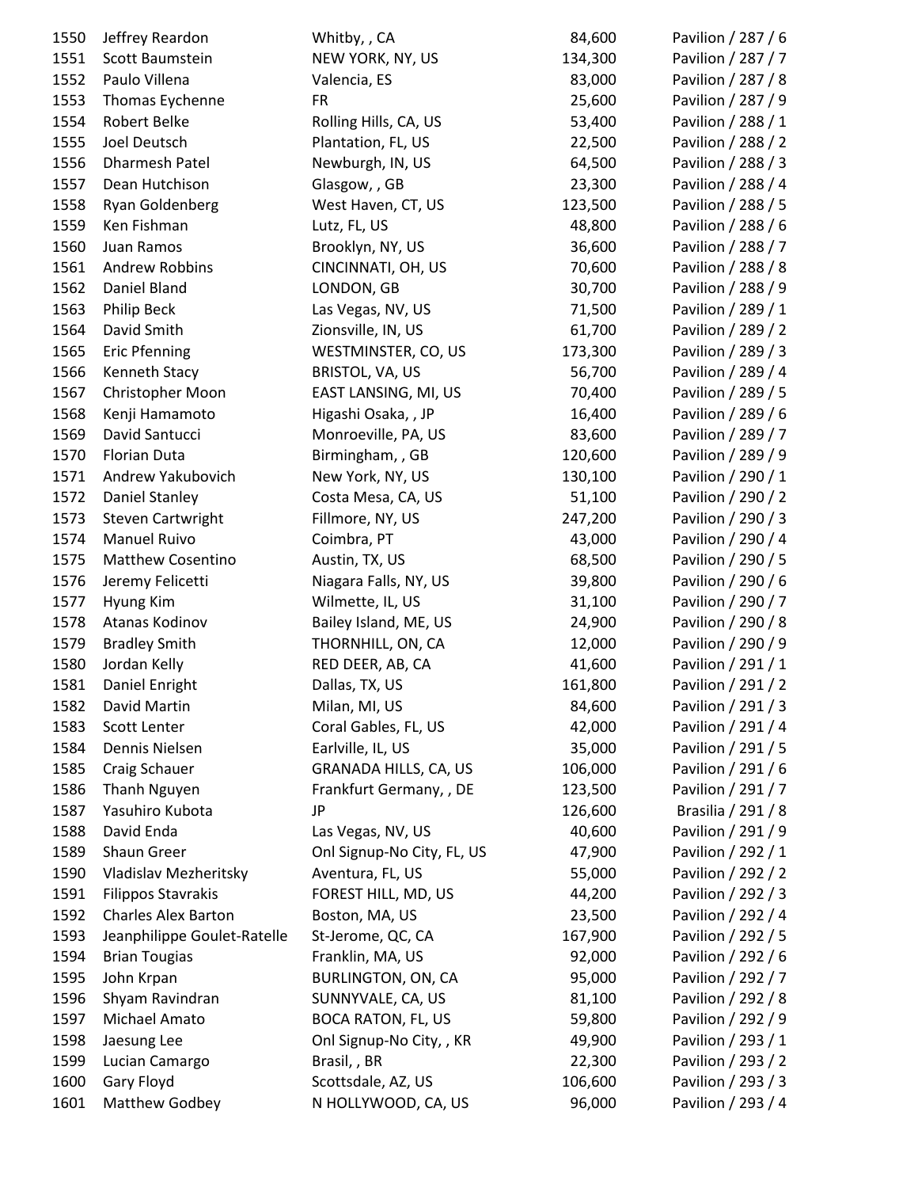| | | | | |
|---|---|---|---|---|
| 1550 | Jeffrey Reardon | Whitby, , CA | 84,600 | Pavilion / 287 / 6 |
| 1551 | Scott Baumstein | NEW YORK, NY, US | 134,300 | Pavilion / 287 / 7 |
| 1552 | Paulo Villena | Valencia, ES | 83,000 | Pavilion / 287 / 8 |
| 1553 | Thomas Eychenne | FR | 25,600 | Pavilion / 287 / 9 |
| 1554 | Robert Belke | Rolling Hills, CA, US | 53,400 | Pavilion / 288 / 1 |
| 1555 | Joel Deutsch | Plantation, FL, US | 22,500 | Pavilion / 288 / 2 |
| 1556 | Dharmesh Patel | Newburgh, IN, US | 64,500 | Pavilion / 288 / 3 |
| 1557 | Dean Hutchison | Glasgow, , GB | 23,300 | Pavilion / 288 / 4 |
| 1558 | Ryan Goldenberg | West Haven, CT, US | 123,500 | Pavilion / 288 / 5 |
| 1559 | Ken Fishman | Lutz, FL, US | 48,800 | Pavilion / 288 / 6 |
| 1560 | Juan Ramos | Brooklyn, NY, US | 36,600 | Pavilion / 288 / 7 |
| 1561 | Andrew Robbins | CINCINNATI, OH, US | 70,600 | Pavilion / 288 / 8 |
| 1562 | Daniel Bland | LONDON, GB | 30,700 | Pavilion / 288 / 9 |
| 1563 | Philip Beck | Las Vegas, NV, US | 71,500 | Pavilion / 289 / 1 |
| 1564 | David Smith | Zionsville, IN, US | 61,700 | Pavilion / 289 / 2 |
| 1565 | Eric Pfenning | WESTMINSTER, CO, US | 173,300 | Pavilion / 289 / 3 |
| 1566 | Kenneth Stacy | BRISTOL, VA, US | 56,700 | Pavilion / 289 / 4 |
| 1567 | Christopher Moon | EAST LANSING, MI, US | 70,400 | Pavilion / 289 / 5 |
| 1568 | Kenji Hamamoto | Higashi Osaka, , JP | 16,400 | Pavilion / 289 / 6 |
| 1569 | David Santucci | Monroeville, PA, US | 83,600 | Pavilion / 289 / 7 |
| 1570 | Florian Duta | Birmingham, , GB | 120,600 | Pavilion / 289 / 9 |
| 1571 | Andrew Yakubovich | New York, NY, US | 130,100 | Pavilion / 290 / 1 |
| 1572 | Daniel Stanley | Costa Mesa, CA, US | 51,100 | Pavilion / 290 / 2 |
| 1573 | Steven Cartwright | Fillmore, NY, US | 247,200 | Pavilion / 290 / 3 |
| 1574 | Manuel Ruivo | Coimbra, PT | 43,000 | Pavilion / 290 / 4 |
| 1575 | Matthew Cosentino | Austin, TX, US | 68,500 | Pavilion / 290 / 5 |
| 1576 | Jeremy Felicetti | Niagara Falls, NY, US | 39,800 | Pavilion / 290 / 6 |
| 1577 | Hyung Kim | Wilmette, IL, US | 31,100 | Pavilion / 290 / 7 |
| 1578 | Atanas Kodinov | Bailey Island, ME, US | 24,900 | Pavilion / 290 / 8 |
| 1579 | Bradley Smith | THORNHILL, ON, CA | 12,000 | Pavilion / 290 / 9 |
| 1580 | Jordan Kelly | RED DEER, AB, CA | 41,600 | Pavilion / 291 / 1 |
| 1581 | Daniel Enright | Dallas, TX, US | 161,800 | Pavilion / 291 / 2 |
| 1582 | David Martin | Milan, MI, US | 84,600 | Pavilion / 291 / 3 |
| 1583 | Scott Lenter | Coral Gables, FL, US | 42,000 | Pavilion / 291 / 4 |
| 1584 | Dennis Nielsen | Earlville, IL, US | 35,000 | Pavilion / 291 / 5 |
| 1585 | Craig Schauer | GRANADA HILLS, CA, US | 106,000 | Pavilion / 291 / 6 |
| 1586 | Thanh Nguyen | Frankfurt Germany, , DE | 123,500 | Pavilion / 291 / 7 |
| 1587 | Yasuhiro Kubota | JP | 126,600 | Brasilia / 291 / 8 |
| 1588 | David Enda | Las Vegas, NV, US | 40,600 | Pavilion / 291 / 9 |
| 1589 | Shaun Greer | Onl Signup-No City, FL, US | 47,900 | Pavilion / 292 / 1 |
| 1590 | Vladislav Mezheritsky | Aventura, FL, US | 55,000 | Pavilion / 292 / 2 |
| 1591 | Filippos Stavrakis | FOREST HILL, MD, US | 44,200 | Pavilion / 292 / 3 |
| 1592 | Charles Alex Barton | Boston, MA, US | 23,500 | Pavilion / 292 / 4 |
| 1593 | Jeanphilippe Goulet-Ratelle | St-Jerome, QC, CA | 167,900 | Pavilion / 292 / 5 |
| 1594 | Brian Tougias | Franklin, MA, US | 92,000 | Pavilion / 292 / 6 |
| 1595 | John Krpan | BURLINGTON, ON, CA | 95,000 | Pavilion / 292 / 7 |
| 1596 | Shyam Ravindran | SUNNYVALE, CA, US | 81,100 | Pavilion / 292 / 8 |
| 1597 | Michael Amato | BOCA RATON, FL, US | 59,800 | Pavilion / 292 / 9 |
| 1598 | Jaesung Lee | Onl Signup-No City, , KR | 49,900 | Pavilion / 293 / 1 |
| 1599 | Lucian Camargo | Brasil, , BR | 22,300 | Pavilion / 293 / 2 |
| 1600 | Gary Floyd | Scottsdale, AZ, US | 106,600 | Pavilion / 293 / 3 |
| 1601 | Matthew Godbey | N HOLLYWOOD, CA, US | 96,000 | Pavilion / 293 / 4 |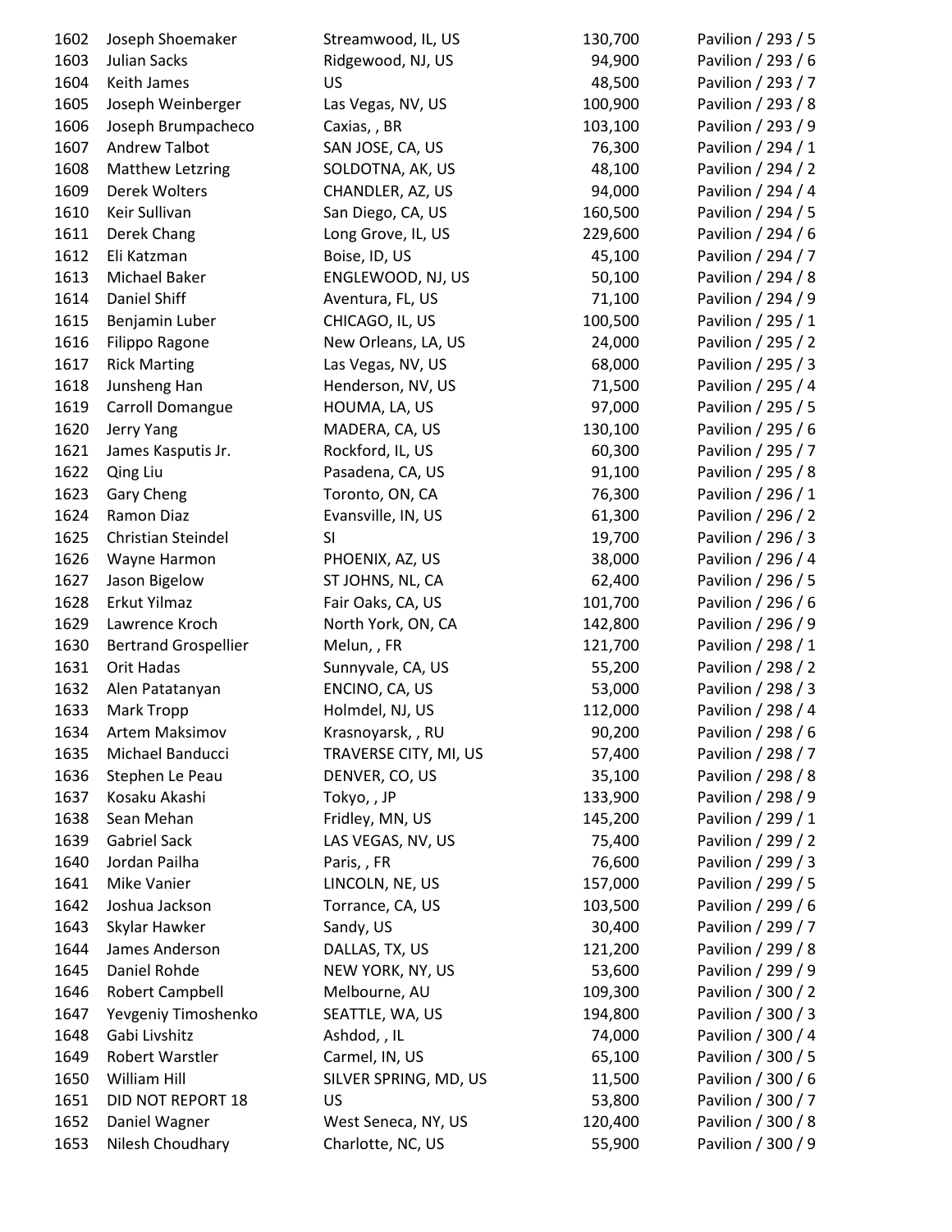| | | | | |
|---|---|---|---|---|
| 1602 | Joseph Shoemaker | Streamwood, IL, US | 130,700 | Pavilion / 293 / 5 |
| 1603 | Julian Sacks | Ridgewood, NJ, US | 94,900 | Pavilion / 293 / 6 |
| 1604 | Keith James | US | 48,500 | Pavilion / 293 / 7 |
| 1605 | Joseph Weinberger | Las Vegas, NV, US | 100,900 | Pavilion / 293 / 8 |
| 1606 | Joseph Brumpacheco | Caxias, , BR | 103,100 | Pavilion / 293 / 9 |
| 1607 | Andrew Talbot | SAN JOSE, CA, US | 76,300 | Pavilion / 294 / 1 |
| 1608 | Matthew Letzring | SOLDOTNA, AK, US | 48,100 | Pavilion / 294 / 2 |
| 1609 | Derek Wolters | CHANDLER, AZ, US | 94,000 | Pavilion / 294 / 4 |
| 1610 | Keir Sullivan | San Diego, CA, US | 160,500 | Pavilion / 294 / 5 |
| 1611 | Derek Chang | Long Grove, IL, US | 229,600 | Pavilion / 294 / 6 |
| 1612 | Eli Katzman | Boise, ID, US | 45,100 | Pavilion / 294 / 7 |
| 1613 | Michael Baker | ENGLEWOOD, NJ, US | 50,100 | Pavilion / 294 / 8 |
| 1614 | Daniel Shiff | Aventura, FL, US | 71,100 | Pavilion / 294 / 9 |
| 1615 | Benjamin Luber | CHICAGO, IL, US | 100,500 | Pavilion / 295 / 1 |
| 1616 | Filippo Ragone | New Orleans, LA, US | 24,000 | Pavilion / 295 / 2 |
| 1617 | Rick Marting | Las Vegas, NV, US | 68,000 | Pavilion / 295 / 3 |
| 1618 | Junsheng Han | Henderson, NV, US | 71,500 | Pavilion / 295 / 4 |
| 1619 | Carroll Domangue | HOUMA, LA, US | 97,000 | Pavilion / 295 / 5 |
| 1620 | Jerry Yang | MADERA, CA, US | 130,100 | Pavilion / 295 / 6 |
| 1621 | James Kasputis Jr. | Rockford, IL, US | 60,300 | Pavilion / 295 / 7 |
| 1622 | Qing Liu | Pasadena, CA, US | 91,100 | Pavilion / 295 / 8 |
| 1623 | Gary Cheng | Toronto, ON, CA | 76,300 | Pavilion / 296 / 1 |
| 1624 | Ramon Diaz | Evansville, IN, US | 61,300 | Pavilion / 296 / 2 |
| 1625 | Christian Steindel | SI | 19,700 | Pavilion / 296 / 3 |
| 1626 | Wayne Harmon | PHOENIX, AZ, US | 38,000 | Pavilion / 296 / 4 |
| 1627 | Jason Bigelow | ST JOHNS, NL, CA | 62,400 | Pavilion / 296 / 5 |
| 1628 | Erkut Yilmaz | Fair Oaks, CA, US | 101,700 | Pavilion / 296 / 6 |
| 1629 | Lawrence Kroch | North York, ON, CA | 142,800 | Pavilion / 296 / 9 |
| 1630 | Bertrand Grospellier | Melun, , FR | 121,700 | Pavilion / 298 / 1 |
| 1631 | Orit Hadas | Sunnyvale, CA, US | 55,200 | Pavilion / 298 / 2 |
| 1632 | Alen Patatanyan | ENCINO, CA, US | 53,000 | Pavilion / 298 / 3 |
| 1633 | Mark Tropp | Holmdel, NJ, US | 112,000 | Pavilion / 298 / 4 |
| 1634 | Artem Maksimov | Krasnoyarsk, , RU | 90,200 | Pavilion / 298 / 6 |
| 1635 | Michael Banducci | TRAVERSE CITY, MI, US | 57,400 | Pavilion / 298 / 7 |
| 1636 | Stephen Le Peau | DENVER, CO, US | 35,100 | Pavilion / 298 / 8 |
| 1637 | Kosaku Akashi | Tokyo, , JP | 133,900 | Pavilion / 298 / 9 |
| 1638 | Sean Mehan | Fridley, MN, US | 145,200 | Pavilion / 299 / 1 |
| 1639 | Gabriel Sack | LAS VEGAS, NV, US | 75,400 | Pavilion / 299 / 2 |
| 1640 | Jordan Pailha | Paris, , FR | 76,600 | Pavilion / 299 / 3 |
| 1641 | Mike Vanier | LINCOLN, NE, US | 157,000 | Pavilion / 299 / 5 |
| 1642 | Joshua Jackson | Torrance, CA, US | 103,500 | Pavilion / 299 / 6 |
| 1643 | Skylar Hawker | Sandy, US | 30,400 | Pavilion / 299 / 7 |
| 1644 | James Anderson | DALLAS, TX, US | 121,200 | Pavilion / 299 / 8 |
| 1645 | Daniel Rohde | NEW YORK, NY, US | 53,600 | Pavilion / 299 / 9 |
| 1646 | Robert Campbell | Melbourne, AU | 109,300 | Pavilion / 300 / 2 |
| 1647 | Yevgeniy Timoshenko | SEATTLE, WA, US | 194,800 | Pavilion / 300 / 3 |
| 1648 | Gabi Livshitz | Ashdod, , IL | 74,000 | Pavilion / 300 / 4 |
| 1649 | Robert Warstler | Carmel, IN, US | 65,100 | Pavilion / 300 / 5 |
| 1650 | William Hill | SILVER SPRING, MD, US | 11,500 | Pavilion / 300 / 6 |
| 1651 | DID NOT REPORT 18 | US | 53,800 | Pavilion / 300 / 7 |
| 1652 | Daniel Wagner | West Seneca, NY, US | 120,400 | Pavilion / 300 / 8 |
| 1653 | Nilesh Choudhary | Charlotte, NC, US | 55,900 | Pavilion / 300 / 9 |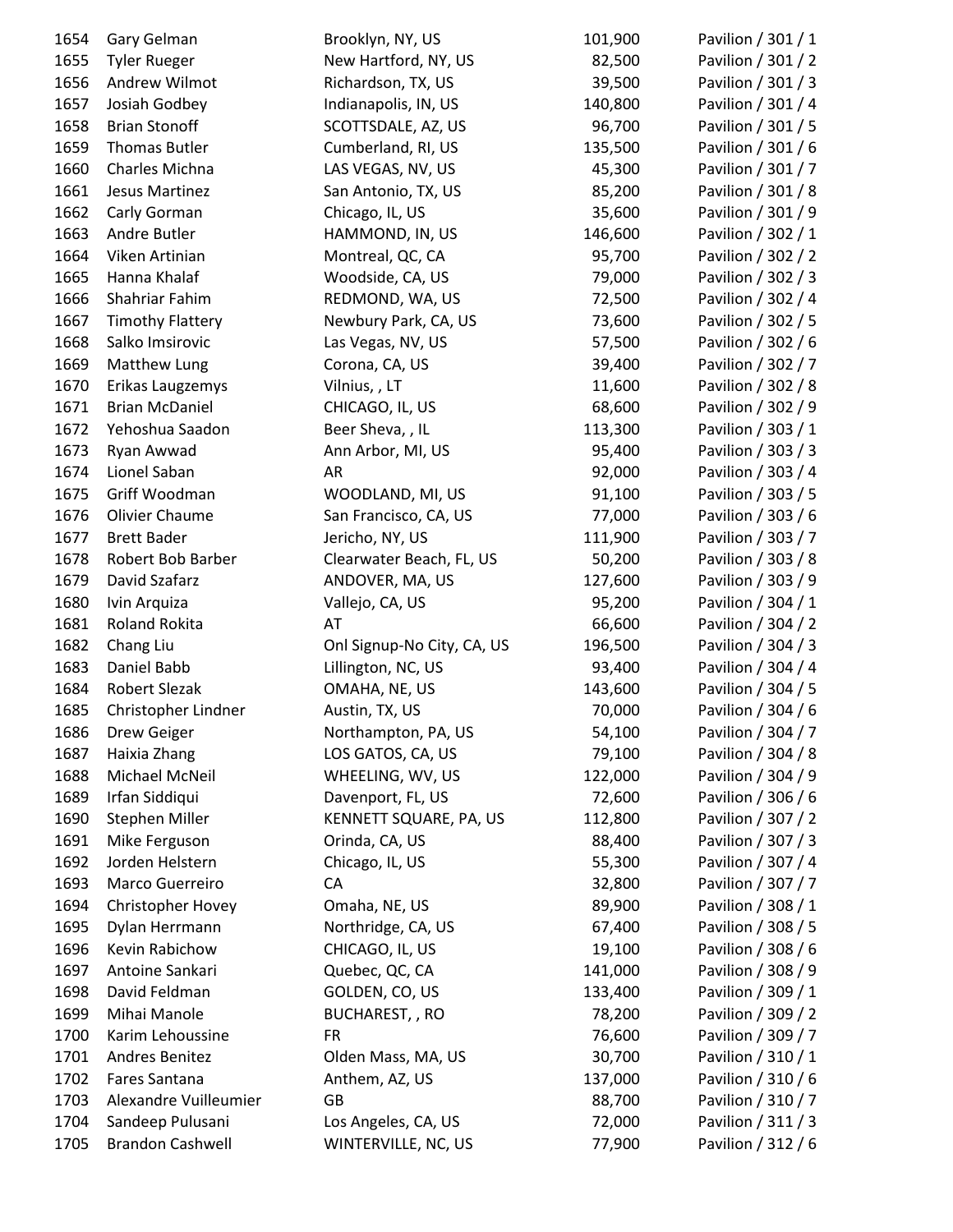| | | | | |
|---|---|---|---|---|
| 1654 | Gary Gelman | Brooklyn, NY, US | 101,900 | Pavilion / 301 / 1 |
| 1655 | Tyler Rueger | New Hartford, NY, US | 82,500 | Pavilion / 301 / 2 |
| 1656 | Andrew Wilmot | Richardson, TX, US | 39,500 | Pavilion / 301 / 3 |
| 1657 | Josiah Godbey | Indianapolis, IN, US | 140,800 | Pavilion / 301 / 4 |
| 1658 | Brian Stonoff | SCOTTSDALE, AZ, US | 96,700 | Pavilion / 301 / 5 |
| 1659 | Thomas Butler | Cumberland, RI, US | 135,500 | Pavilion / 301 / 6 |
| 1660 | Charles Michna | LAS VEGAS, NV, US | 45,300 | Pavilion / 301 / 7 |
| 1661 | Jesus Martinez | San Antonio, TX, US | 85,200 | Pavilion / 301 / 8 |
| 1662 | Carly Gorman | Chicago, IL, US | 35,600 | Pavilion / 301 / 9 |
| 1663 | Andre Butler | HAMMOND, IN, US | 146,600 | Pavilion / 302 / 1 |
| 1664 | Viken Artinian | Montreal, QC, CA | 95,700 | Pavilion / 302 / 2 |
| 1665 | Hanna Khalaf | Woodside, CA, US | 79,000 | Pavilion / 302 / 3 |
| 1666 | Shahriar Fahim | REDMOND, WA, US | 72,500 | Pavilion / 302 / 4 |
| 1667 | Timothy Flattery | Newbury Park, CA, US | 73,600 | Pavilion / 302 / 5 |
| 1668 | Salko Imsirovic | Las Vegas, NV, US | 57,500 | Pavilion / 302 / 6 |
| 1669 | Matthew Lung | Corona, CA, US | 39,400 | Pavilion / 302 / 7 |
| 1670 | Erikas Laugzemys | Vilnius, , LT | 11,600 | Pavilion / 302 / 8 |
| 1671 | Brian McDaniel | CHICAGO, IL, US | 68,600 | Pavilion / 302 / 9 |
| 1672 | Yehoshua Saadon | Beer Sheva, , IL | 113,300 | Pavilion / 303 / 1 |
| 1673 | Ryan Awwad | Ann Arbor, MI, US | 95,400 | Pavilion / 303 / 3 |
| 1674 | Lionel Saban | AR | 92,000 | Pavilion / 303 / 4 |
| 1675 | Griff Woodman | WOODLAND, MI, US | 91,100 | Pavilion / 303 / 5 |
| 1676 | Olivier Chaume | San Francisco, CA, US | 77,000 | Pavilion / 303 / 6 |
| 1677 | Brett Bader | Jericho, NY, US | 111,900 | Pavilion / 303 / 7 |
| 1678 | Robert Bob Barber | Clearwater Beach, FL, US | 50,200 | Pavilion / 303 / 8 |
| 1679 | David Szafarz | ANDOVER, MA, US | 127,600 | Pavilion / 303 / 9 |
| 1680 | Ivin Arquiza | Vallejo, CA, US | 95,200 | Pavilion / 304 / 1 |
| 1681 | Roland Rokita | AT | 66,600 | Pavilion / 304 / 2 |
| 1682 | Chang Liu | Onl Signup-No City, CA, US | 196,500 | Pavilion / 304 / 3 |
| 1683 | Daniel Babb | Lillington, NC, US | 93,400 | Pavilion / 304 / 4 |
| 1684 | Robert Slezak | OMAHA, NE, US | 143,600 | Pavilion / 304 / 5 |
| 1685 | Christopher Lindner | Austin, TX, US | 70,000 | Pavilion / 304 / 6 |
| 1686 | Drew Geiger | Northampton, PA, US | 54,100 | Pavilion / 304 / 7 |
| 1687 | Haixia Zhang | LOS GATOS, CA, US | 79,100 | Pavilion / 304 / 8 |
| 1688 | Michael McNeil | WHEELING, WV, US | 122,000 | Pavilion / 304 / 9 |
| 1689 | Irfan Siddiqui | Davenport, FL, US | 72,600 | Pavilion / 306 / 6 |
| 1690 | Stephen Miller | KENNETT SQUARE, PA, US | 112,800 | Pavilion / 307 / 2 |
| 1691 | Mike Ferguson | Orinda, CA, US | 88,400 | Pavilion / 307 / 3 |
| 1692 | Jorden Helstern | Chicago, IL, US | 55,300 | Pavilion / 307 / 4 |
| 1693 | Marco Guerreiro | CA | 32,800 | Pavilion / 307 / 7 |
| 1694 | Christopher Hovey | Omaha, NE, US | 89,900 | Pavilion / 308 / 1 |
| 1695 | Dylan Herrmann | Northridge, CA, US | 67,400 | Pavilion / 308 / 5 |
| 1696 | Kevin Rabichow | CHICAGO, IL, US | 19,100 | Pavilion / 308 / 6 |
| 1697 | Antoine Sankari | Quebec, QC, CA | 141,000 | Pavilion / 308 / 9 |
| 1698 | David Feldman | GOLDEN, CO, US | 133,400 | Pavilion / 309 / 1 |
| 1699 | Mihai Manole | BUCHAREST, , RO | 78,200 | Pavilion / 309 / 2 |
| 1700 | Karim Lehoussine | FR | 76,600 | Pavilion / 309 / 7 |
| 1701 | Andres Benitez | Olden Mass, MA, US | 30,700 | Pavilion / 310 / 1 |
| 1702 | Fares Santana | Anthem, AZ, US | 137,000 | Pavilion / 310 / 6 |
| 1703 | Alexandre Vuilleumier | GB | 88,700 | Pavilion / 310 / 7 |
| 1704 | Sandeep Pulusani | Los Angeles, CA, US | 72,000 | Pavilion / 311 / 3 |
| 1705 | Brandon Cashwell | WINTERVILLE, NC, US | 77,900 | Pavilion / 312 / 6 |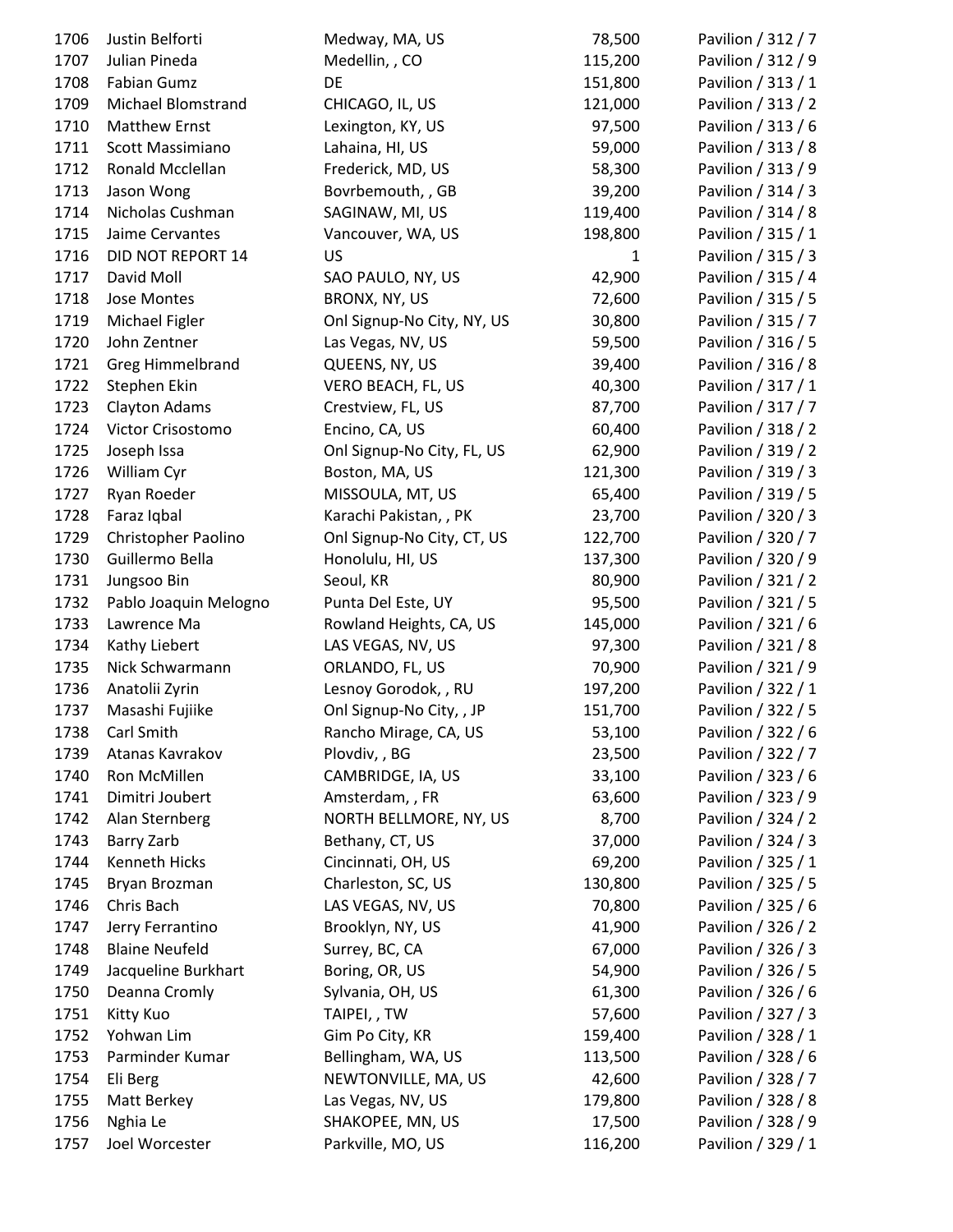| | | | | |
|---|---|---|---|---|
| 1706 | Justin Belforti | Medway, MA, US | 78,500 | Pavilion / 312 / 7 |
| 1707 | Julian Pineda | Medellin, , CO | 115,200 | Pavilion / 312 / 9 |
| 1708 | Fabian Gumz | DE | 151,800 | Pavilion / 313 / 1 |
| 1709 | Michael Blomstrand | CHICAGO, IL, US | 121,000 | Pavilion / 313 / 2 |
| 1710 | Matthew Ernst | Lexington, KY, US | 97,500 | Pavilion / 313 / 6 |
| 1711 | Scott Massimiano | Lahaina, HI, US | 59,000 | Pavilion / 313 / 8 |
| 1712 | Ronald Mcclellan | Frederick, MD, US | 58,300 | Pavilion / 313 / 9 |
| 1713 | Jason Wong | Bovrbemouth, , GB | 39,200 | Pavilion / 314 / 3 |
| 1714 | Nicholas Cushman | SAGINAW, MI, US | 119,400 | Pavilion / 314 / 8 |
| 1715 | Jaime Cervantes | Vancouver, WA, US | 198,800 | Pavilion / 315 / 1 |
| 1716 | DID NOT REPORT 14 | US | 1 | Pavilion / 315 / 3 |
| 1717 | David Moll | SAO PAULO, NY, US | 42,900 | Pavilion / 315 / 4 |
| 1718 | Jose Montes | BRONX, NY, US | 72,600 | Pavilion / 315 / 5 |
| 1719 | Michael Figler | Onl Signup-No City, NY, US | 30,800 | Pavilion / 315 / 7 |
| 1720 | John Zentner | Las Vegas, NV, US | 59,500 | Pavilion / 316 / 5 |
| 1721 | Greg Himmelbrand | QUEENS, NY, US | 39,400 | Pavilion / 316 / 8 |
| 1722 | Stephen Ekin | VERO BEACH, FL, US | 40,300 | Pavilion / 317 / 1 |
| 1723 | Clayton Adams | Crestview, FL, US | 87,700 | Pavilion / 317 / 7 |
| 1724 | Victor Crisostomo | Encino, CA, US | 60,400 | Pavilion / 318 / 2 |
| 1725 | Joseph Issa | Onl Signup-No City, FL, US | 62,900 | Pavilion / 319 / 2 |
| 1726 | William Cyr | Boston, MA, US | 121,300 | Pavilion / 319 / 3 |
| 1727 | Ryan Roeder | MISSOULA, MT, US | 65,400 | Pavilion / 319 / 5 |
| 1728 | Faraz Iqbal | Karachi Pakistan, , PK | 23,700 | Pavilion / 320 / 3 |
| 1729 | Christopher Paolino | Onl Signup-No City, CT, US | 122,700 | Pavilion / 320 / 7 |
| 1730 | Guillermo Bella | Honolulu, HI, US | 137,300 | Pavilion / 320 / 9 |
| 1731 | Jungsoo Bin | Seoul, KR | 80,900 | Pavilion / 321 / 2 |
| 1732 | Pablo Joaquin Melogno | Punta Del Este, UY | 95,500 | Pavilion / 321 / 5 |
| 1733 | Lawrence Ma | Rowland Heights, CA, US | 145,000 | Pavilion / 321 / 6 |
| 1734 | Kathy Liebert | LAS VEGAS, NV, US | 97,300 | Pavilion / 321 / 8 |
| 1735 | Nick Schwarmann | ORLANDO, FL, US | 70,900 | Pavilion / 321 / 9 |
| 1736 | Anatolii Zyrin | Lesnoy Gorodok, , RU | 197,200 | Pavilion / 322 / 1 |
| 1737 | Masashi Fujiike | Onl Signup-No City, , JP | 151,700 | Pavilion / 322 / 5 |
| 1738 | Carl Smith | Rancho Mirage, CA, US | 53,100 | Pavilion / 322 / 6 |
| 1739 | Atanas Kavrakov | Plovdiv, , BG | 23,500 | Pavilion / 322 / 7 |
| 1740 | Ron McMillen | CAMBRIDGE, IA, US | 33,100 | Pavilion / 323 / 6 |
| 1741 | Dimitri Joubert | Amsterdam, , FR | 63,600 | Pavilion / 323 / 9 |
| 1742 | Alan Sternberg | NORTH BELLMORE, NY, US | 8,700 | Pavilion / 324 / 2 |
| 1743 | Barry Zarb | Bethany, CT, US | 37,000 | Pavilion / 324 / 3 |
| 1744 | Kenneth Hicks | Cincinnati, OH, US | 69,200 | Pavilion / 325 / 1 |
| 1745 | Bryan Brozman | Charleston, SC, US | 130,800 | Pavilion / 325 / 5 |
| 1746 | Chris Bach | LAS VEGAS, NV, US | 70,800 | Pavilion / 325 / 6 |
| 1747 | Jerry Ferrantino | Brooklyn, NY, US | 41,900 | Pavilion / 326 / 2 |
| 1748 | Blaine Neufeld | Surrey, BC, CA | 67,000 | Pavilion / 326 / 3 |
| 1749 | Jacqueline Burkhart | Boring, OR, US | 54,900 | Pavilion / 326 / 5 |
| 1750 | Deanna Cromly | Sylvania, OH, US | 61,300 | Pavilion / 326 / 6 |
| 1751 | Kitty Kuo | TAIPEI, , TW | 57,600 | Pavilion / 327 / 3 |
| 1752 | Yohwan Lim | Gim Po City, KR | 159,400 | Pavilion / 328 / 1 |
| 1753 | Parminder Kumar | Bellingham, WA, US | 113,500 | Pavilion / 328 / 6 |
| 1754 | Eli Berg | NEWTONVILLE, MA, US | 42,600 | Pavilion / 328 / 7 |
| 1755 | Matt Berkey | Las Vegas, NV, US | 179,800 | Pavilion / 328 / 8 |
| 1756 | Nghia Le | SHAKOPEE, MN, US | 17,500 | Pavilion / 328 / 9 |
| 1757 | Joel Worcester | Parkville, MO, US | 116,200 | Pavilion / 329 / 1 |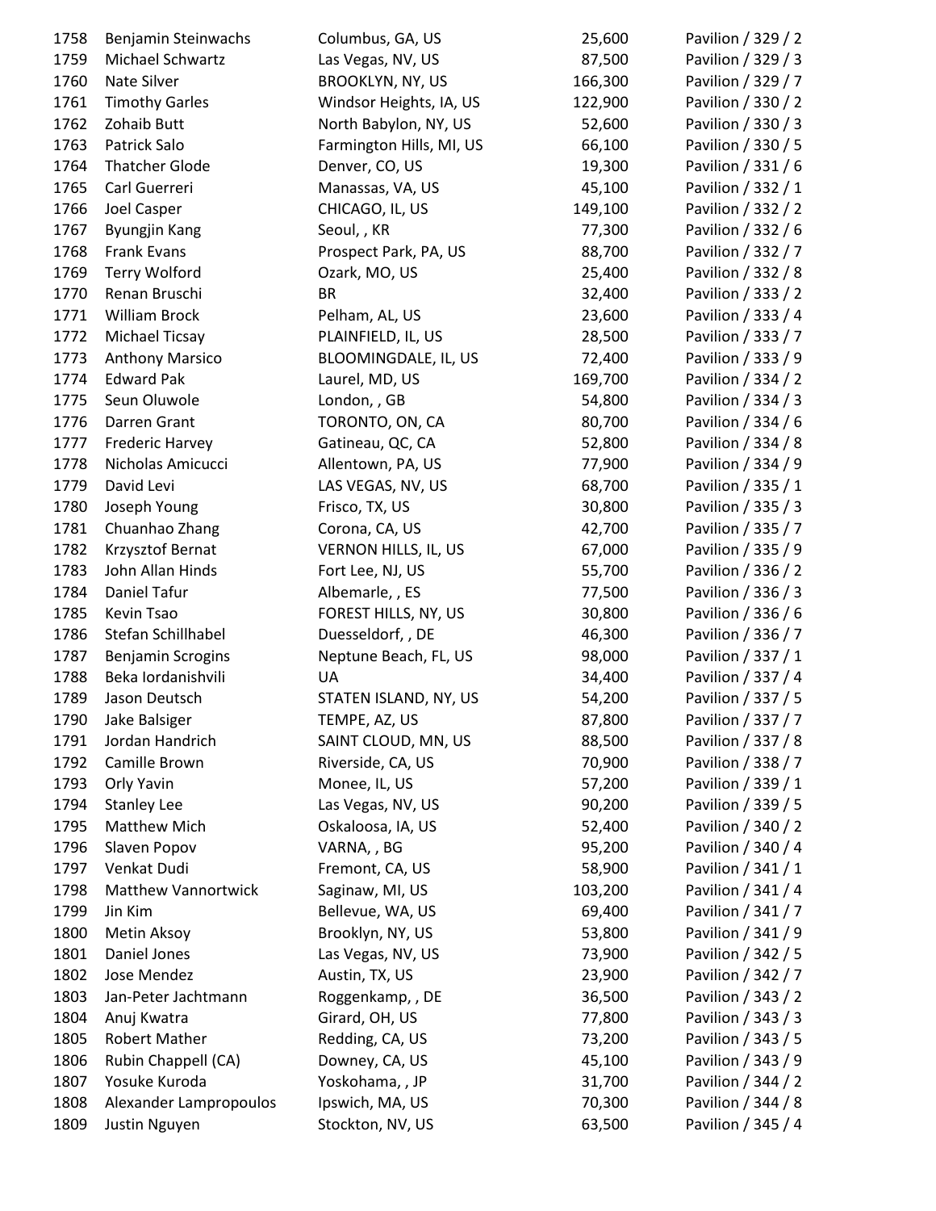| | | | | |
|---|---|---|---|---|
| 1758 | Benjamin Steinwachs | Columbus, GA, US | 25,600 | Pavilion / 329 / 2 |
| 1759 | Michael Schwartz | Las Vegas, NV, US | 87,500 | Pavilion / 329 / 3 |
| 1760 | Nate Silver | BROOKLYN, NY, US | 166,300 | Pavilion / 329 / 7 |
| 1761 | Timothy Garles | Windsor Heights, IA, US | 122,900 | Pavilion / 330 / 2 |
| 1762 | Zohaib Butt | North Babylon, NY, US | 52,600 | Pavilion / 330 / 3 |
| 1763 | Patrick Salo | Farmington Hills, MI, US | 66,100 | Pavilion / 330 / 5 |
| 1764 | Thatcher Glode | Denver, CO, US | 19,300 | Pavilion / 331 / 6 |
| 1765 | Carl Guerreri | Manassas, VA, US | 45,100 | Pavilion / 332 / 1 |
| 1766 | Joel Casper | CHICAGO, IL, US | 149,100 | Pavilion / 332 / 2 |
| 1767 | Byungjin Kang | Seoul, , KR | 77,300 | Pavilion / 332 / 6 |
| 1768 | Frank Evans | Prospect Park, PA, US | 88,700 | Pavilion / 332 / 7 |
| 1769 | Terry Wolford | Ozark, MO, US | 25,400 | Pavilion / 332 / 8 |
| 1770 | Renan Bruschi | BR | 32,400 | Pavilion / 333 / 2 |
| 1771 | William Brock | Pelham, AL, US | 23,600 | Pavilion / 333 / 4 |
| 1772 | Michael Ticsay | PLAINFIELD, IL, US | 28,500 | Pavilion / 333 / 7 |
| 1773 | Anthony Marsico | BLOOMINGDALE, IL, US | 72,400 | Pavilion / 333 / 9 |
| 1774 | Edward Pak | Laurel, MD, US | 169,700 | Pavilion / 334 / 2 |
| 1775 | Seun Oluwole | London, , GB | 54,800 | Pavilion / 334 / 3 |
| 1776 | Darren Grant | TORONTO, ON, CA | 80,700 | Pavilion / 334 / 6 |
| 1777 | Frederic Harvey | Gatineau, QC, CA | 52,800 | Pavilion / 334 / 8 |
| 1778 | Nicholas Amicucci | Allentown, PA, US | 77,900 | Pavilion / 334 / 9 |
| 1779 | David Levi | LAS VEGAS, NV, US | 68,700 | Pavilion / 335 / 1 |
| 1780 | Joseph Young | Frisco, TX, US | 30,800 | Pavilion / 335 / 3 |
| 1781 | Chuanhao Zhang | Corona, CA, US | 42,700 | Pavilion / 335 / 7 |
| 1782 | Krzysztof Bernat | VERNON HILLS, IL, US | 67,000 | Pavilion / 335 / 9 |
| 1783 | John Allan Hinds | Fort Lee, NJ, US | 55,700 | Pavilion / 336 / 2 |
| 1784 | Daniel Tafur | Albemarle, , ES | 77,500 | Pavilion / 336 / 3 |
| 1785 | Kevin Tsao | FOREST HILLS, NY, US | 30,800 | Pavilion / 336 / 6 |
| 1786 | Stefan Schillhabel | Duesseldorf, , DE | 46,300 | Pavilion / 336 / 7 |
| 1787 | Benjamin Scrogins | Neptune Beach, FL, US | 98,000 | Pavilion / 337 / 1 |
| 1788 | Beka Iordanishvili | UA | 34,400 | Pavilion / 337 / 4 |
| 1789 | Jason Deutsch | STATEN ISLAND, NY, US | 54,200 | Pavilion / 337 / 5 |
| 1790 | Jake Balsiger | TEMPE, AZ, US | 87,800 | Pavilion / 337 / 7 |
| 1791 | Jordan Handrich | SAINT CLOUD, MN, US | 88,500 | Pavilion / 337 / 8 |
| 1792 | Camille Brown | Riverside, CA, US | 70,900 | Pavilion / 338 / 7 |
| 1793 | Orly Yavin | Monee, IL, US | 57,200 | Pavilion / 339 / 1 |
| 1794 | Stanley Lee | Las Vegas, NV, US | 90,200 | Pavilion / 339 / 5 |
| 1795 | Matthew Mich | Oskaloosa, IA, US | 52,400 | Pavilion / 340 / 2 |
| 1796 | Slaven Popov | VARNA, , BG | 95,200 | Pavilion / 340 / 4 |
| 1797 | Venkat Dudi | Fremont, CA, US | 58,900 | Pavilion / 341 / 1 |
| 1798 | Matthew Vannortwick | Saginaw, MI, US | 103,200 | Pavilion / 341 / 4 |
| 1799 | Jin Kim | Bellevue, WA, US | 69,400 | Pavilion / 341 / 7 |
| 1800 | Metin Aksoy | Brooklyn, NY, US | 53,800 | Pavilion / 341 / 9 |
| 1801 | Daniel Jones | Las Vegas, NV, US | 73,900 | Pavilion / 342 / 5 |
| 1802 | Jose Mendez | Austin, TX, US | 23,900 | Pavilion / 342 / 7 |
| 1803 | Jan-Peter Jachtmann | Roggenkamp, , DE | 36,500 | Pavilion / 343 / 2 |
| 1804 | Anuj Kwatra | Girard, OH, US | 77,800 | Pavilion / 343 / 3 |
| 1805 | Robert Mather | Redding, CA, US | 73,200 | Pavilion / 343 / 5 |
| 1806 | Rubin Chappell (CA) | Downey, CA, US | 45,100 | Pavilion / 343 / 9 |
| 1807 | Yosuke Kuroda | Yoskohama, , JP | 31,700 | Pavilion / 344 / 2 |
| 1808 | Alexander Lampropoulos | Ipswich, MA, US | 70,300 | Pavilion / 344 / 8 |
| 1809 | Justin Nguyen | Stockton, NV, US | 63,500 | Pavilion / 345 / 4 |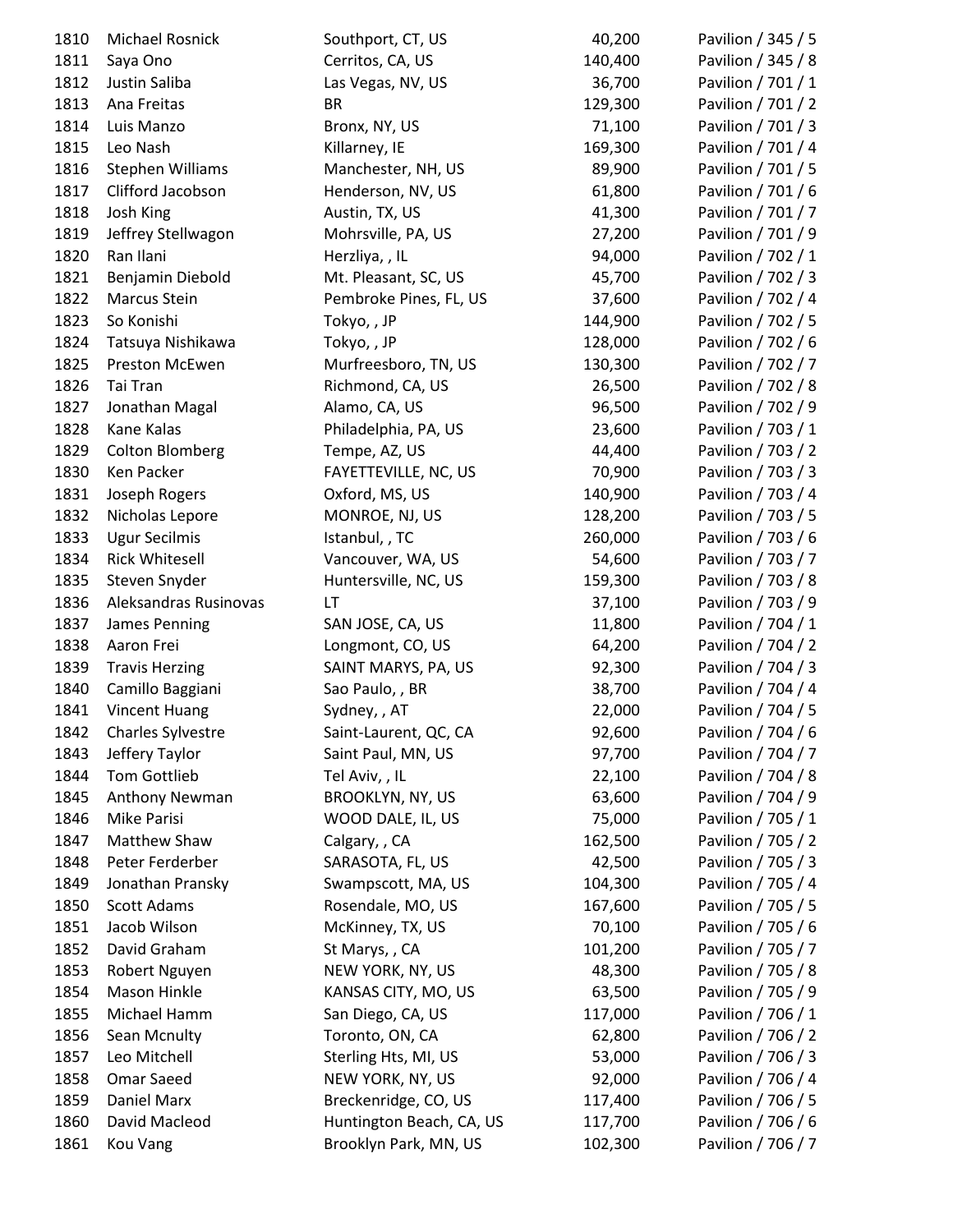| | | | | |
|---|---|---|---|---|
| 1810 | Michael Rosnick | Southport, CT, US | 40,200 | Pavilion / 345 / 5 |
| 1811 | Saya Ono | Cerritos, CA, US | 140,400 | Pavilion / 345 / 8 |
| 1812 | Justin Saliba | Las Vegas, NV, US | 36,700 | Pavilion / 701 / 1 |
| 1813 | Ana Freitas | BR | 129,300 | Pavilion / 701 / 2 |
| 1814 | Luis Manzo | Bronx, NY, US | 71,100 | Pavilion / 701 / 3 |
| 1815 | Leo Nash | Killarney, IE | 169,300 | Pavilion / 701 / 4 |
| 1816 | Stephen Williams | Manchester, NH, US | 89,900 | Pavilion / 701 / 5 |
| 1817 | Clifford Jacobson | Henderson, NV, US | 61,800 | Pavilion / 701 / 6 |
| 1818 | Josh King | Austin, TX, US | 41,300 | Pavilion / 701 / 7 |
| 1819 | Jeffrey Stellwagon | Mohrsville, PA, US | 27,200 | Pavilion / 701 / 9 |
| 1820 | Ran Ilani | Herzliya, , IL | 94,000 | Pavilion / 702 / 1 |
| 1821 | Benjamin Diebold | Mt. Pleasant, SC, US | 45,700 | Pavilion / 702 / 3 |
| 1822 | Marcus Stein | Pembroke Pines, FL, US | 37,600 | Pavilion / 702 / 4 |
| 1823 | So Konishi | Tokyo, , JP | 144,900 | Pavilion / 702 / 5 |
| 1824 | Tatsuya Nishikawa | Tokyo, , JP | 128,000 | Pavilion / 702 / 6 |
| 1825 | Preston McEwen | Murfreesboro, TN, US | 130,300 | Pavilion / 702 / 7 |
| 1826 | Tai Tran | Richmond, CA, US | 26,500 | Pavilion / 702 / 8 |
| 1827 | Jonathan Magal | Alamo, CA, US | 96,500 | Pavilion / 702 / 9 |
| 1828 | Kane Kalas | Philadelphia, PA, US | 23,600 | Pavilion / 703 / 1 |
| 1829 | Colton Blomberg | Tempe, AZ, US | 44,400 | Pavilion / 703 / 2 |
| 1830 | Ken Packer | FAYETTEVILLE, NC, US | 70,900 | Pavilion / 703 / 3 |
| 1831 | Joseph Rogers | Oxford, MS, US | 140,900 | Pavilion / 703 / 4 |
| 1832 | Nicholas Lepore | MONROE, NJ, US | 128,200 | Pavilion / 703 / 5 |
| 1833 | Ugur Secilmis | Istanbul, , TC | 260,000 | Pavilion / 703 / 6 |
| 1834 | Rick Whitesell | Vancouver, WA, US | 54,600 | Pavilion / 703 / 7 |
| 1835 | Steven Snyder | Huntersville, NC, US | 159,300 | Pavilion / 703 / 8 |
| 1836 | Aleksandras Rusinovas | LT | 37,100 | Pavilion / 703 / 9 |
| 1837 | James Penning | SAN JOSE, CA, US | 11,800 | Pavilion / 704 / 1 |
| 1838 | Aaron Frei | Longmont, CO, US | 64,200 | Pavilion / 704 / 2 |
| 1839 | Travis Herzing | SAINT MARYS, PA, US | 92,300 | Pavilion / 704 / 3 |
| 1840 | Camillo Baggiani | Sao Paulo, , BR | 38,700 | Pavilion / 704 / 4 |
| 1841 | Vincent Huang | Sydney, , AT | 22,000 | Pavilion / 704 / 5 |
| 1842 | Charles Sylvestre | Saint-Laurent, QC, CA | 92,600 | Pavilion / 704 / 6 |
| 1843 | Jeffery Taylor | Saint Paul, MN, US | 97,700 | Pavilion / 704 / 7 |
| 1844 | Tom Gottlieb | Tel Aviv, , IL | 22,100 | Pavilion / 704 / 8 |
| 1845 | Anthony Newman | BROOKLYN, NY, US | 63,600 | Pavilion / 704 / 9 |
| 1846 | Mike Parisi | WOOD DALE, IL, US | 75,000 | Pavilion / 705 / 1 |
| 1847 | Matthew Shaw | Calgary, , CA | 162,500 | Pavilion / 705 / 2 |
| 1848 | Peter Ferderber | SARASOTA, FL, US | 42,500 | Pavilion / 705 / 3 |
| 1849 | Jonathan Pransky | Swampscott, MA, US | 104,300 | Pavilion / 705 / 4 |
| 1850 | Scott Adams | Rosendale, MO, US | 167,600 | Pavilion / 705 / 5 |
| 1851 | Jacob Wilson | McKinney, TX, US | 70,100 | Pavilion / 705 / 6 |
| 1852 | David Graham | St Marys, , CA | 101,200 | Pavilion / 705 / 7 |
| 1853 | Robert Nguyen | NEW YORK, NY, US | 48,300 | Pavilion / 705 / 8 |
| 1854 | Mason Hinkle | KANSAS CITY, MO, US | 63,500 | Pavilion / 705 / 9 |
| 1855 | Michael Hamm | San Diego, CA, US | 117,000 | Pavilion / 706 / 1 |
| 1856 | Sean Mcnulty | Toronto, ON, CA | 62,800 | Pavilion / 706 / 2 |
| 1857 | Leo Mitchell | Sterling Hts, MI, US | 53,000 | Pavilion / 706 / 3 |
| 1858 | Omar Saeed | NEW YORK, NY, US | 92,000 | Pavilion / 706 / 4 |
| 1859 | Daniel Marx | Breckenridge, CO, US | 117,400 | Pavilion / 706 / 5 |
| 1860 | David Macleod | Huntington Beach, CA, US | 117,700 | Pavilion / 706 / 6 |
| 1861 | Kou Vang | Brooklyn Park, MN, US | 102,300 | Pavilion / 706 / 7 |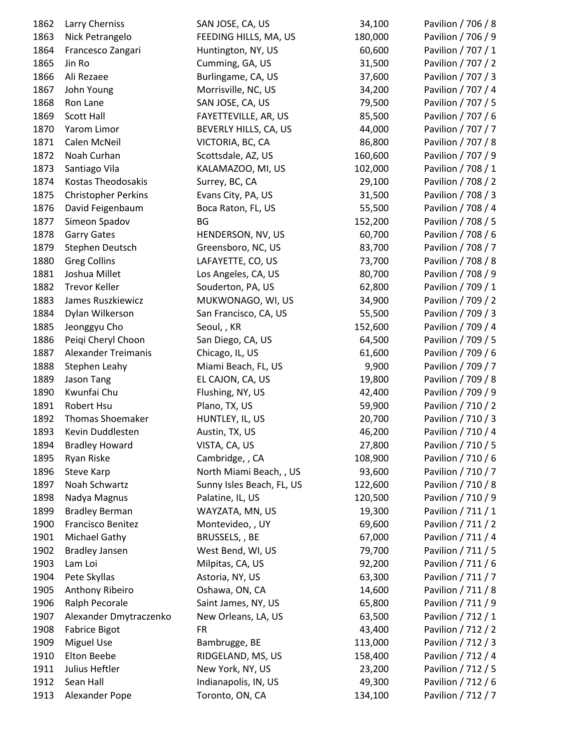| | | | | |
|---|---|---|---|---|
| 1862 | Larry Cherniss | SAN JOSE, CA, US | 34,100 | Pavilion / 706 / 8 |
| 1863 | Nick Petrangelo | FEEDING HILLS, MA, US | 180,000 | Pavilion / 706 / 9 |
| 1864 | Francesco Zangari | Huntington, NY, US | 60,600 | Pavilion / 707 / 1 |
| 1865 | Jin Ro | Cumming, GA, US | 31,500 | Pavilion / 707 / 2 |
| 1866 | Ali Rezaee | Burlingame, CA, US | 37,600 | Pavilion / 707 / 3 |
| 1867 | John Young | Morrisville, NC, US | 34,200 | Pavilion / 707 / 4 |
| 1868 | Ron Lane | SAN JOSE, CA, US | 79,500 | Pavilion / 707 / 5 |
| 1869 | Scott Hall | FAYETTEVILLE, AR, US | 85,500 | Pavilion / 707 / 6 |
| 1870 | Yarom Limor | BEVERLY HILLS, CA, US | 44,000 | Pavilion / 707 / 7 |
| 1871 | Calen McNeil | VICTORIA, BC, CA | 86,800 | Pavilion / 707 / 8 |
| 1872 | Noah Curhan | Scottsdale, AZ, US | 160,600 | Pavilion / 707 / 9 |
| 1873 | Santiago Vila | KALAMAZOO, MI, US | 102,000 | Pavilion / 708 / 1 |
| 1874 | Kostas Theodosakis | Surrey, BC, CA | 29,100 | Pavilion / 708 / 2 |
| 1875 | Christopher Perkins | Evans City, PA, US | 31,500 | Pavilion / 708 / 3 |
| 1876 | David Feigenbaum | Boca Raton, FL, US | 55,500 | Pavilion / 708 / 4 |
| 1877 | Simeon Spadov | BG | 152,200 | Pavilion / 708 / 5 |
| 1878 | Garry Gates | HENDERSON, NV, US | 60,700 | Pavilion / 708 / 6 |
| 1879 | Stephen Deutsch | Greensboro, NC, US | 83,700 | Pavilion / 708 / 7 |
| 1880 | Greg Collins | LAFAYETTE, CO, US | 73,700 | Pavilion / 708 / 8 |
| 1881 | Joshua Millet | Los Angeles, CA, US | 80,700 | Pavilion / 708 / 9 |
| 1882 | Trevor Keller | Souderton, PA, US | 62,800 | Pavilion / 709 / 1 |
| 1883 | James Ruszkiewicz | MUKWONAGO, WI, US | 34,900 | Pavilion / 709 / 2 |
| 1884 | Dylan Wilkerson | San Francisco, CA, US | 55,500 | Pavilion / 709 / 3 |
| 1885 | Jeonggyu Cho | Seoul, , KR | 152,600 | Pavilion / 709 / 4 |
| 1886 | Peiqi Cheryl Choon | San Diego, CA, US | 64,500 | Pavilion / 709 / 5 |
| 1887 | Alexander Treimanis | Chicago, IL, US | 61,600 | Pavilion / 709 / 6 |
| 1888 | Stephen Leahy | Miami Beach, FL, US | 9,900 | Pavilion / 709 / 7 |
| 1889 | Jason Tang | EL CAJON, CA, US | 19,800 | Pavilion / 709 / 8 |
| 1890 | Kwunfai Chu | Flushing, NY, US | 42,400 | Pavilion / 709 / 9 |
| 1891 | Robert Hsu | Plano, TX, US | 59,900 | Pavilion / 710 / 2 |
| 1892 | Thomas Shoemaker | HUNTLEY, IL, US | 20,700 | Pavilion / 710 / 3 |
| 1893 | Kevin Duddlesten | Austin, TX, US | 46,200 | Pavilion / 710 / 4 |
| 1894 | Bradley Howard | VISTA, CA, US | 27,800 | Pavilion / 710 / 5 |
| 1895 | Ryan Riske | Cambridge, , CA | 108,900 | Pavilion / 710 / 6 |
| 1896 | Steve Karp | North Miami Beach, , US | 93,600 | Pavilion / 710 / 7 |
| 1897 | Noah Schwartz | Sunny Isles Beach, FL, US | 122,600 | Pavilion / 710 / 8 |
| 1898 | Nadya Magnus | Palatine, IL, US | 120,500 | Pavilion / 710 / 9 |
| 1899 | Bradley Berman | WAYZATA, MN, US | 19,300 | Pavilion / 711 / 1 |
| 1900 | Francisco Benitez | Montevideo, , UY | 69,600 | Pavilion / 711 / 2 |
| 1901 | Michael Gathy | BRUSSELS, , BE | 67,000 | Pavilion / 711 / 4 |
| 1902 | Bradley Jansen | West Bend, WI, US | 79,700 | Pavilion / 711 / 5 |
| 1903 | Lam Loi | Milpitas, CA, US | 92,200 | Pavilion / 711 / 6 |
| 1904 | Pete Skyllas | Astoria, NY, US | 63,300 | Pavilion / 711 / 7 |
| 1905 | Anthony Ribeiro | Oshawa, ON, CA | 14,600 | Pavilion / 711 / 8 |
| 1906 | Ralph Pecorale | Saint James, NY, US | 65,800 | Pavilion / 711 / 9 |
| 1907 | Alexander Dmytraczenko | New Orleans, LA, US | 63,500 | Pavilion / 712 / 1 |
| 1908 | Fabrice Bigot | FR | 43,400 | Pavilion / 712 / 2 |
| 1909 | Miguel Use | Bambrugge, BE | 113,000 | Pavilion / 712 / 3 |
| 1910 | Elton Beebe | RIDGELAND, MS, US | 158,400 | Pavilion / 712 / 4 |
| 1911 | Julius Heftler | New York, NY, US | 23,200 | Pavilion / 712 / 5 |
| 1912 | Sean Hall | Indianapolis, IN, US | 49,300 | Pavilion / 712 / 6 |
| 1913 | Alexander Pope | Toronto, ON, CA | 134,100 | Pavilion / 712 / 7 |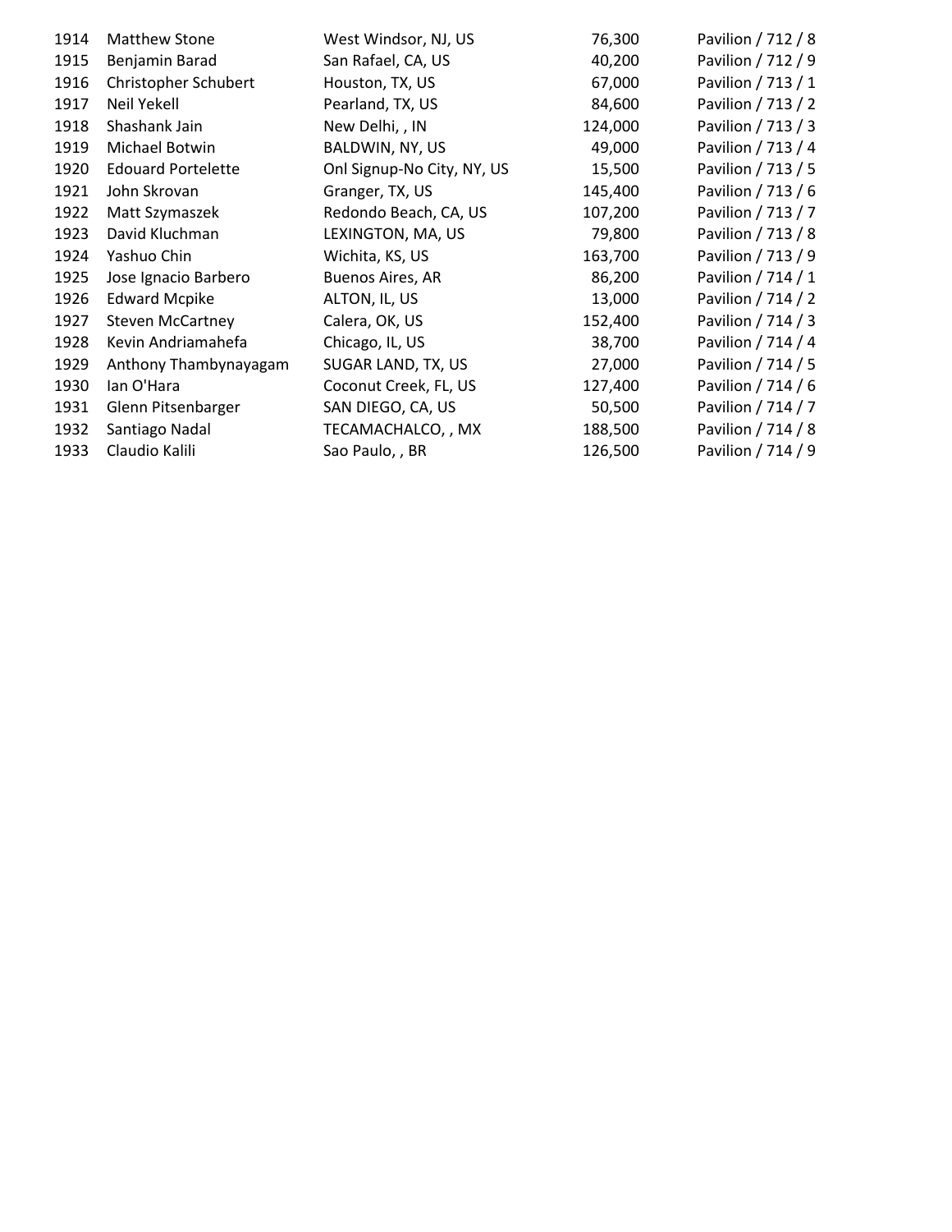| | | | | |
|---|---|---|---|---|
| 1914 | Matthew Stone | West Windsor, NJ, US | 76,300 | Pavilion / 712 / 8 |
| 1915 | Benjamin Barad | San Rafael, CA, US | 40,200 | Pavilion / 712 / 9 |
| 1916 | Christopher Schubert | Houston, TX, US | 67,000 | Pavilion / 713 / 1 |
| 1917 | Neil Yekell | Pearland, TX, US | 84,600 | Pavilion / 713 / 2 |
| 1918 | Shashank Jain | New Delhi, , IN | 124,000 | Pavilion / 713 / 3 |
| 1919 | Michael Botwin | BALDWIN, NY, US | 49,000 | Pavilion / 713 / 4 |
| 1920 | Edouard Portelette | Onl Signup-No City, NY, US | 15,500 | Pavilion / 713 / 5 |
| 1921 | John Skrovan | Granger, TX, US | 145,400 | Pavilion / 713 / 6 |
| 1922 | Matt Szymaszek | Redondo Beach, CA, US | 107,200 | Pavilion / 713 / 7 |
| 1923 | David Kluchman | LEXINGTON, MA, US | 79,800 | Pavilion / 713 / 8 |
| 1924 | Yashuo Chin | Wichita, KS, US | 163,700 | Pavilion / 713 / 9 |
| 1925 | Jose Ignacio Barbero | Buenos Aires, AR | 86,200 | Pavilion / 714 / 1 |
| 1926 | Edward Mcpike | ALTON, IL, US | 13,000 | Pavilion / 714 / 2 |
| 1927 | Steven McCartney | Calera, OK, US | 152,400 | Pavilion / 714 / 3 |
| 1928 | Kevin Andriamahefa | Chicago, IL, US | 38,700 | Pavilion / 714 / 4 |
| 1929 | Anthony Thambynayagam | SUGAR LAND, TX, US | 27,000 | Pavilion / 714 / 5 |
| 1930 | Ian O'Hara | Coconut Creek, FL, US | 127,400 | Pavilion / 714 / 6 |
| 1931 | Glenn Pitsenbarger | SAN DIEGO, CA, US | 50,500 | Pavilion / 714 / 7 |
| 1932 | Santiago Nadal | TECAMACHALCO, , MX | 188,500 | Pavilion / 714 / 8 |
| 1933 | Claudio Kalili | Sao Paulo, , BR | 126,500 | Pavilion / 714 / 9 |